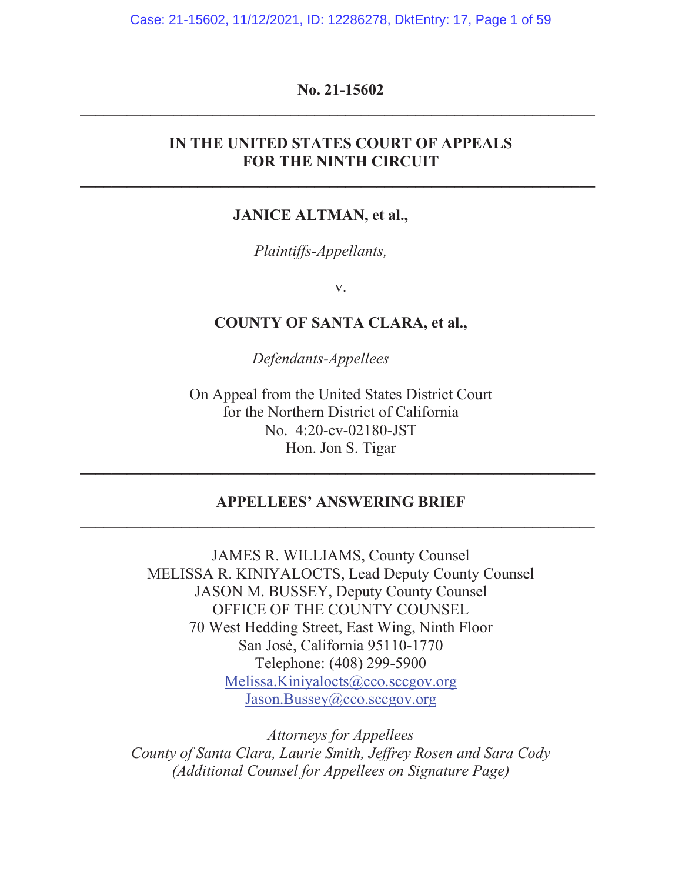No. 21-15602

---

**IN THE UNITED STATES COURT OF APPEALS**
**FOR THE NINTH CIRCUIT**

---

**JANICE ALTMAN, et al.,**

*Plaintiffs-Appellants,*

v.

**COUNTY OF SANTA CLARA, et al.,**

*Defendants-Appellees*

On Appeal from the United States District Court
for the Northern District of California
No. 4:20-cv-02180-JST
Hon. Jon S. Tigar

---

**APPELLEES' ANSWERING BRIEF**

---

JAMES R. WILLIAMS, County Counsel
MELISSA R. KINIYALOCTS, Lead Deputy County Counsel
JASON M. BUSSEY, Deputy County Counsel
OFFICE OF THE COUNTY COUNSEL
70 West Hedding Street, East Wing, Ninth Floor
San José, California 95110-1770
Telephone: (408) 299-5900
Melissa.Kiniyalocts@cco.sccgov.org
Jason.Bussey@cco.sccgov.org

*Attorneys for Appellees*
*County of Santa Clara, Laurie Smith, Jeffrey Rosen and Sara Cody*
*(Additional Counsel for Appellees on Signature Page)*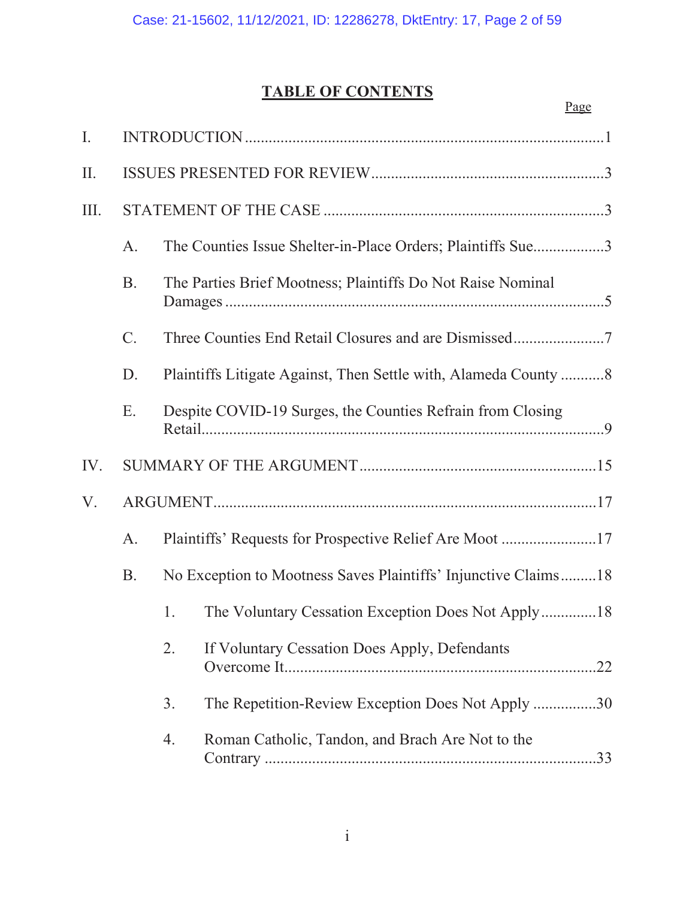## TABLE OF CONTENTS

| | Page |
|---|---|
| I. INTRODUCTION | 1 |
| II. ISSUES PRESENTED FOR REVIEW | 3 |
| III. STATEMENT OF THE CASE | 3 |
| A. The Counties Issue Shelter-in-Place Orders; Plaintiffs Sue | 3 |
| B. The Parties Brief Mootness; Plaintiffs Do Not Raise Nominal Damages | 5 |
| C. Three Counties End Retail Closures and are Dismissed | 7 |
| D. Plaintiffs Litigate Against, Then Settle with, Alameda County | 8 |
| E. Despite COVID-19 Surges, the Counties Refrain from Closing Retail | 9 |
| IV. SUMMARY OF THE ARGUMENT | 15 |
| V. ARGUMENT | 17 |
| A. Plaintiffs' Requests for Prospective Relief Are Moot | 17 |
| B. No Exception to Mootness Saves Plaintiffs' Injunctive Claims | 18 |
| 1. The Voluntary Cessation Exception Does Not Apply | 18 |
| 2. If Voluntary Cessation Does Apply, Defendants Overcome It | 22 |
| 3. The Repetition-Review Exception Does Not Apply | 30 |
| 4. Roman Catholic, Tandon, and Brach Are Not to the Contrary | 33 |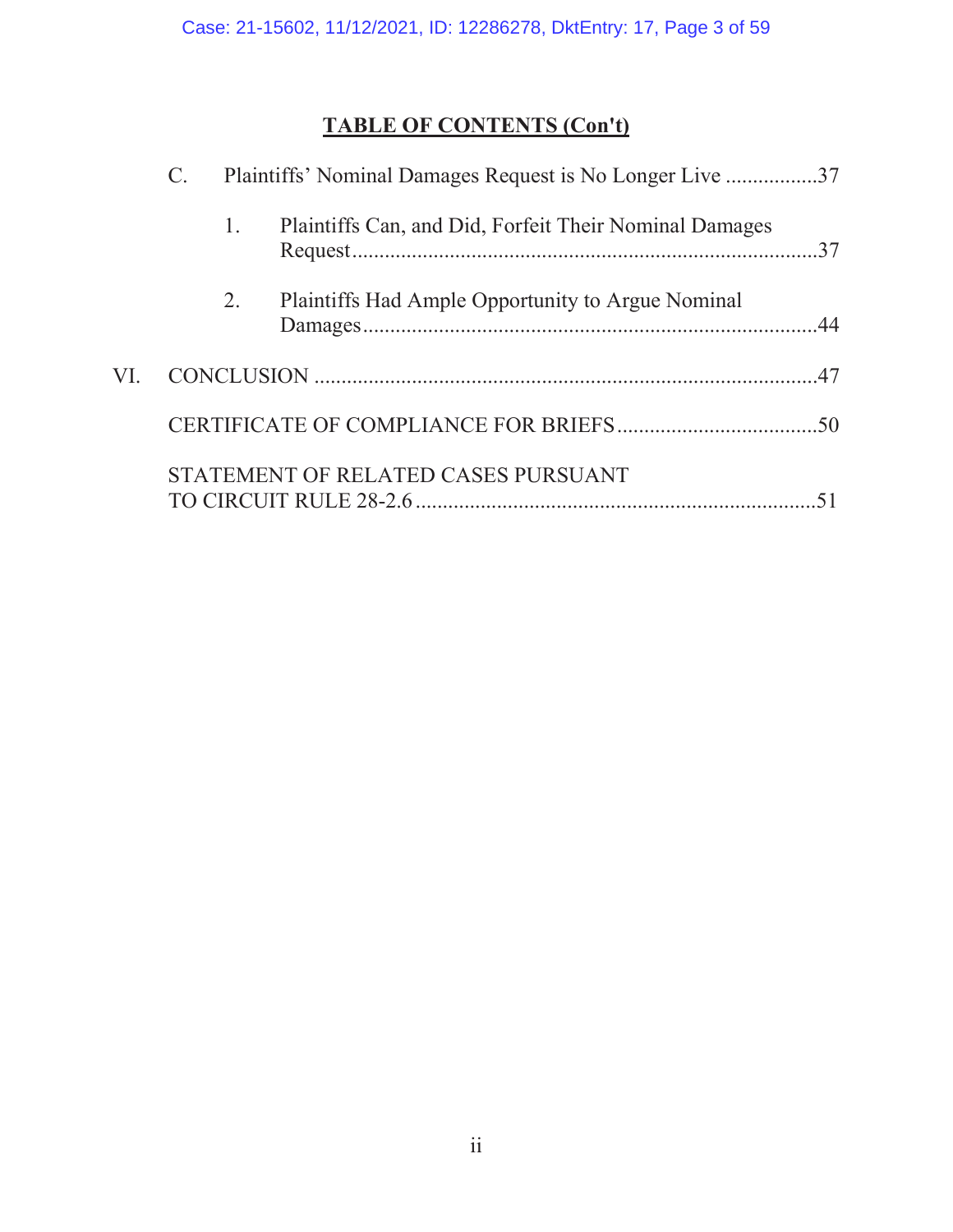## TABLE OF CONTENTS (Con't)

C. Plaintiffs' Nominal Damages Request is No Longer Live .................37

1. Plaintiffs Can, and Did, Forfeit Their Nominal Damages Request .....................................................................................37

2. Plaintiffs Had Ample Opportunity to Argue Nominal Damages ...................................................................................44

VI. CONCLUSION ..........................................................................................47

CERTIFICATE OF COMPLIANCE FOR BRIEFS .....................................50

STATEMENT OF RELATED CASES PURSUANT TO CIRCUIT RULE 28-2.6 .........................................................................51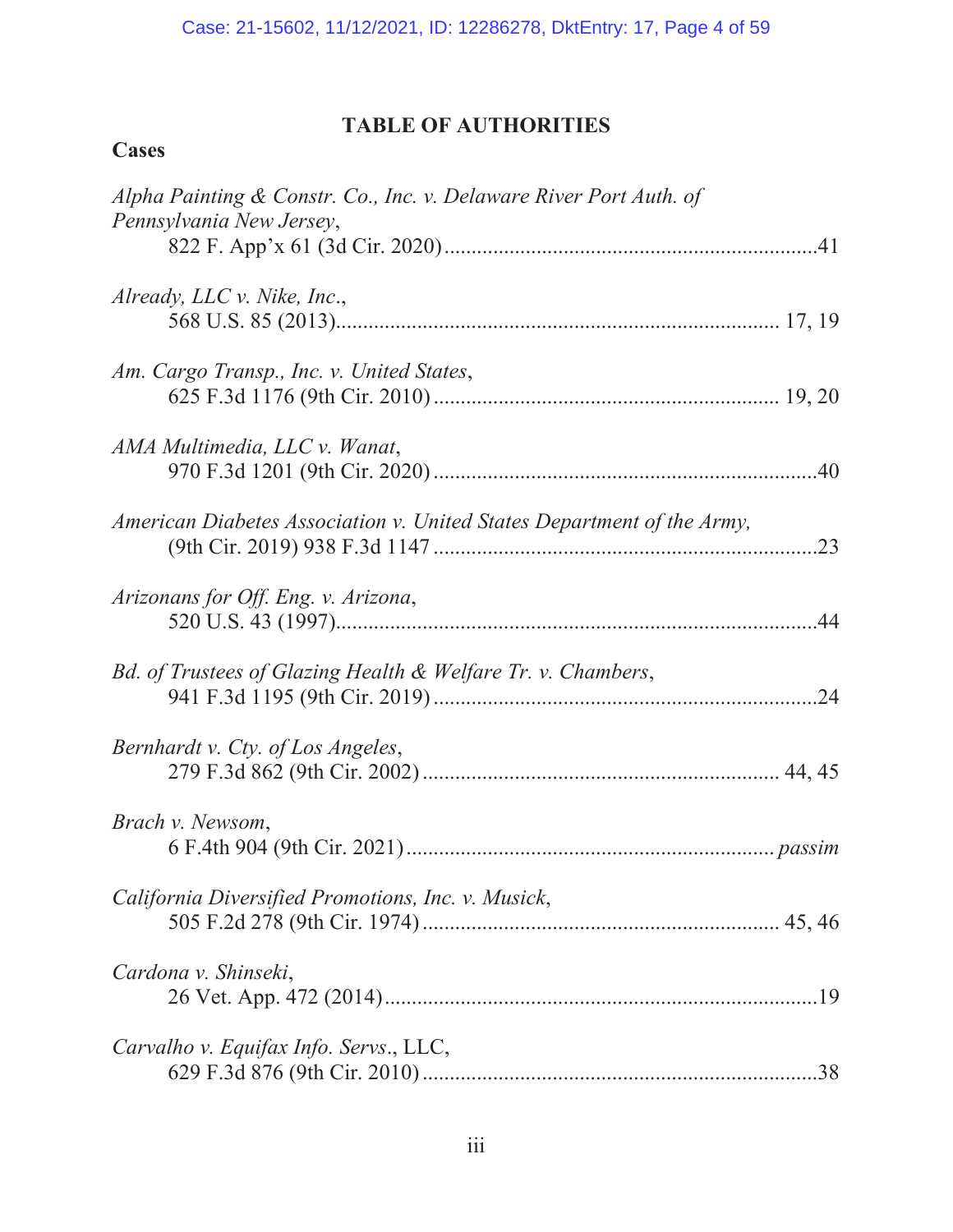# TABLE OF AUTHORITIES

## Cases

*Alpha Painting & Constr. Co., Inc. v. Delaware River Port Auth. of Pennsylvania New Jersey*,
822 F. App'x 61 (3d Cir. 2020) .................................................................... 41

*Already, LLC v. Nike, Inc.*,
568 U.S. 85 (2013) ............................................................................... 17, 19

*Am. Cargo Transp., Inc. v. United States*,
625 F.3d 1176 (9th Cir. 2010) ............................................................ 19, 20

*AMA Multimedia, LLC v. Wanat*,
970 F.3d 1201 (9th Cir. 2020) ..................................................................... 40

*American Diabetes Association v. United States Department of the Army,*
(9th Cir. 2019) 938 F.3d 1147 ..................................................................... 23

*Arizonans for Off. Eng. v. Arizona*,
520 U.S. 43 (1997) ....................................................................................... 44

*Bd. of Trustees of Glazing Health & Welfare Tr. v. Chambers*,
941 F.3d 1195 (9th Cir. 2019) ..................................................................... 24

*Bernhardt v. Cty. of Los Angeles*,
279 F.3d 862 (9th Cir. 2002) ................................................................ 44, 45

*Brach v. Newsom*,
6 F.4th 904 (9th Cir. 2021) ................................................................... *passim*

*California Diversified Promotions, Inc. v. Musick*,
505 F.2d 278 (9th Cir. 1974) ................................................................ 45, 46

*Cardona v. Shinseki*,
26 Vet. App. 472 (2014) ............................................................................... 19

*Carvalho v. Equifax Info. Servs*., LLC,
629 F.3d 876 (9th Cir. 2010) ....................................................................... 38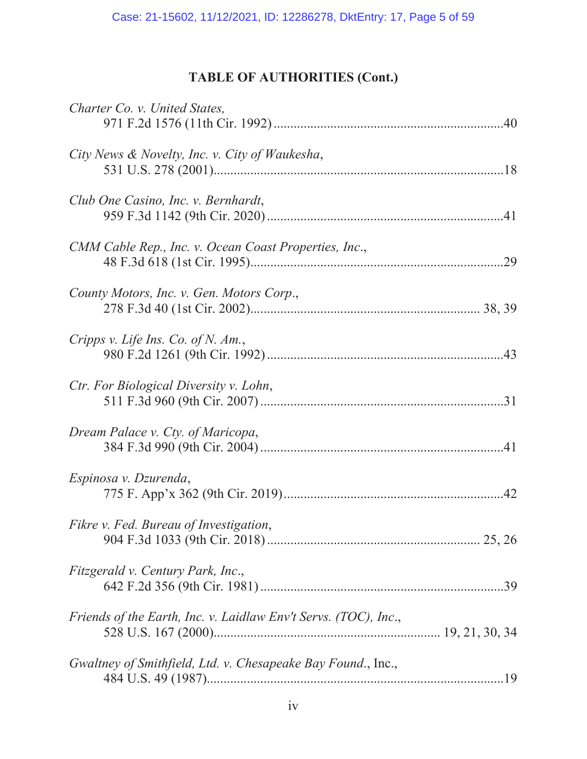**TABLE OF AUTHORITIES (Cont.)**

*Charter Co. v. United States,*
971 F.2d 1576 (11th Cir. 1992) .....................................................................40

*City News & Novelty, Inc. v. City of Waukesha*,
531 U.S. 278 (2001).......................................................................................18

*Club One Casino, Inc. v. Bernhardt*,
959 F.3d 1142 (9th Cir. 2020) .......................................................................41

*CMM Cable Rep., Inc. v. Ocean Coast Properties, Inc*.,
48 F.3d 618 (1st Cir. 1995)............................................................................29

*County Motors, Inc. v. Gen. Motors Corp*.,
278 F.3d 40 (1st Cir. 2002)..................................................................... 38, 39

*Cripps v. Life Ins. Co. of N. Am.*,
980 F.2d 1261 (9th Cir. 1992) .......................................................................43

*Ctr. For Biological Diversity v. Lohn*,
511 F.3d 960 (9th Cir. 2007) .........................................................................31

*Dream Palace v. Cty. of Maricopa*,
384 F.3d 990 (9th Cir. 2004) .........................................................................41

*Espinosa v. Dzurenda*,
775 F. App'x 362 (9th Cir. 2019)..................................................................42

*Fikre v. Fed. Bureau of Investigation*,
904 F.3d 1033 (9th Cir. 2018) ................................................................ 25, 26

*Fitzgerald v. Century Park, Inc*.,
642 F.2d 356 (9th Cir. 1981) .........................................................................39

*Friends of the Earth, Inc. v. Laidlaw Env't Servs. (TOC), Inc*.,
528 U.S. 167 (2000).................................................................... 19, 21, 30, 34

*Gwaltney of Smithfield, Ltd. v. Chesapeake Bay Found*., Inc.,
484 U.S. 49 (1987).........................................................................................19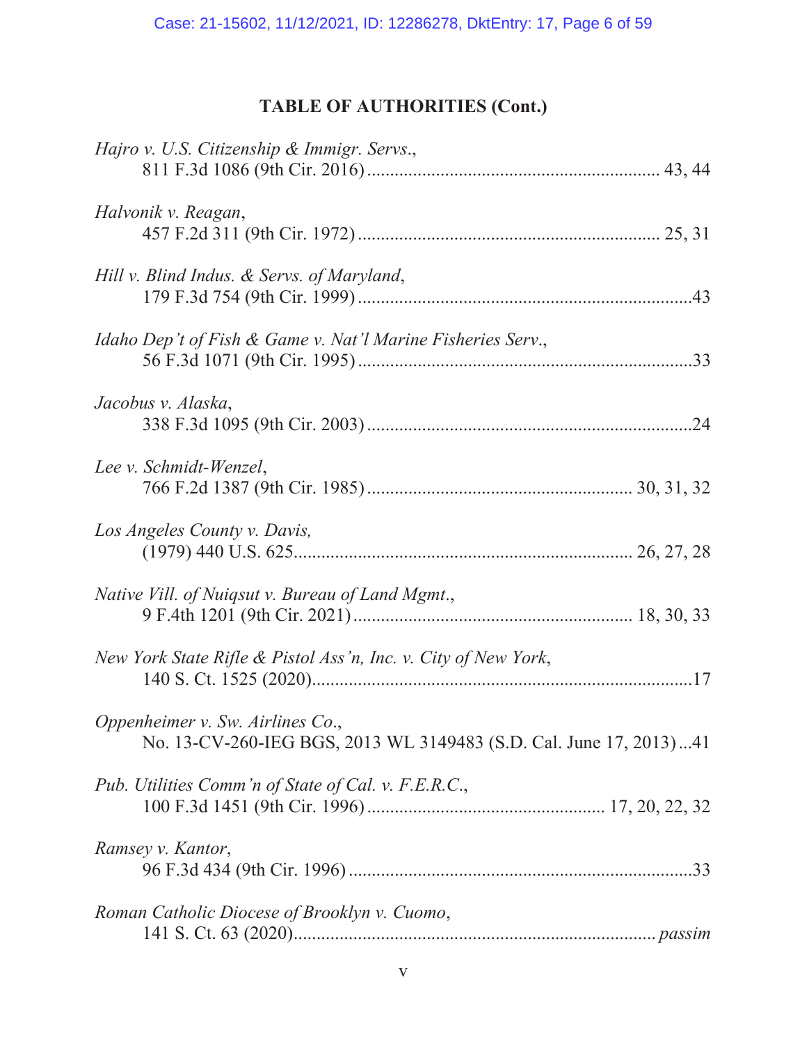## TABLE OF AUTHORITIES (Cont.)

*Hajro v. U.S. Citizenship & Immigr. Servs.*,
811 F.3d 1086 (9th Cir. 2016) .............................................................. 43, 44

*Halvonik v. Reagan*,
457 F.2d 311 (9th Cir. 1972) ............................................................... 25, 31

*Hill v. Blind Indus. & Servs. of Maryland*,
179 F.3d 754 (9th Cir. 1999) .......................................................................43

*Idaho Dep't of Fish & Game v. Nat'l Marine Fisheries Serv.*,
56 F.3d 1071 (9th Cir. 1995) .......................................................................33

*Jacobus v. Alaska*,
338 F.3d 1095 (9th Cir. 2003) ......................................................................24

*Lee v. Schmidt-Wenzel*,
766 F.2d 1387 (9th Cir. 1985) ........................................................ 30, 31, 32

*Los Angeles County v. Davis,*
(1979) 440 U.S. 625........................................................................ 26, 27, 28

*Native Vill. of Nuiqsut v. Bureau of Land Mgmt.*,
9 F.4th 1201 (9th Cir. 2021) ........................................................... 18, 30, 33

*New York State Rifle & Pistol Ass'n, Inc. v. City of New York*,
140 S. Ct. 1525 (2020)..................................................................................17

*Oppenheimer v. Sw. Airlines Co.*,
No. 13-CV-260-IEG BGS, 2013 WL 3149483 (S.D. Cal. June 17, 2013) ...41

*Pub. Utilities Comm'n of State of Cal. v. F.E.R.C.*,
100 F.3d 1451 (9th Cir. 1996) ................................................... 17, 20, 22, 32

*Ramsey v. Kantor*,
96 F.3d 434 (9th Cir. 1996) ..........................................................................33

*Roman Catholic Diocese of Brooklyn v. Cuomo*,
141 S. Ct. 63 (2020)............................................................................. *passim*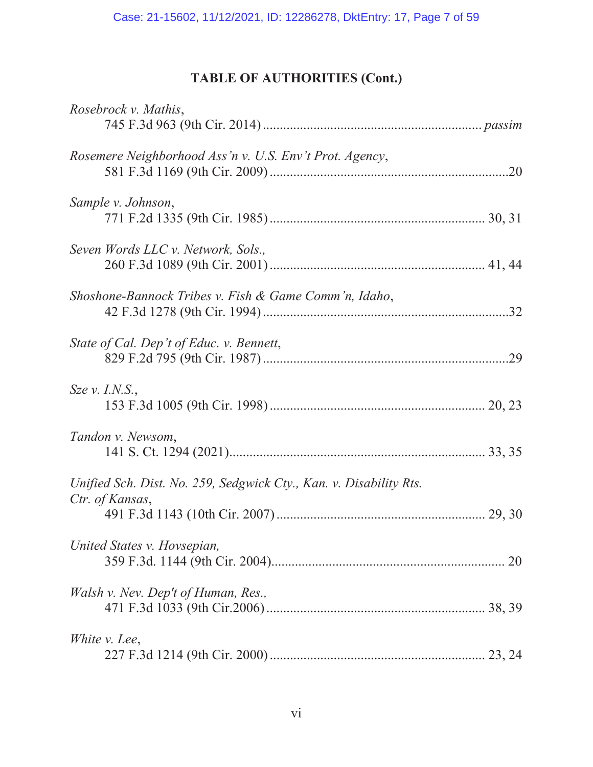## TABLE OF AUTHORITIES (Cont.)

*Rosebrock v. Mathis*,
745 F.3d 963 (9th Cir. 2014) ................................................................ *passim*

*Rosemere Neighborhood Ass'n v. U.S. Env't Prot. Agency*,
581 F.3d 1169 (9th Cir. 2009) ......................................................................20

*Sample v. Johnson*,
771 F.2d 1335 (9th Cir. 1985) .............................................................. 30, 31

*Seven Words LLC v. Network, Sols.*,
260 F.3d 1089 (9th Cir. 2001) .............................................................. 41, 44

*Shoshone-Bannock Tribes v. Fish & Game Comm'n, Idaho*,
42 F.3d 1278 (9th Cir. 1994) .........................................................................32

*State of Cal. Dep't of Educ. v. Bennett*,
829 F.2d 795 (9th Cir. 1987) .........................................................................29

*Sze v. I.N.S.*,
153 F.3d 1005 (9th Cir. 1998) .............................................................. 20, 23

*Tandon v. Newsom*,
141 S. Ct. 1294 (2021)........................................................................... 33, 35

*Unified Sch. Dist. No. 259, Sedgwick Cty., Kan. v. Disability Rts. Ctr. of Kansas*,
491 F.3d 1143 (10th Cir. 2007) ............................................................ 29, 30

*United States v. Hovsepian,*
359 F.3d. 1144 (9th Cir. 2004).................................................................... 20

*Walsh v. Nev. Dep't of Human, Res.,*
471 F.3d 1033 (9th Cir.2006) ............................................................... 38, 39

*White v. Lee*,
227 F.3d 1214 (9th Cir. 2000) .............................................................. 23, 24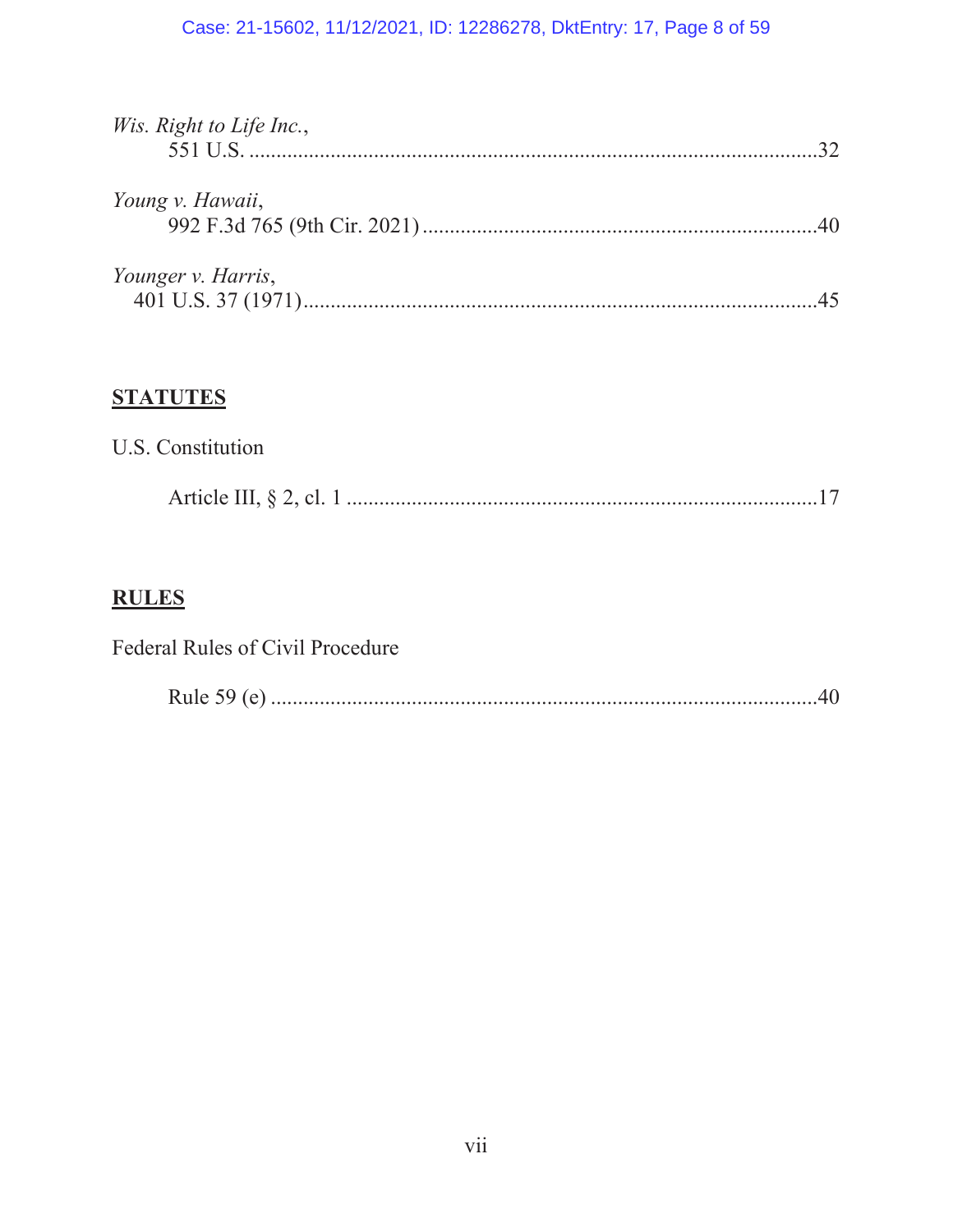*Wis. Right to Life Inc.*,
551 U.S. ........................................................................................................32

*Young v. Hawaii*,
992 F.3d 765 (9th Cir. 2021) ........................................................................40

*Younger v. Harris*,
401 U.S. 37 (1971)...............................................................................................45

**STATUTES**

U.S. Constitution

Article III, § 2, cl. 1 ......................................................................................17

**RULES**

Federal Rules of Civil Procedure

Rule 59 (e) .....................................................................................................40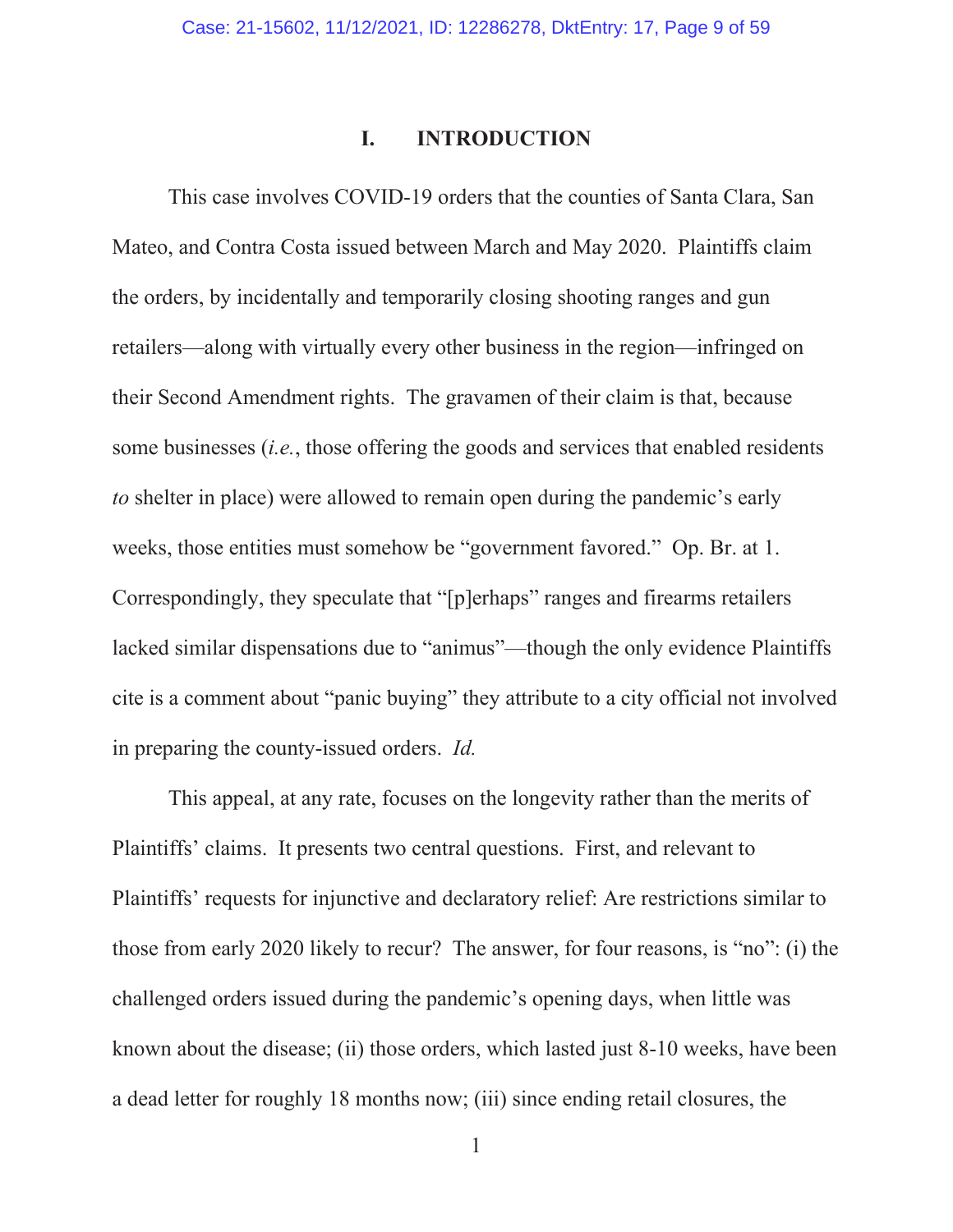# I. INTRODUCTION

This case involves COVID-19 orders that the counties of Santa Clara, San Mateo, and Contra Costa issued between March and May 2020. Plaintiffs claim the orders, by incidentally and temporarily closing shooting ranges and gun retailers—along with virtually every other business in the region—infringed on their Second Amendment rights. The gravamen of their claim is that, because some businesses (*i.e.*, those offering the goods and services that enabled residents *to* shelter in place) were allowed to remain open during the pandemic's early weeks, those entities must somehow be "government favored." Op. Br. at 1. Correspondingly, they speculate that "[p]erhaps" ranges and firearms retailers lacked similar dispensations due to "animus"—though the only evidence Plaintiffs cite is a comment about "panic buying" they attribute to a city official not involved in preparing the county-issued orders. *Id.*

This appeal, at any rate, focuses on the longevity rather than the merits of Plaintiffs' claims. It presents two central questions. First, and relevant to Plaintiffs' requests for injunctive and declaratory relief: Are restrictions similar to those from early 2020 likely to recur? The answer, for four reasons, is "no": (i) the challenged orders issued during the pandemic's opening days, when little was known about the disease; (ii) those orders, which lasted just 8-10 weeks, have been a dead letter for roughly 18 months now; (iii) since ending retail closures, the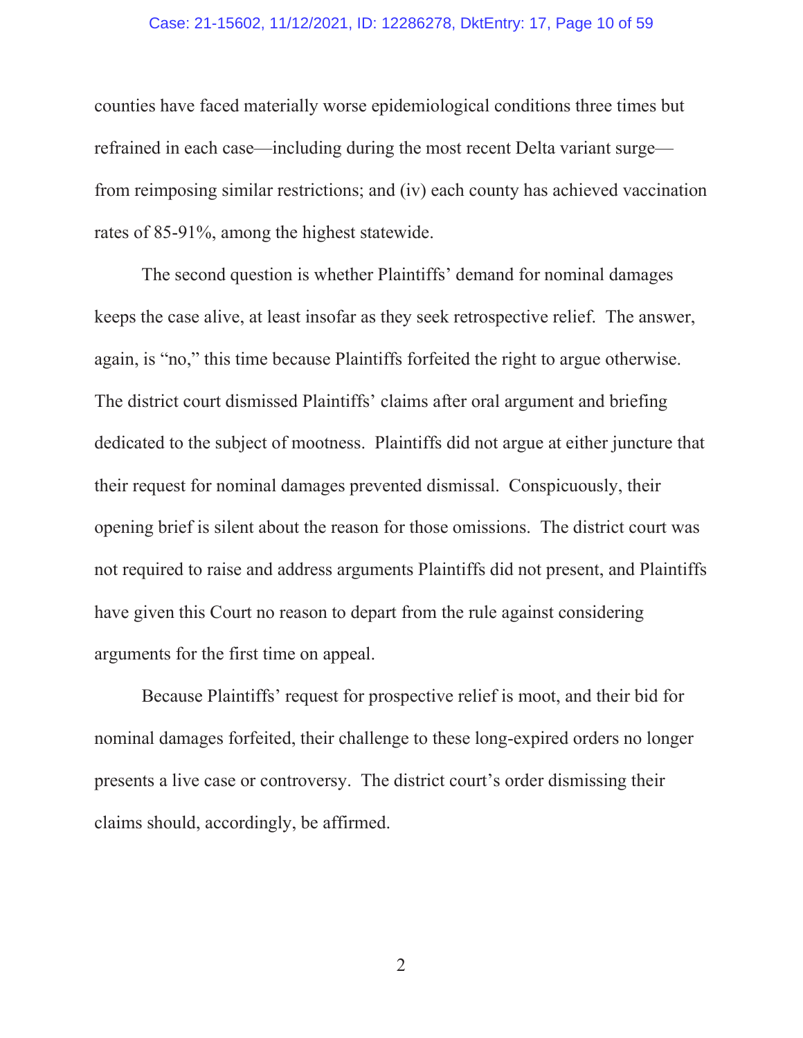counties have faced materially worse epidemiological conditions three times but refrained in each case—including during the most recent Delta variant surge—from reimposing similar restrictions; and (iv) each county has achieved vaccination rates of 85-91%, among the highest statewide.

The second question is whether Plaintiffs' demand for nominal damages keeps the case alive, at least insofar as they seek retrospective relief. The answer, again, is "no," this time because Plaintiffs forfeited the right to argue otherwise. The district court dismissed Plaintiffs' claims after oral argument and briefing dedicated to the subject of mootness. Plaintiffs did not argue at either juncture that their request for nominal damages prevented dismissal. Conspicuously, their opening brief is silent about the reason for those omissions. The district court was not required to raise and address arguments Plaintiffs did not present, and Plaintiffs have given this Court no reason to depart from the rule against considering arguments for the first time on appeal.

Because Plaintiffs' request for prospective relief is moot, and their bid for nominal damages forfeited, their challenge to these long-expired orders no longer presents a live case or controversy. The district court's order dismissing their claims should, accordingly, be affirmed.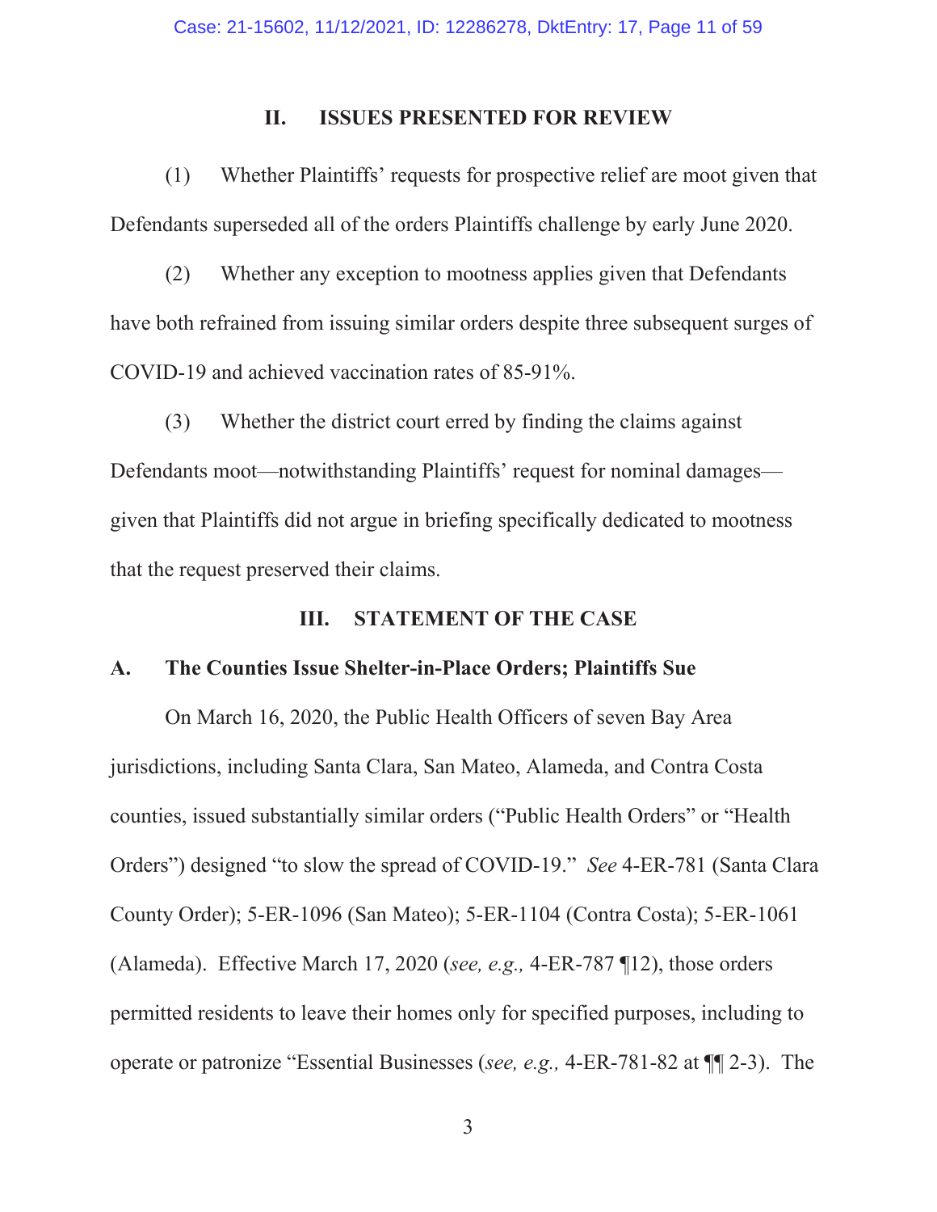## II. ISSUES PRESENTED FOR REVIEW

(1) Whether Plaintiffs' requests for prospective relief are moot given that Defendants superseded all of the orders Plaintiffs challenge by early June 2020.

(2) Whether any exception to mootness applies given that Defendants have both refrained from issuing similar orders despite three subsequent surges of COVID-19 and achieved vaccination rates of 85-91%.

(3) Whether the district court erred by finding the claims against Defendants moot—notwithstanding Plaintiffs' request for nominal damages—given that Plaintiffs did not argue in briefing specifically dedicated to mootness that the request preserved their claims.

## III. STATEMENT OF THE CASE

### A. The Counties Issue Shelter-in-Place Orders; Plaintiffs Sue

On March 16, 2020, the Public Health Officers of seven Bay Area jurisdictions, including Santa Clara, San Mateo, Alameda, and Contra Costa counties, issued substantially similar orders ("Public Health Orders" or "Health Orders") designed "to slow the spread of COVID-19." *See* 4-ER-781 (Santa Clara County Order); 5-ER-1096 (San Mateo); 5-ER-1104 (Contra Costa); 5-ER-1061 (Alameda). Effective March 17, 2020 (*see, e.g.,* 4-ER-787 ¶12), those orders permitted residents to leave their homes only for specified purposes, including to operate or patronize "Essential Businesses (*see, e.g.,* 4-ER-781-82 at ¶¶ 2-3). The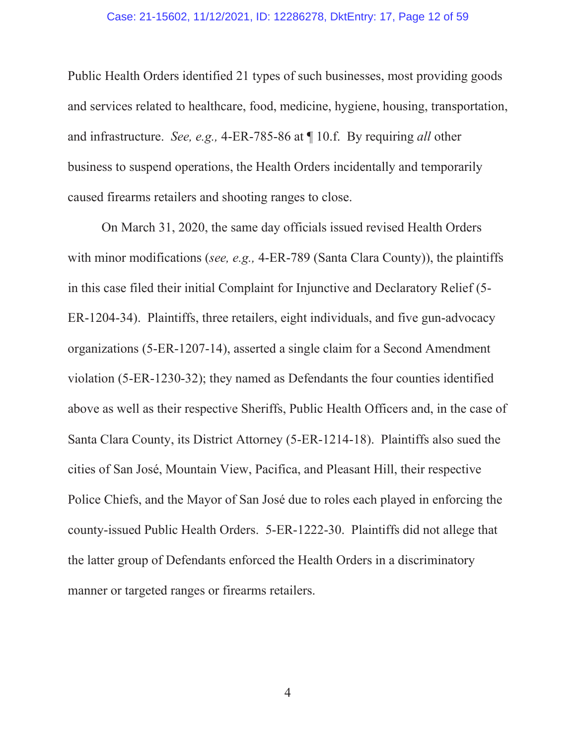Public Health Orders identified 21 types of such businesses, most providing goods and services related to healthcare, food, medicine, hygiene, housing, transportation, and infrastructure. *See, e.g.,* 4-ER-785-86 at ¶ 10.f. By requiring *all* other business to suspend operations, the Health Orders incidentally and temporarily caused firearms retailers and shooting ranges to close.

On March 31, 2020, the same day officials issued revised Health Orders with minor modifications (*see, e.g.,* 4-ER-789 (Santa Clara County)), the plaintiffs in this case filed their initial Complaint for Injunctive and Declaratory Relief (5-ER-1204-34). Plaintiffs, three retailers, eight individuals, and five gun-advocacy organizations (5-ER-1207-14), asserted a single claim for a Second Amendment violation (5-ER-1230-32); they named as Defendants the four counties identified above as well as their respective Sheriffs, Public Health Officers and, in the case of Santa Clara County, its District Attorney (5-ER-1214-18). Plaintiffs also sued the cities of San José, Mountain View, Pacifica, and Pleasant Hill, their respective Police Chiefs, and the Mayor of San José due to roles each played in enforcing the county-issued Public Health Orders. 5-ER-1222-30. Plaintiffs did not allege that the latter group of Defendants enforced the Health Orders in a discriminatory manner or targeted ranges or firearms retailers.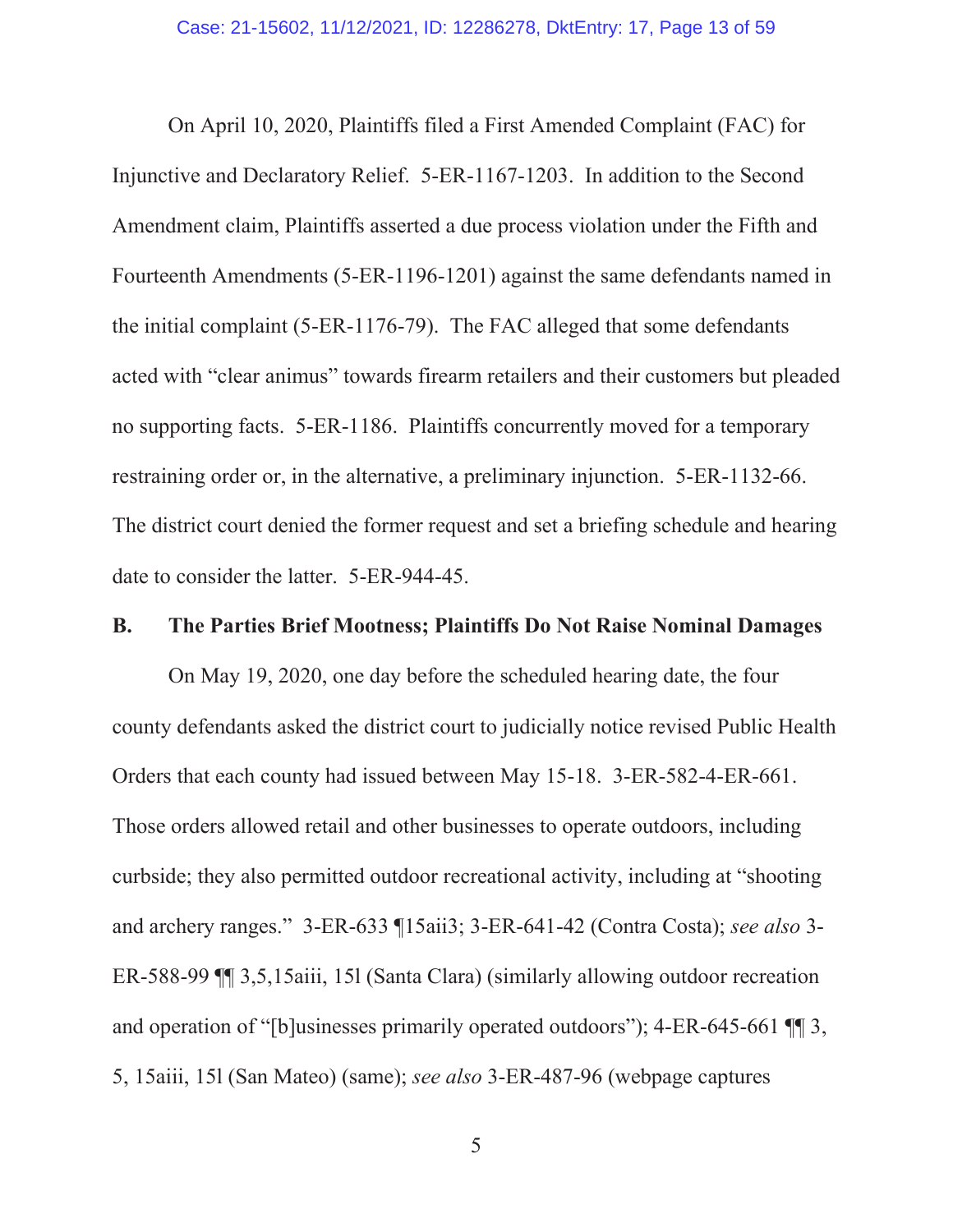On April 10, 2020, Plaintiffs filed a First Amended Complaint (FAC) for Injunctive and Declaratory Relief. 5-ER-1167-1203. In addition to the Second Amendment claim, Plaintiffs asserted a due process violation under the Fifth and Fourteenth Amendments (5-ER-1196-1201) against the same defendants named in the initial complaint (5-ER-1176-79). The FAC alleged that some defendants acted with "clear animus" towards firearm retailers and their customers but pleaded no supporting facts. 5-ER-1186. Plaintiffs concurrently moved for a temporary restraining order or, in the alternative, a preliminary injunction. 5-ER-1132-66. The district court denied the former request and set a briefing schedule and hearing date to consider the latter. 5-ER-944-45.

### B. The Parties Brief Mootness; Plaintiffs Do Not Raise Nominal Damages

On May 19, 2020, one day before the scheduled hearing date, the four county defendants asked the district court to judicially notice revised Public Health Orders that each county had issued between May 15-18. 3-ER-582-4-ER-661. Those orders allowed retail and other businesses to operate outdoors, including curbside; they also permitted outdoor recreational activity, including at "shooting and archery ranges." 3-ER-633 ¶15aii3; 3-ER-641-42 (Contra Costa); *see also* 3-ER-588-99 ¶¶ 3,5,15aiii, 15l (Santa Clara) (similarly allowing outdoor recreation and operation of "[b]usinesses primarily operated outdoors"); 4-ER-645-661 ¶¶ 3, 5, 15aiii, 15l (San Mateo) (same); *see also* 3-ER-487-96 (webpage captures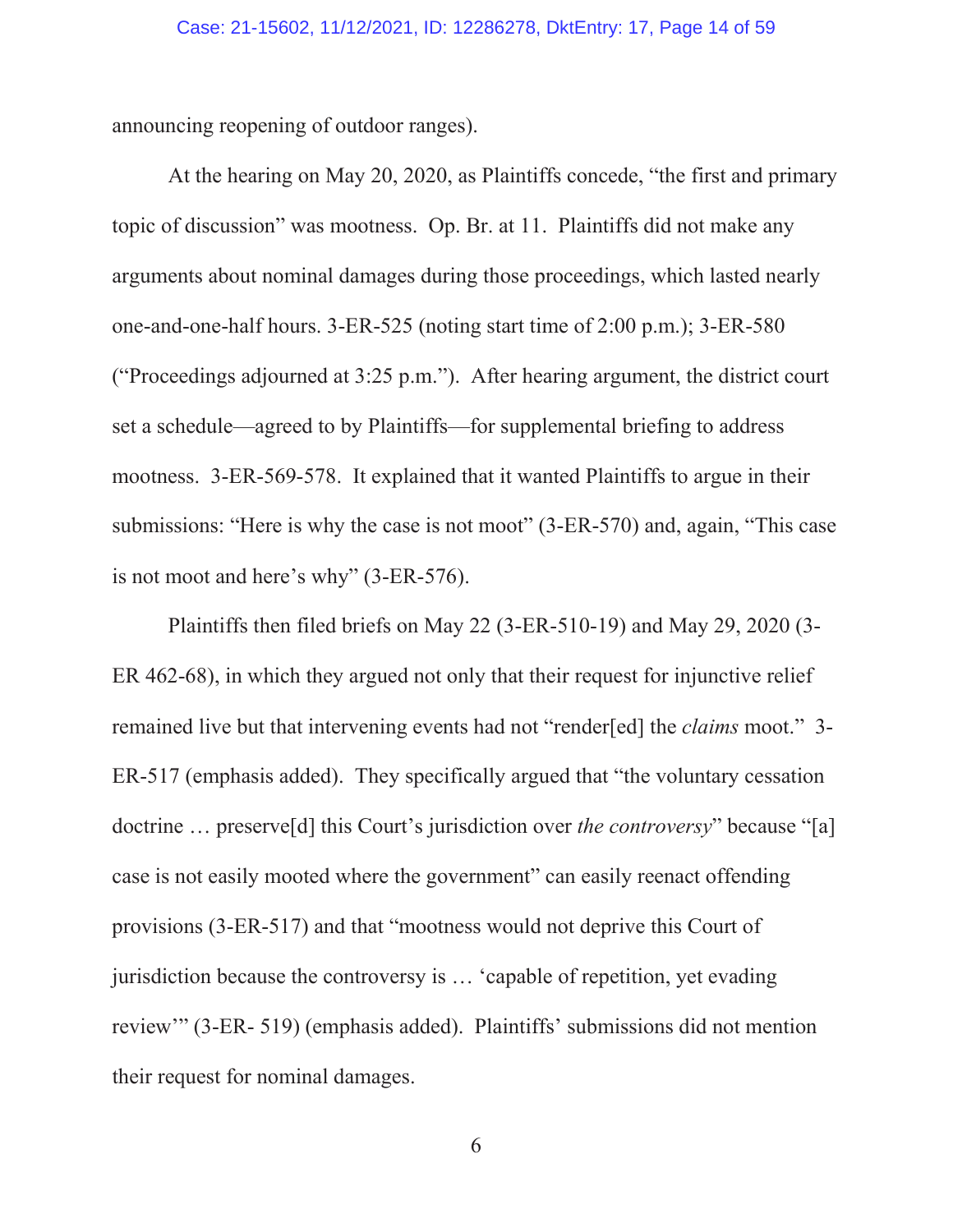announcing reopening of outdoor ranges).

At the hearing on May 20, 2020, as Plaintiffs concede, "the first and primary topic of discussion" was mootness. Op. Br. at 11. Plaintiffs did not make any arguments about nominal damages during those proceedings, which lasted nearly one-and-one-half hours. 3-ER-525 (noting start time of 2:00 p.m.); 3-ER-580 ("Proceedings adjourned at 3:25 p.m."). After hearing argument, the district court set a schedule—agreed to by Plaintiffs—for supplemental briefing to address mootness. 3-ER-569-578. It explained that it wanted Plaintiffs to argue in their submissions: "Here is why the case is not moot" (3-ER-570) and, again, "This case is not moot and here's why" (3-ER-576).

Plaintiffs then filed briefs on May 22 (3-ER-510-19) and May 29, 2020 (3-ER 462-68), in which they argued not only that their request for injunctive relief remained live but that intervening events had not "render[ed] the *claims* moot." 3-ER-517 (emphasis added). They specifically argued that "the voluntary cessation doctrine … preserve[d] this Court's jurisdiction over *the controversy*" because "[a] case is not easily mooted where the government" can easily reenact offending provisions (3-ER-517) and that "mootness would not deprive this Court of jurisdiction because the controversy is … 'capable of repetition, yet evading review'" (3-ER- 519) (emphasis added). Plaintiffs' submissions did not mention their request for nominal damages.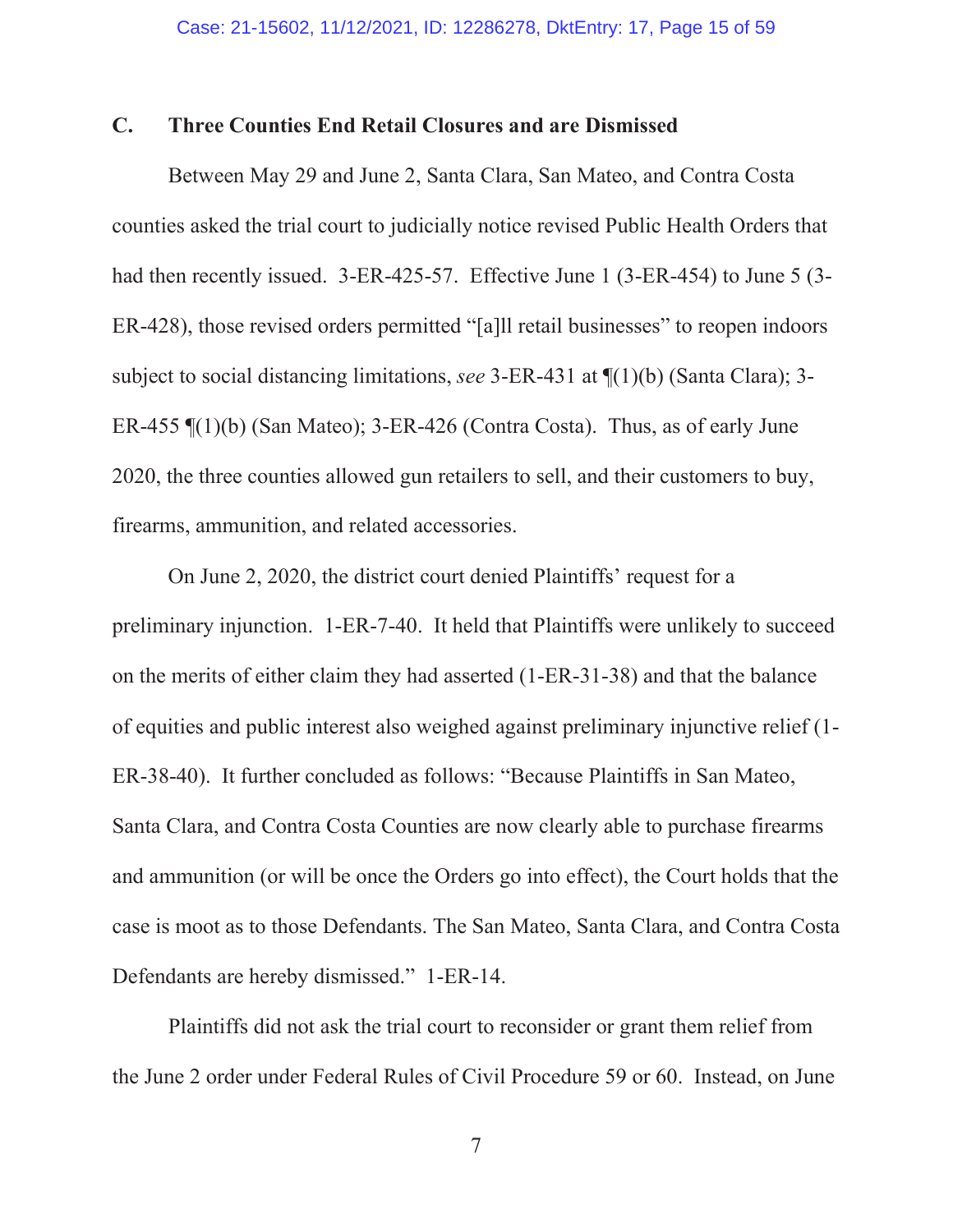### C. Three Counties End Retail Closures and are Dismissed

Between May 29 and June 2, Santa Clara, San Mateo, and Contra Costa counties asked the trial court to judicially notice revised Public Health Orders that had then recently issued. 3-ER-425-57. Effective June 1 (3-ER-454) to June 5 (3-ER-428), those revised orders permitted "[a]ll retail businesses" to reopen indoors subject to social distancing limitations, *see* 3-ER-431 at ¶(1)(b) (Santa Clara); 3-ER-455 ¶(1)(b) (San Mateo); 3-ER-426 (Contra Costa). Thus, as of early June 2020, the three counties allowed gun retailers to sell, and their customers to buy, firearms, ammunition, and related accessories.

On June 2, 2020, the district court denied Plaintiffs' request for a preliminary injunction. 1-ER-7-40. It held that Plaintiffs were unlikely to succeed on the merits of either claim they had asserted (1-ER-31-38) and that the balance of equities and public interest also weighed against preliminary injunctive relief (1-ER-38-40). It further concluded as follows: "Because Plaintiffs in San Mateo, Santa Clara, and Contra Costa Counties are now clearly able to purchase firearms and ammunition (or will be once the Orders go into effect), the Court holds that the case is moot as to those Defendants. The San Mateo, Santa Clara, and Contra Costa Defendants are hereby dismissed." 1-ER-14.

Plaintiffs did not ask the trial court to reconsider or grant them relief from the June 2 order under Federal Rules of Civil Procedure 59 or 60. Instead, on June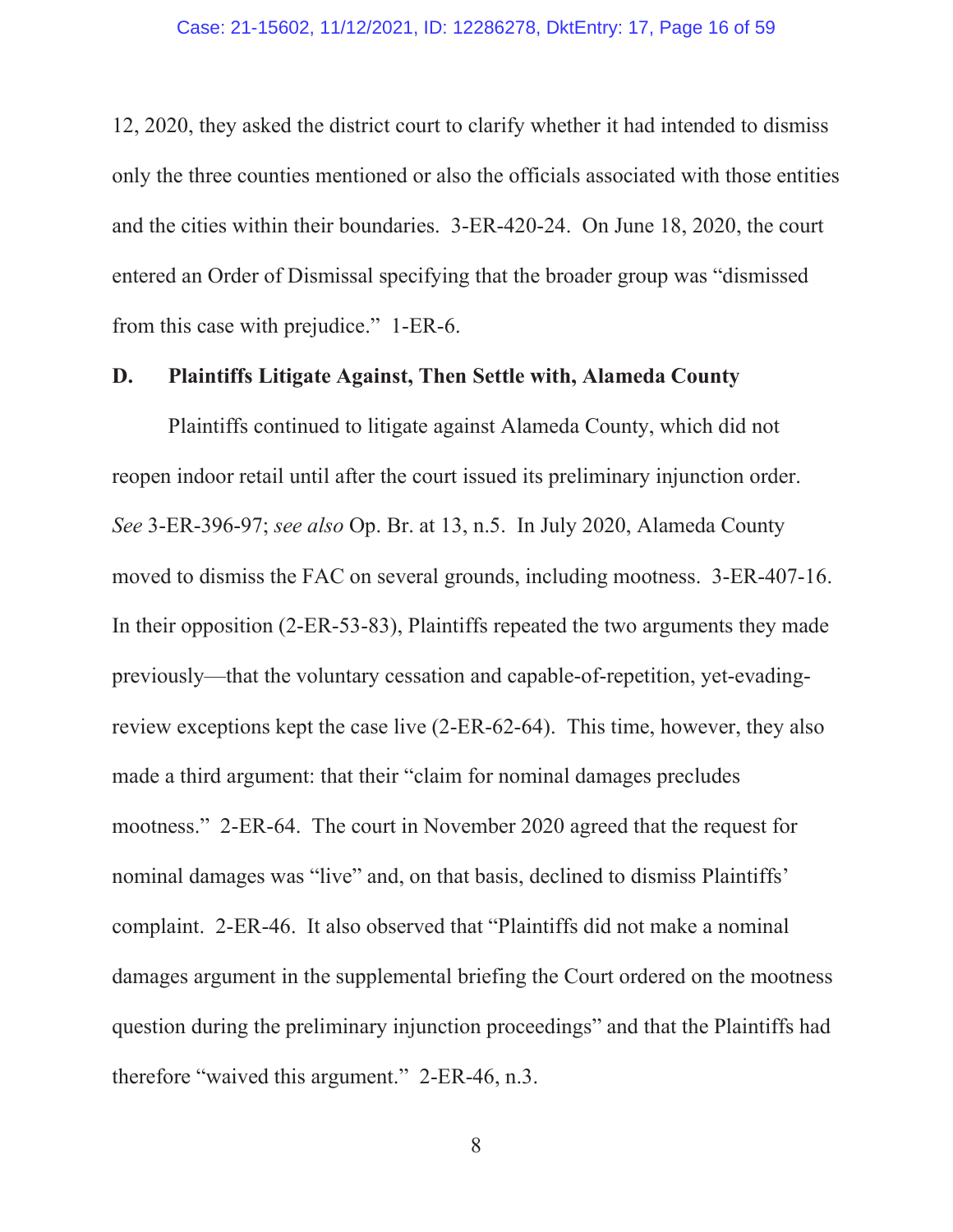12, 2020, they asked the district court to clarify whether it had intended to dismiss only the three counties mentioned or also the officials associated with those entities and the cities within their boundaries. 3-ER-420-24. On June 18, 2020, the court entered an Order of Dismissal specifying that the broader group was "dismissed from this case with prejudice." 1-ER-6.

### D. Plaintiffs Litigate Against, Then Settle with, Alameda County

Plaintiffs continued to litigate against Alameda County, which did not reopen indoor retail until after the court issued its preliminary injunction order. *See* 3-ER-396-97; *see also* Op. Br. at 13, n.5. In July 2020, Alameda County moved to dismiss the FAC on several grounds, including mootness. 3-ER-407-16. In their opposition (2-ER-53-83), Plaintiffs repeated the two arguments they made previously—that the voluntary cessation and capable-of-repetition, yet-evading-review exceptions kept the case live (2-ER-62-64). This time, however, they also made a third argument: that their "claim for nominal damages precludes mootness." 2-ER-64. The court in November 2020 agreed that the request for nominal damages was "live" and, on that basis, declined to dismiss Plaintiffs' complaint. 2-ER-46. It also observed that "Plaintiffs did not make a nominal damages argument in the supplemental briefing the Court ordered on the mootness question during the preliminary injunction proceedings" and that the Plaintiffs had therefore "waived this argument." 2-ER-46, n.3.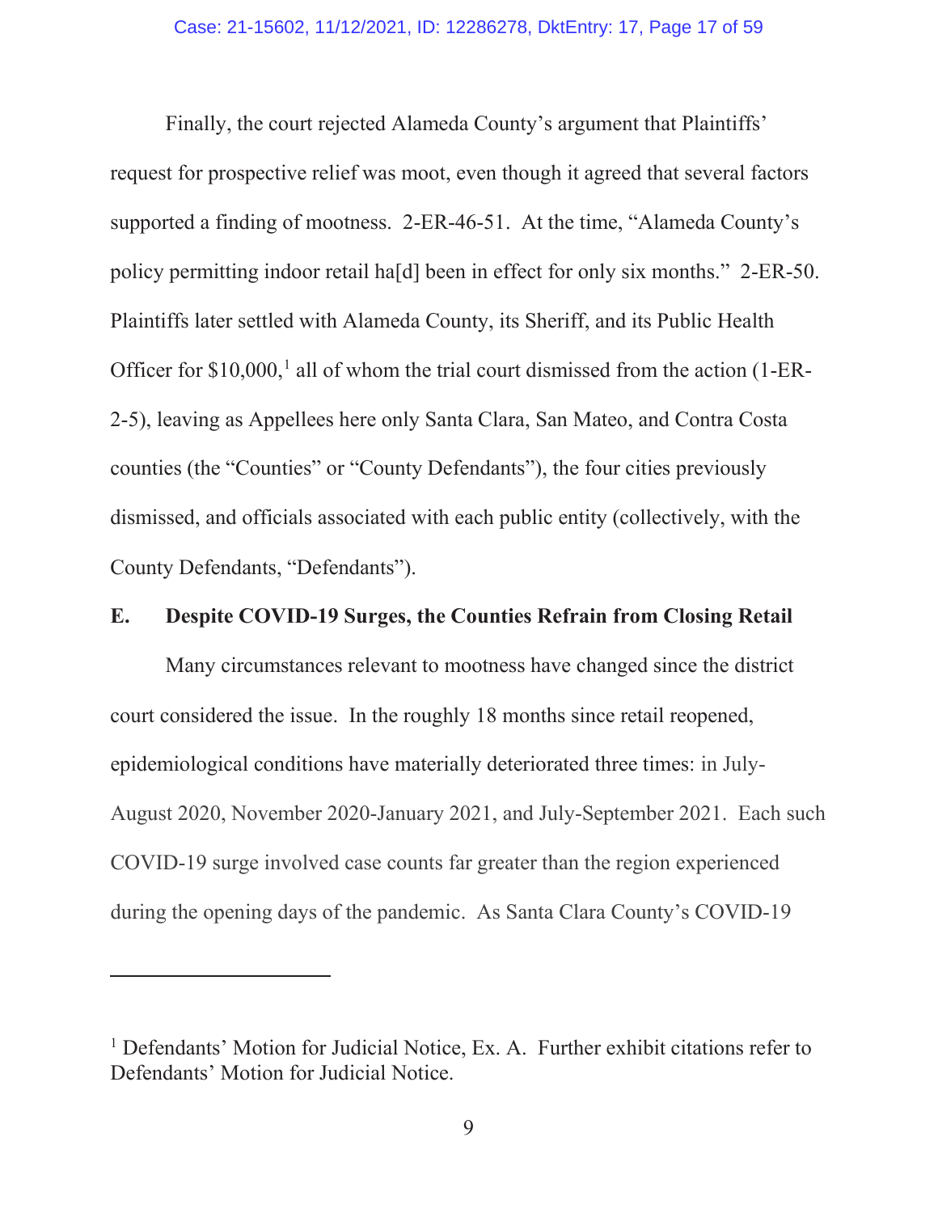Finally, the court rejected Alameda County's argument that Plaintiffs' request for prospective relief was moot, even though it agreed that several factors supported a finding of mootness. 2-ER-46-51. At the time, "Alameda County's policy permitting indoor retail ha[d] been in effect for only six months." 2-ER-50. Plaintiffs later settled with Alameda County, its Sheriff, and its Public Health Officer for $10,000,[1] all of whom the trial court dismissed from the action (1-ER-2-5), leaving as Appellees here only Santa Clara, San Mateo, and Contra Costa counties (the "Counties" or "County Defendants"), the four cities previously dismissed, and officials associated with each public entity (collectively, with the County Defendants, "Defendants").

### E. Despite COVID-19 Surges, the Counties Refrain from Closing Retail

Many circumstances relevant to mootness have changed since the district court considered the issue. In the roughly 18 months since retail reopened, epidemiological conditions have materially deteriorated three times: in July-August 2020, November 2020-January 2021, and July-September 2021. Each such COVID-19 surge involved case counts far greater than the region experienced during the opening days of the pandemic. As Santa Clara County's COVID-19

---

[1] Defendants' Motion for Judicial Notice, Ex. A. Further exhibit citations refer to Defendants' Motion for Judicial Notice.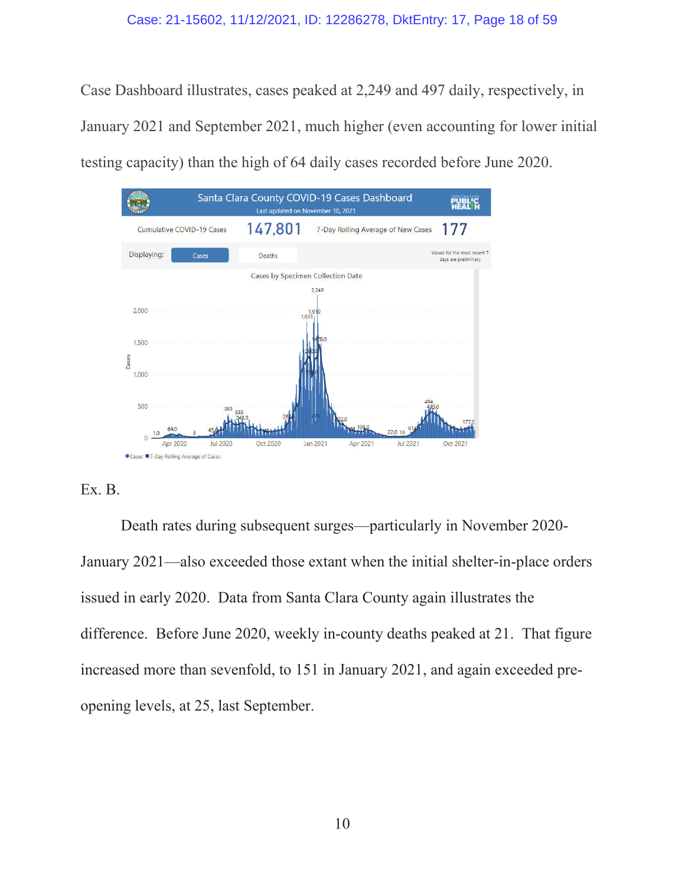Case Dashboard illustrates, cases peaked at 2,249 and 497 daily, respectively, in January 2021 and September 2021, much higher (even accounting for lower initial testing capacity) than the high of 64 daily cases recorded before June 2020.

Ex. B.

Death rates during subsequent surges—particularly in November 2020-January 2021—also exceeded those extant when the initial shelter-in-place orders issued in early 2020. Data from Santa Clara County again illustrates the difference. Before June 2020, weekly in-county deaths peaked at 21. That figure increased more than sevenfold, to 151 in January 2021, and again exceeded pre-opening levels, at 25, last September.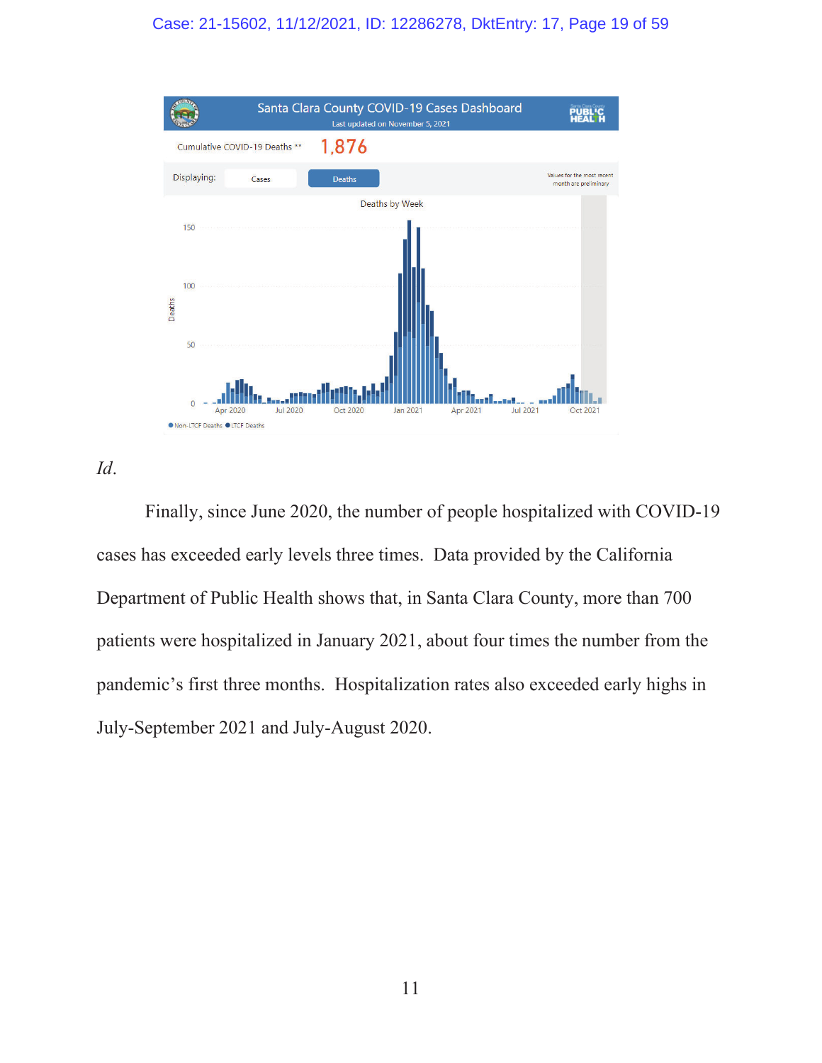*Id*.

Finally, since June 2020, the number of people hospitalized with COVID-19 cases has exceeded early levels three times. Data provided by the California Department of Public Health shows that, in Santa Clara County, more than 700 patients were hospitalized in January 2021, about four times the number from the pandemic's first three months. Hospitalization rates also exceeded early highs in July-September 2021 and July-August 2020.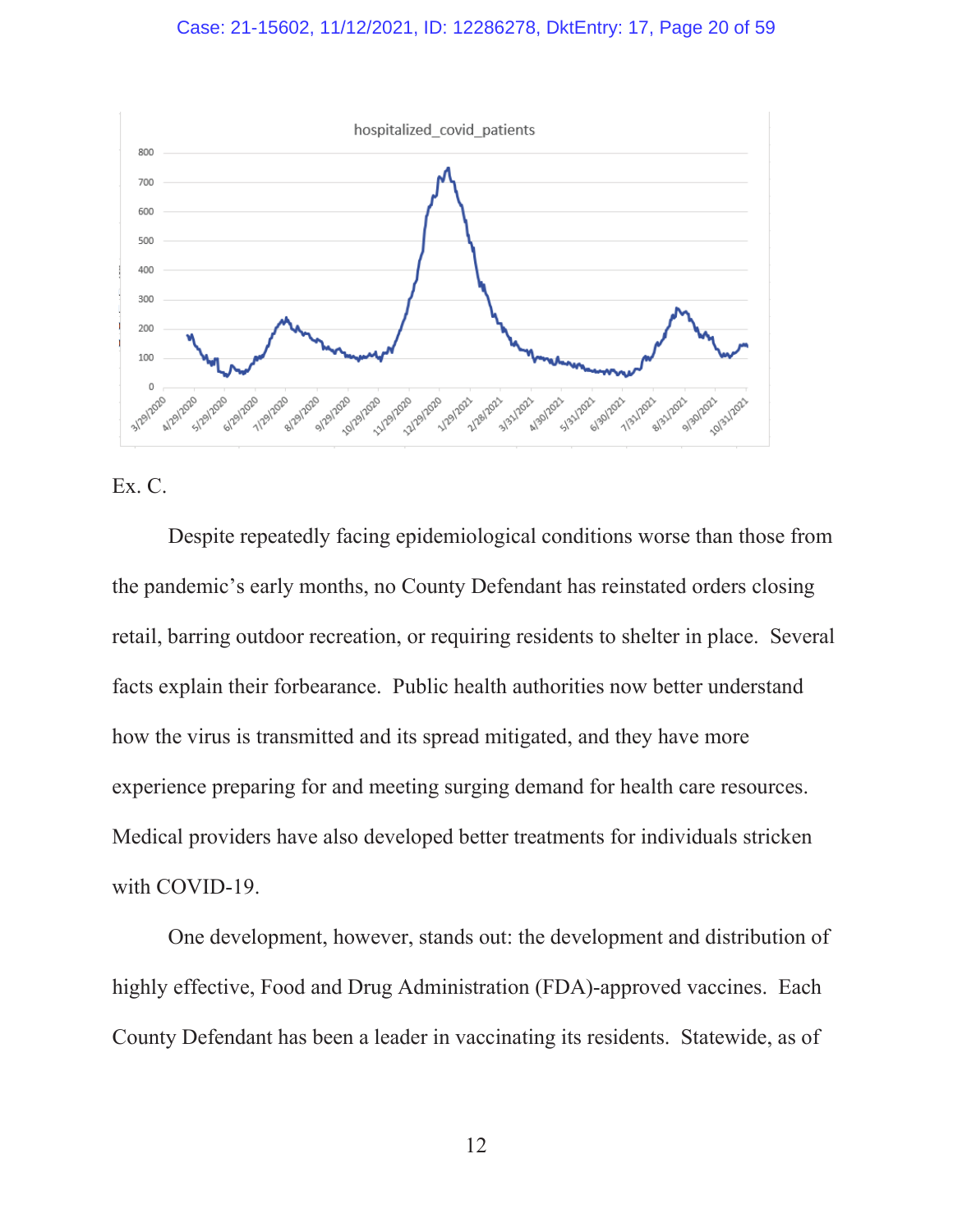Ex. C.

Despite repeatedly facing epidemiological conditions worse than those from the pandemic's early months, no County Defendant has reinstated orders closing retail, barring outdoor recreation, or requiring residents to shelter in place. Several facts explain their forbearance. Public health authorities now better understand how the virus is transmitted and its spread mitigated, and they have more experience preparing for and meeting surging demand for health care resources. Medical providers have also developed better treatments for individuals stricken with COVID-19.

One development, however, stands out: the development and distribution of highly effective, Food and Drug Administration (FDA)-approved vaccines. Each County Defendant has been a leader in vaccinating its residents. Statewide, as of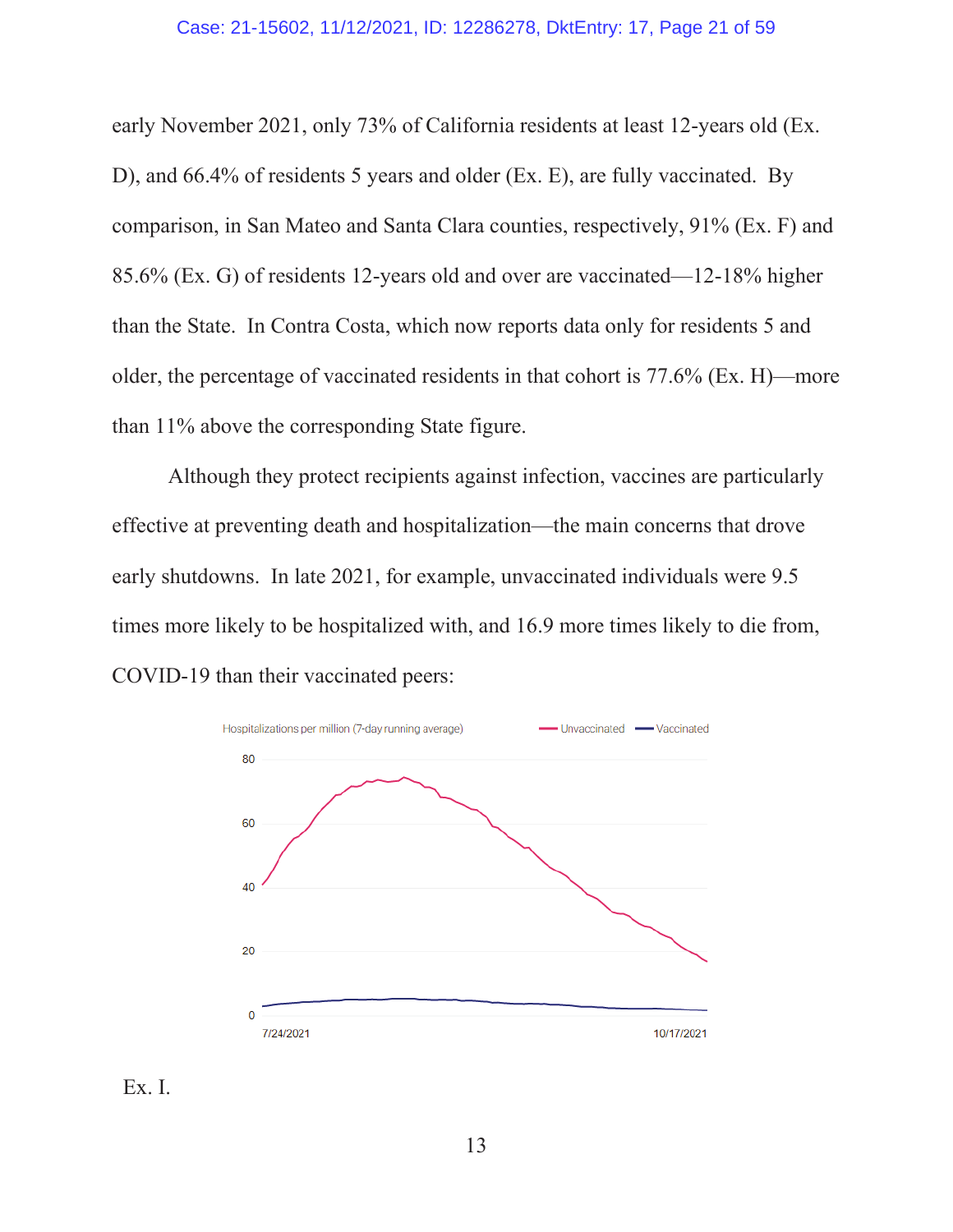early November 2021, only 73% of California residents at least 12-years old (Ex. D), and 66.4% of residents 5 years and older (Ex. E), are fully vaccinated. By comparison, in San Mateo and Santa Clara counties, respectively, 91% (Ex. F) and 85.6% (Ex. G) of residents 12-years old and over are vaccinated—12-18% higher than the State. In Contra Costa, which now reports data only for residents 5 and older, the percentage of vaccinated residents in that cohort is 77.6% (Ex. H)—more than 11% above the corresponding State figure.

Although they protect recipients against infection, vaccines are particularly effective at preventing death and hospitalization—the main concerns that drove early shutdowns. In late 2021, for example, unvaccinated individuals were 9.5 times more likely to be hospitalized with, and 16.9 more times likely to die from, COVID-19 than their vaccinated peers:

Hospitalizations per million (7-day running average) — Unvaccinated — Vaccinated

80, 60, 40, 20, 0

7/24/2021 — 10/17/2021

Ex. I.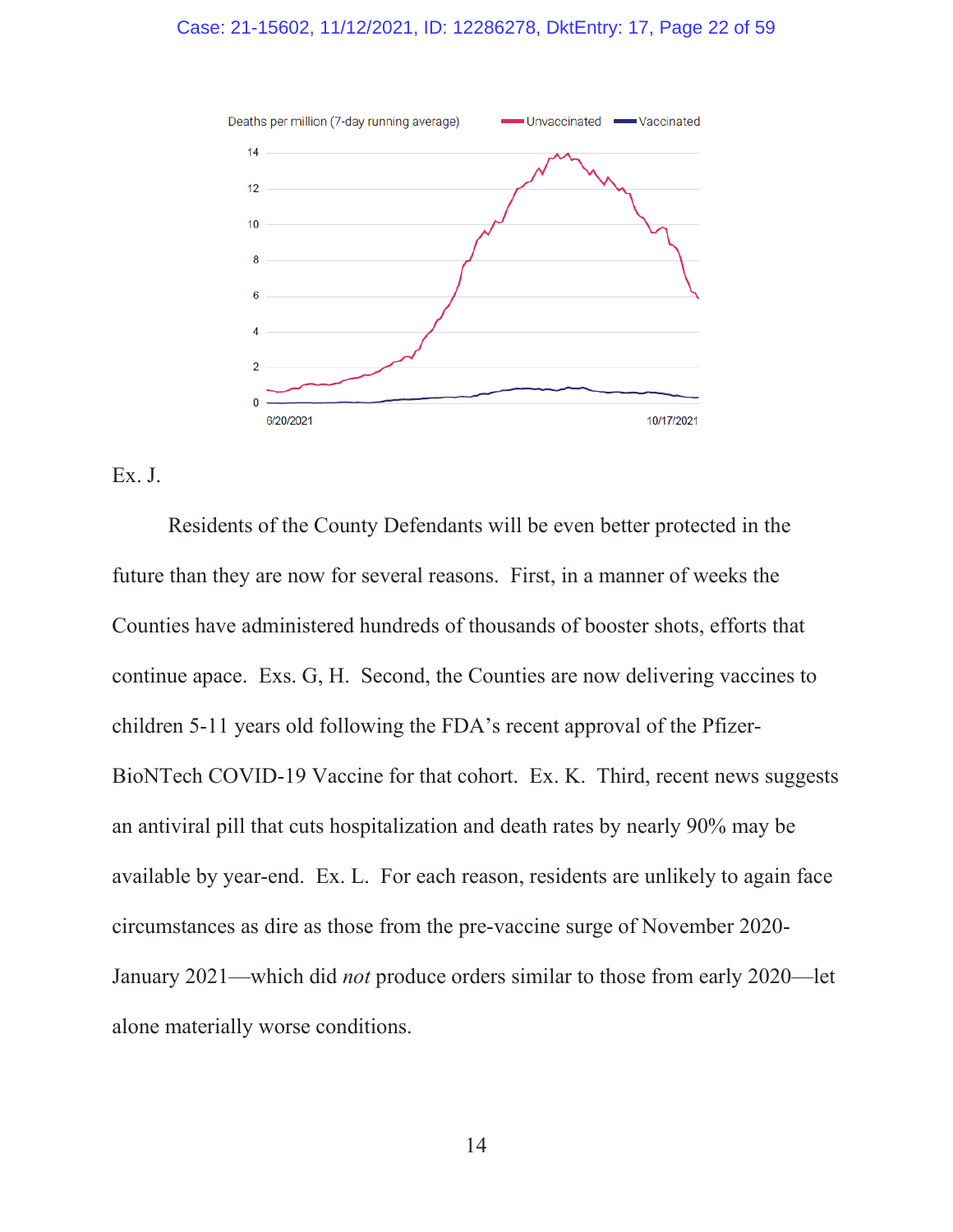Ex. J.

Residents of the County Defendants will be even better protected in the future than they are now for several reasons. First, in a manner of weeks the Counties have administered hundreds of thousands of booster shots, efforts that continue apace. Exs. G, H. Second, the Counties are now delivering vaccines to children 5-11 years old following the FDA's recent approval of the Pfizer-BioNTech COVID-19 Vaccine for that cohort. Ex. K. Third, recent news suggests an antiviral pill that cuts hospitalization and death rates by nearly 90% may be available by year-end. Ex. L. For each reason, residents are unlikely to again face circumstances as dire as those from the pre-vaccine surge of November 2020-January 2021—which did *not* produce orders similar to those from early 2020—let alone materially worse conditions.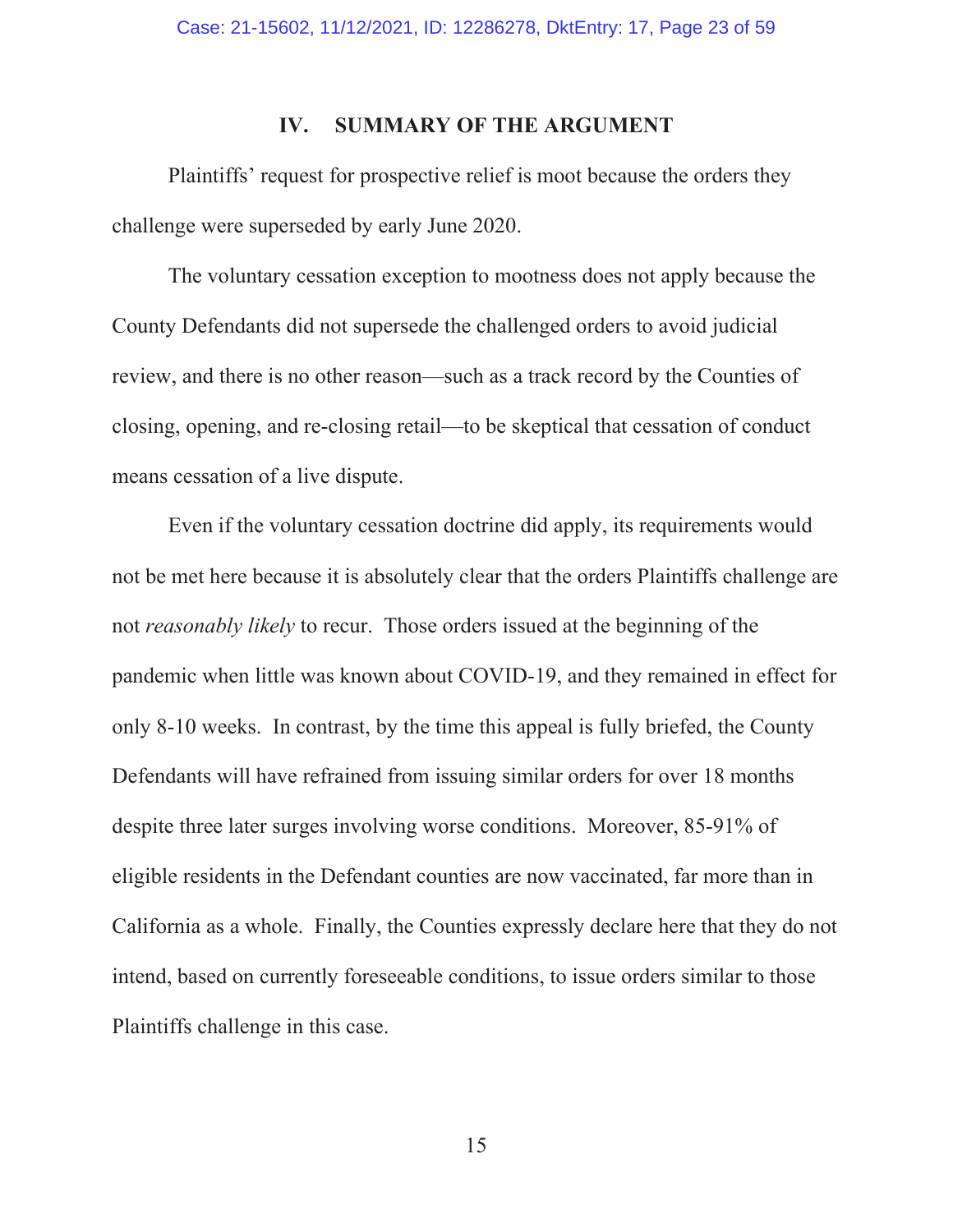## IV. SUMMARY OF THE ARGUMENT

Plaintiffs' request for prospective relief is moot because the orders they challenge were superseded by early June 2020.

The voluntary cessation exception to mootness does not apply because the County Defendants did not supersede the challenged orders to avoid judicial review, and there is no other reason—such as a track record by the Counties of closing, opening, and re-closing retail—to be skeptical that cessation of conduct means cessation of a live dispute.

Even if the voluntary cessation doctrine did apply, its requirements would not be met here because it is absolutely clear that the orders Plaintiffs challenge are not *reasonably likely* to recur. Those orders issued at the beginning of the pandemic when little was known about COVID-19, and they remained in effect for only 8-10 weeks. In contrast, by the time this appeal is fully briefed, the County Defendants will have refrained from issuing similar orders for over 18 months despite three later surges involving worse conditions. Moreover, 85-91% of eligible residents in the Defendant counties are now vaccinated, far more than in California as a whole. Finally, the Counties expressly declare here that they do not intend, based on currently foreseeable conditions, to issue orders similar to those Plaintiffs challenge in this case.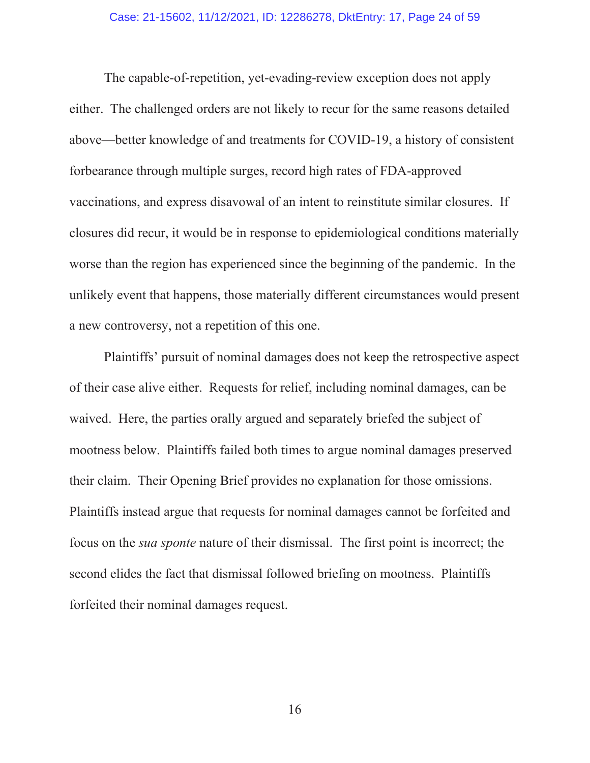The capable-of-repetition, yet-evading-review exception does not apply either. The challenged orders are not likely to recur for the same reasons detailed above—better knowledge of and treatments for COVID-19, a history of consistent forbearance through multiple surges, record high rates of FDA-approved vaccinations, and express disavowal of an intent to reinstitute similar closures. If closures did recur, it would be in response to epidemiological conditions materially worse than the region has experienced since the beginning of the pandemic. In the unlikely event that happens, those materially different circumstances would present a new controversy, not a repetition of this one.

Plaintiffs' pursuit of nominal damages does not keep the retrospective aspect of their case alive either. Requests for relief, including nominal damages, can be waived. Here, the parties orally argued and separately briefed the subject of mootness below. Plaintiffs failed both times to argue nominal damages preserved their claim. Their Opening Brief provides no explanation for those omissions. Plaintiffs instead argue that requests for nominal damages cannot be forfeited and focus on the *sua sponte* nature of their dismissal. The first point is incorrect; the second elides the fact that dismissal followed briefing on mootness. Plaintiffs forfeited their nominal damages request.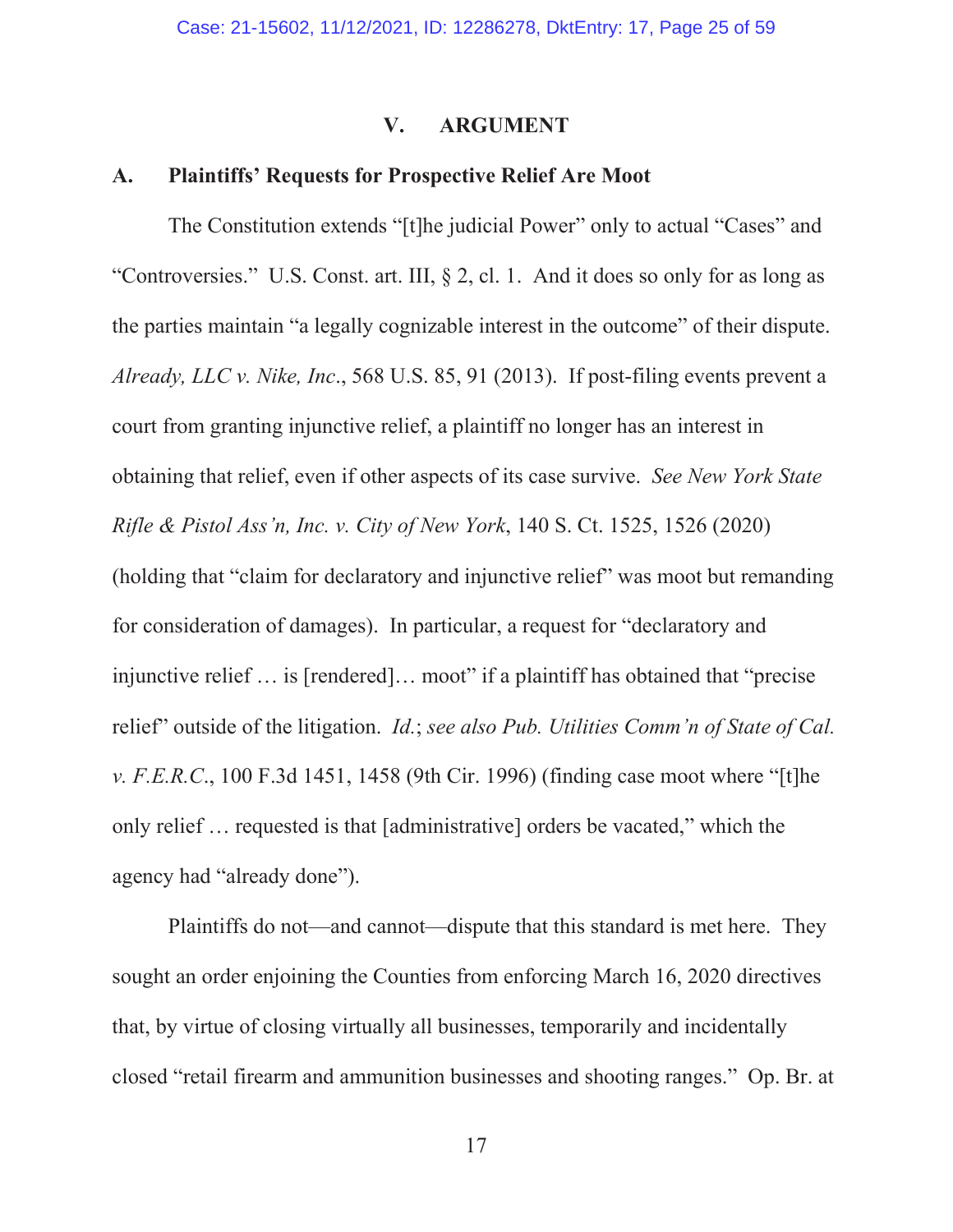## V. ARGUMENT

### A. Plaintiffs' Requests for Prospective Relief Are Moot

The Constitution extends "[t]he judicial Power" only to actual "Cases" and "Controversies." U.S. Const. art. III, § 2, cl. 1. And it does so only for as long as the parties maintain "a legally cognizable interest in the outcome" of their dispute. *Already, LLC v. Nike, Inc.*, 568 U.S. 85, 91 (2013). If post-filing events prevent a court from granting injunctive relief, a plaintiff no longer has an interest in obtaining that relief, even if other aspects of its case survive. *See New York State Rifle & Pistol Ass'n, Inc. v. City of New York*, 140 S. Ct. 1525, 1526 (2020) (holding that "claim for declaratory and injunctive relief" was moot but remanding for consideration of damages). In particular, a request for "declaratory and injunctive relief … is [rendered]… moot" if a plaintiff has obtained that "precise relief" outside of the litigation. *Id.*; *see also Pub. Utilities Comm'n of State of Cal. v. F.E.R.C.*, 100 F.3d 1451, 1458 (9th Cir. 1996) (finding case moot where "[t]he only relief … requested is that [administrative] orders be vacated," which the agency had "already done").

Plaintiffs do not—and cannot—dispute that this standard is met here. They sought an order enjoining the Counties from enforcing March 16, 2020 directives that, by virtue of closing virtually all businesses, temporarily and incidentally closed "retail firearm and ammunition businesses and shooting ranges." Op. Br. at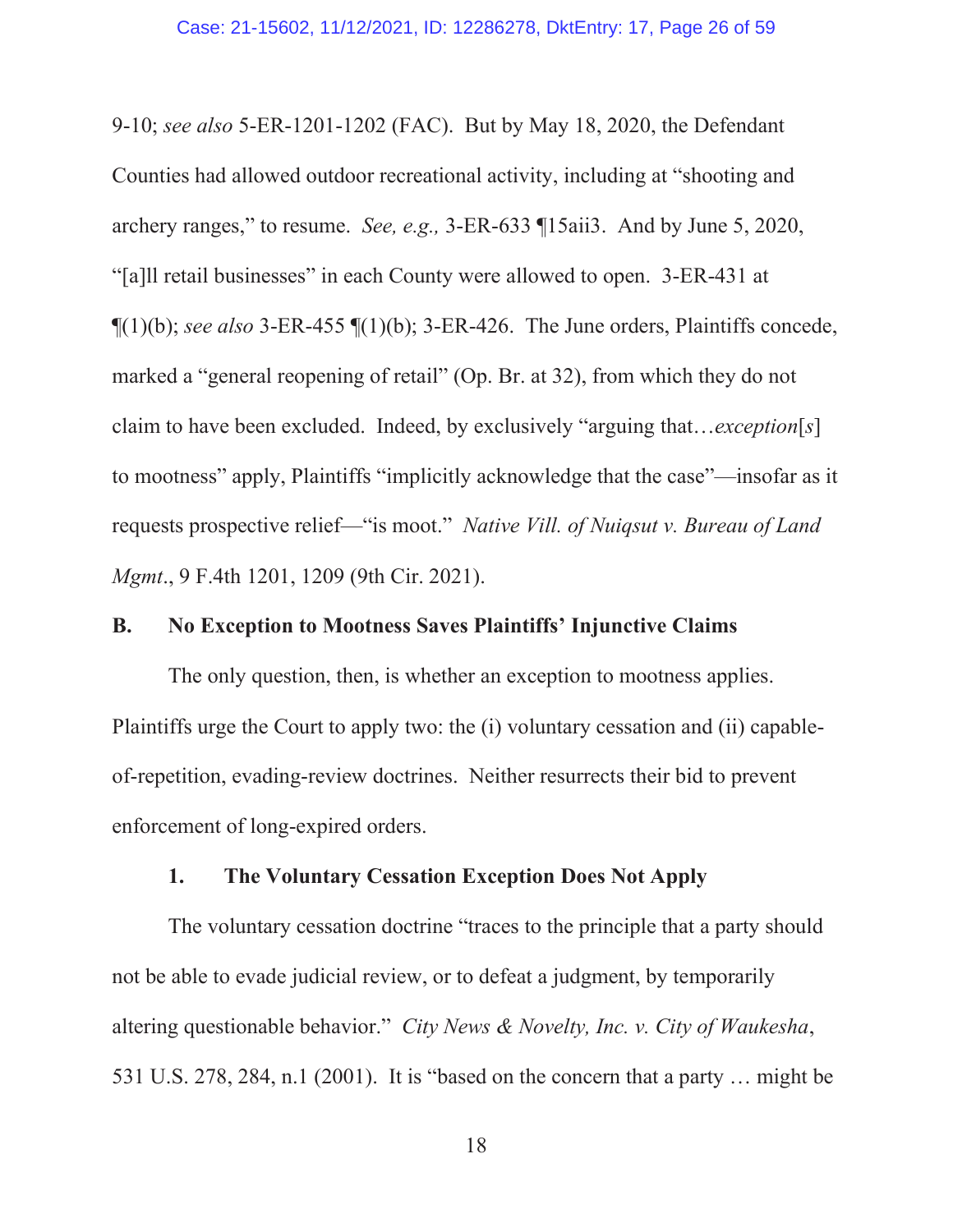9-10; *see also* 5-ER-1201-1202 (FAC). But by May 18, 2020, the Defendant Counties had allowed outdoor recreational activity, including at "shooting and archery ranges," to resume. *See, e.g.,* 3-ER-633 ¶15aii3. And by June 5, 2020, "[a]ll retail businesses" in each County were allowed to open. 3-ER-431 at ¶(1)(b); *see also* 3-ER-455 ¶(1)(b); 3-ER-426. The June orders, Plaintiffs concede, marked a "general reopening of retail" (Op. Br. at 32), from which they do not claim to have been excluded. Indeed, by exclusively "arguing that…*exception*[*s*] to mootness" apply, Plaintiffs "implicitly acknowledge that the case"—insofar as it requests prospective relief—"is moot." *Native Vill. of Nuiqsut v. Bureau of Land Mgmt.*, 9 F.4th 1201, 1209 (9th Cir. 2021).

### B. No Exception to Mootness Saves Plaintiffs' Injunctive Claims

The only question, then, is whether an exception to mootness applies. Plaintiffs urge the Court to apply two: the (i) voluntary cessation and (ii) capable-of-repetition, evading-review doctrines. Neither resurrects their bid to prevent enforcement of long-expired orders.

#### 1. The Voluntary Cessation Exception Does Not Apply

The voluntary cessation doctrine "traces to the principle that a party should not be able to evade judicial review, or to defeat a judgment, by temporarily altering questionable behavior." *City News & Novelty, Inc. v. City of Waukesha*, 531 U.S. 278, 284, n.1 (2001). It is "based on the concern that a party … might be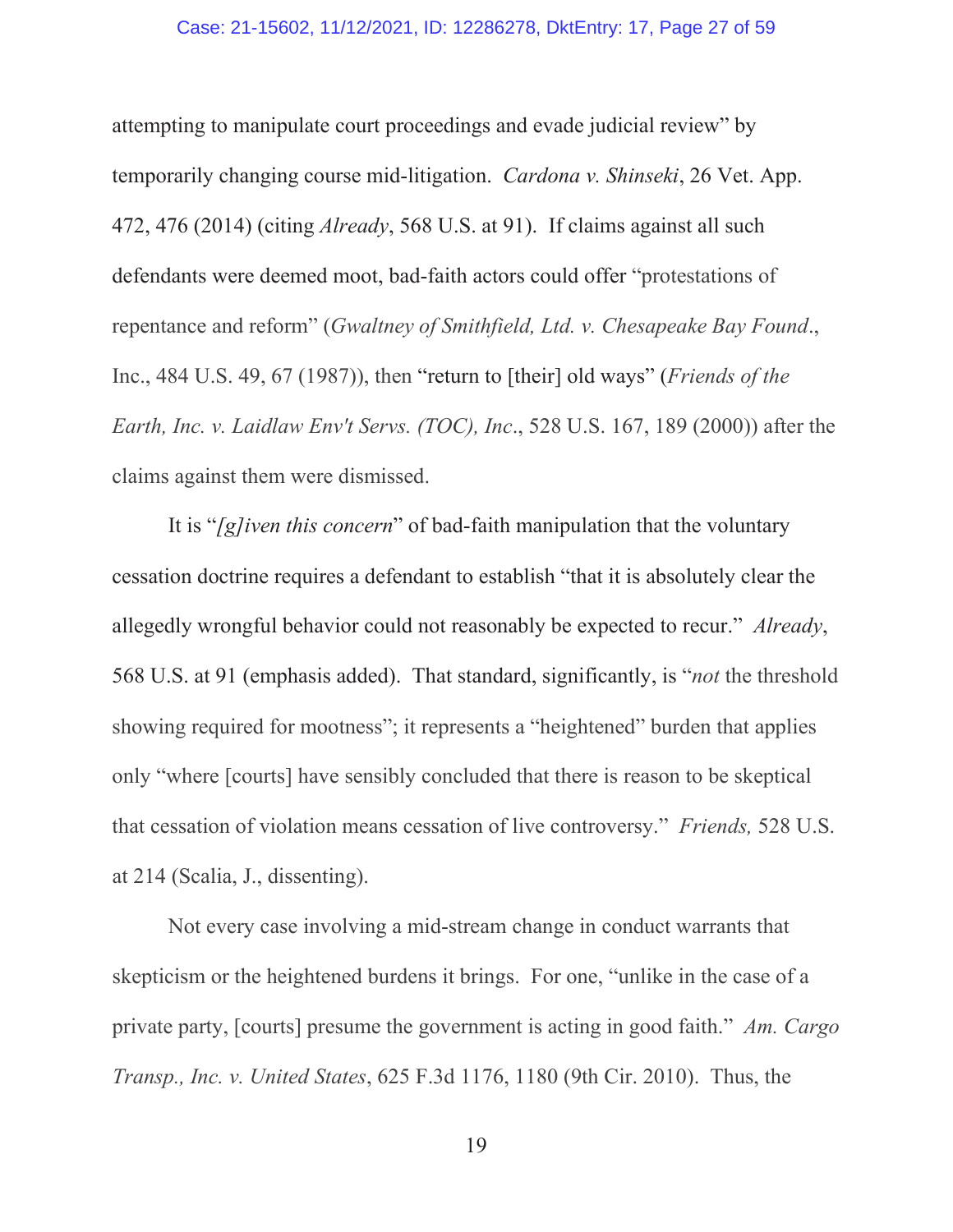attempting to manipulate court proceedings and evade judicial review" by temporarily changing course mid-litigation. *Cardona v. Shinseki*, 26 Vet. App. 472, 476 (2014) (citing *Already*, 568 U.S. at 91). If claims against all such defendants were deemed moot, bad-faith actors could offer "protestations of repentance and reform" (*Gwaltney of Smithfield, Ltd. v. Chesapeake Bay Found*., Inc., 484 U.S. 49, 67 (1987)), then "return to [their] old ways" (*Friends of the Earth, Inc. v. Laidlaw Env't Servs. (TOC), Inc*., 528 U.S. 167, 189 (2000)) after the claims against them were dismissed.

It is "*[g]iven this concern*" of bad-faith manipulation that the voluntary cessation doctrine requires a defendant to establish "that it is absolutely clear the allegedly wrongful behavior could not reasonably be expected to recur." *Already*, 568 U.S. at 91 (emphasis added). That standard, significantly, is "*not* the threshold showing required for mootness"; it represents a "heightened" burden that applies only "where [courts] have sensibly concluded that there is reason to be skeptical that cessation of violation means cessation of live controversy." *Friends,* 528 U.S. at 214 (Scalia, J., dissenting).

Not every case involving a mid-stream change in conduct warrants that skepticism or the heightened burdens it brings. For one, "unlike in the case of a private party, [courts] presume the government is acting in good faith." *Am. Cargo Transp., Inc. v. United States*, 625 F.3d 1176, 1180 (9th Cir. 2010). Thus, the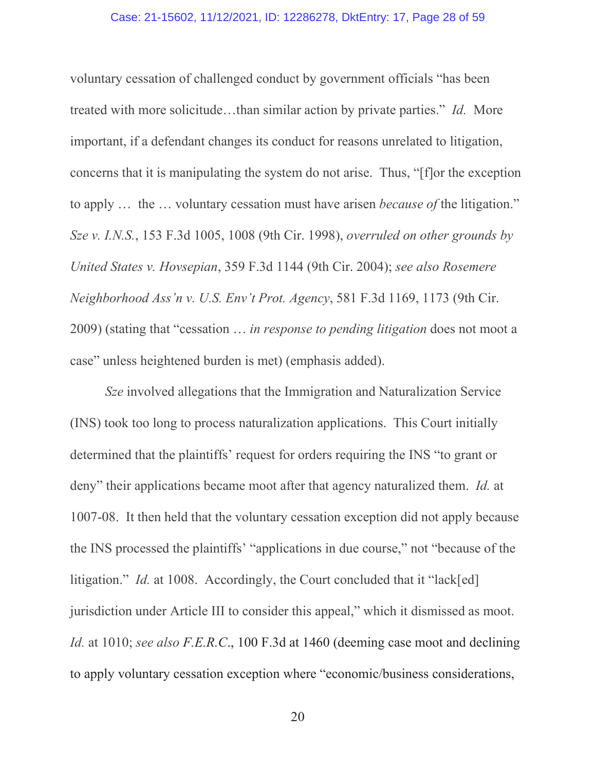voluntary cessation of challenged conduct by government officials "has been treated with more solicitude…than similar action by private parties." *Id.* More important, if a defendant changes its conduct for reasons unrelated to litigation, concerns that it is manipulating the system do not arise. Thus, "[f]or the exception to apply … the … voluntary cessation must have arisen *because of* the litigation." *Sze v. I.N.S.*, 153 F.3d 1005, 1008 (9th Cir. 1998), *overruled on other grounds by United States v. Hovsepian*, 359 F.3d 1144 (9th Cir. 2004); *see also Rosemere Neighborhood Ass'n v. U.S. Env't Prot. Agency*, 581 F.3d 1169, 1173 (9th Cir. 2009) (stating that "cessation … *in response to pending litigation* does not moot a case" unless heightened burden is met) (emphasis added).

*Sze* involved allegations that the Immigration and Naturalization Service (INS) took too long to process naturalization applications. This Court initially determined that the plaintiffs' request for orders requiring the INS "to grant or deny" their applications became moot after that agency naturalized them. *Id.* at 1007-08. It then held that the voluntary cessation exception did not apply because the INS processed the plaintiffs' "applications in due course," not "because of the litigation." *Id.* at 1008. Accordingly, the Court concluded that it "lack[ed] jurisdiction under Article III to consider this appeal," which it dismissed as moot. *Id.* at 1010; *see also F.E.R.C.*, 100 F.3d at 1460 (deeming case moot and declining to apply voluntary cessation exception where "economic/business considerations,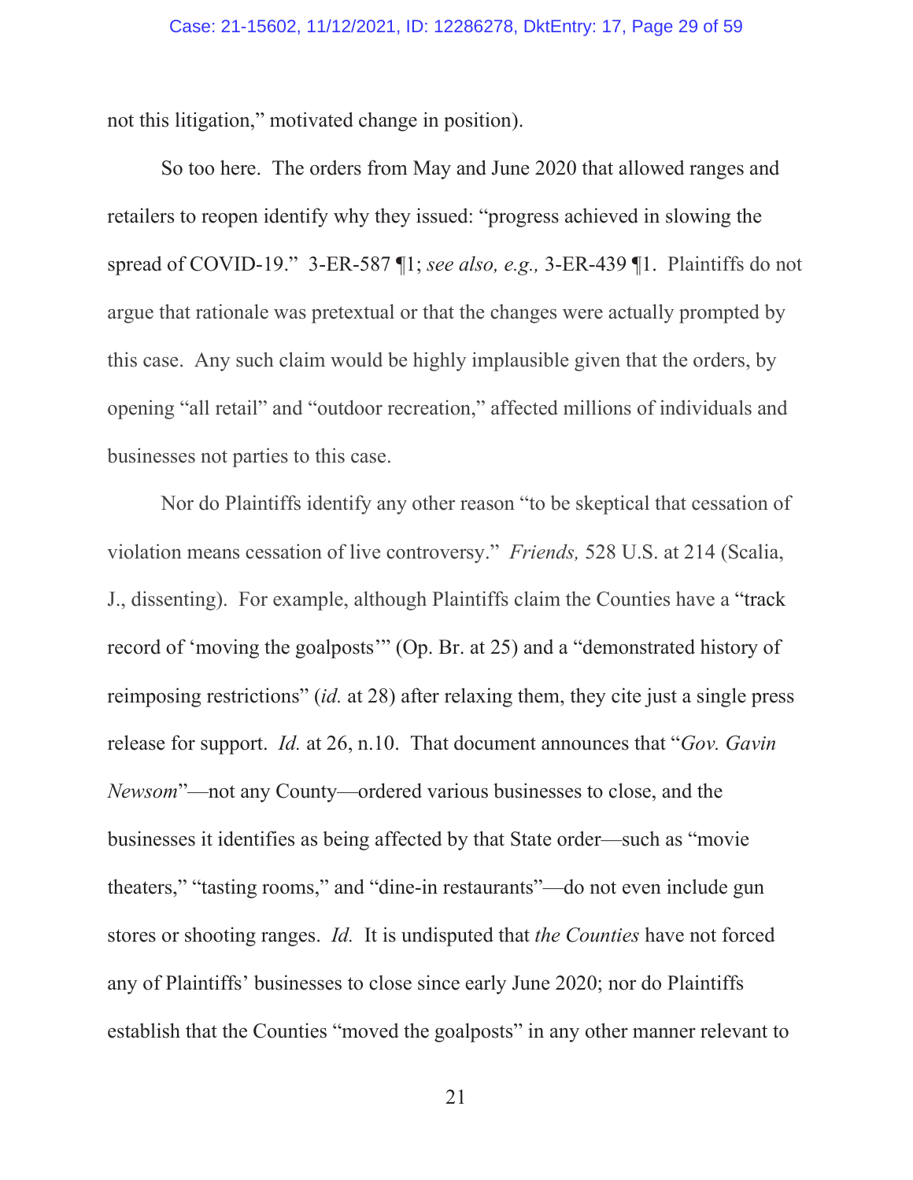not this litigation," motivated change in position).

So too here. The orders from May and June 2020 that allowed ranges and retailers to reopen identify why they issued: "progress achieved in slowing the spread of COVID-19." 3-ER-587 ¶1; *see also, e.g.,* 3-ER-439 ¶1. Plaintiffs do not argue that rationale was pretextual or that the changes were actually prompted by this case. Any such claim would be highly implausible given that the orders, by opening "all retail" and "outdoor recreation," affected millions of individuals and businesses not parties to this case.

Nor do Plaintiffs identify any other reason "to be skeptical that cessation of violation means cessation of live controversy." *Friends,* 528 U.S. at 214 (Scalia, J., dissenting). For example, although Plaintiffs claim the Counties have a "track record of 'moving the goalposts'" (Op. Br. at 25) and a "demonstrated history of reimposing restrictions" (*id.* at 28) after relaxing them, they cite just a single press release for support. *Id.* at 26, n.10. That document announces that "*Gov. Gavin Newsom*"—not any County—ordered various businesses to close, and the businesses it identifies as being affected by that State order—such as "movie theaters," "tasting rooms," and "dine-in restaurants"—do not even include gun stores or shooting ranges. *Id.* It is undisputed that *the Counties* have not forced any of Plaintiffs' businesses to close since early June 2020; nor do Plaintiffs establish that the Counties "moved the goalposts" in any other manner relevant to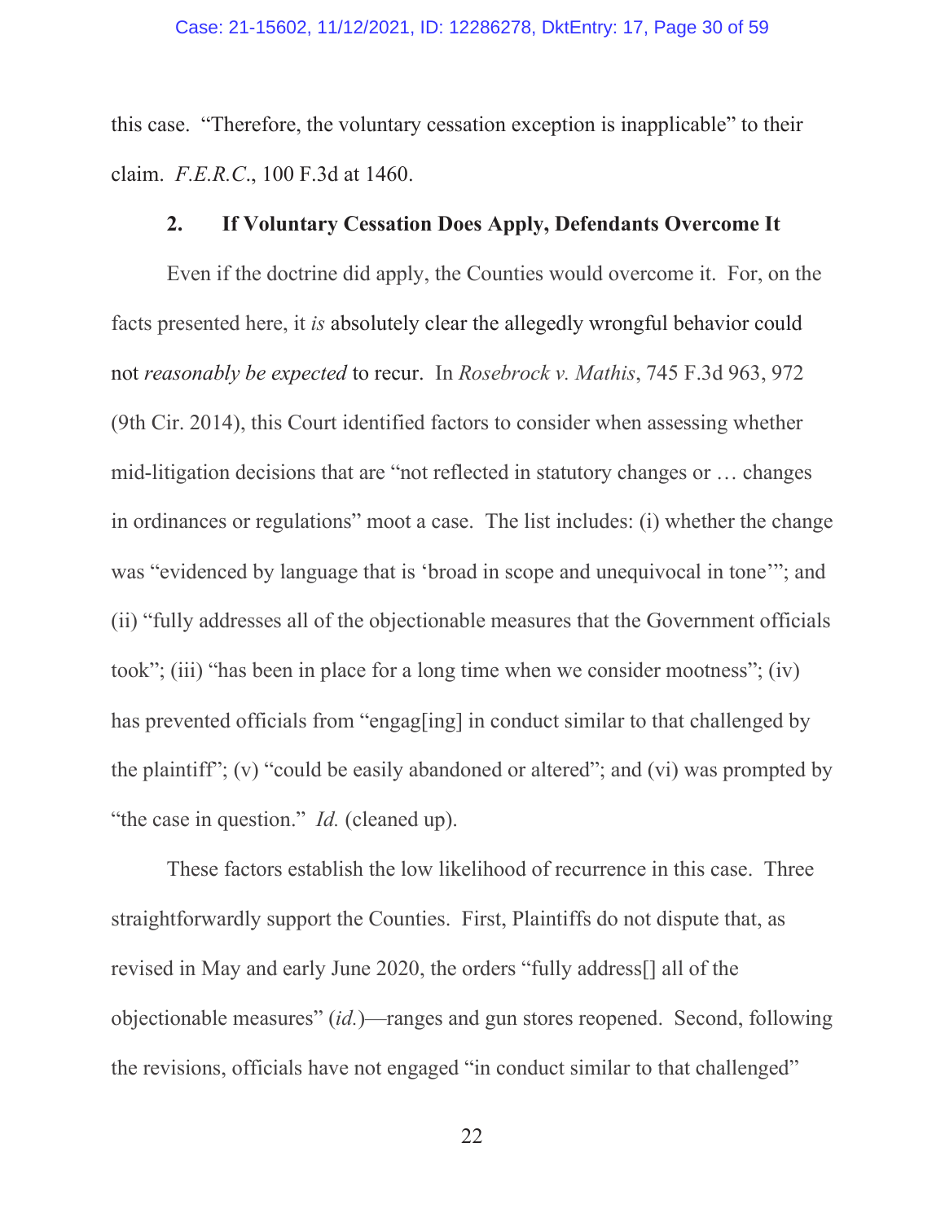this case. "Therefore, the voluntary cessation exception is inapplicable" to their claim. *F.E.R.C.*, 100 F.3d at 1460.

### 2. If Voluntary Cessation Does Apply, Defendants Overcome It

Even if the doctrine did apply, the Counties would overcome it. For, on the facts presented here, it *is* absolutely clear the allegedly wrongful behavior could not *reasonably be expected* to recur. In *Rosebrock v. Mathis*, 745 F.3d 963, 972 (9th Cir. 2014), this Court identified factors to consider when assessing whether mid-litigation decisions that are "not reflected in statutory changes or … changes in ordinances or regulations" moot a case. The list includes: (i) whether the change was "evidenced by language that is 'broad in scope and unequivocal in tone'"; and (ii) "fully addresses all of the objectionable measures that the Government officials took"; (iii) "has been in place for a long time when we consider mootness"; (iv) has prevented officials from "engag[ing] in conduct similar to that challenged by the plaintiff"; (v) "could be easily abandoned or altered"; and (vi) was prompted by "the case in question." *Id.* (cleaned up).

These factors establish the low likelihood of recurrence in this case. Three straightforwardly support the Counties. First, Plaintiffs do not dispute that, as revised in May and early June 2020, the orders "fully address[] all of the objectionable measures" (*id.*)—ranges and gun stores reopened. Second, following the revisions, officials have not engaged "in conduct similar to that challenged"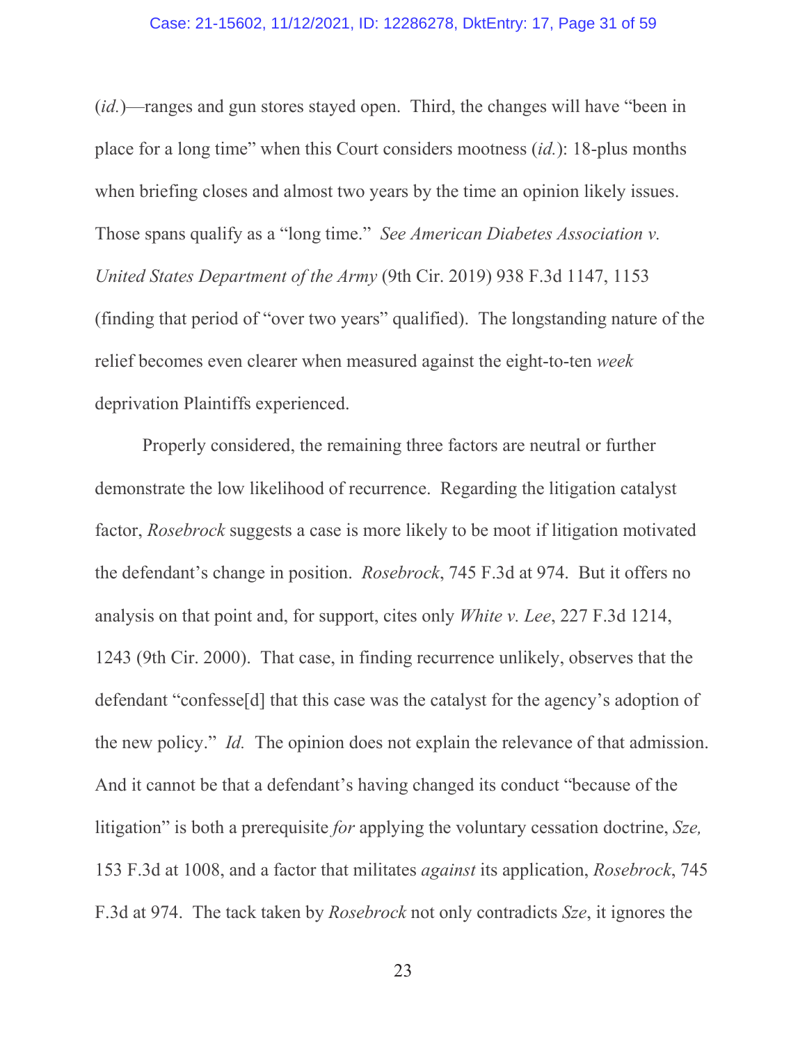(*id.*)—ranges and gun stores stayed open. Third, the changes will have "been in place for a long time" when this Court considers mootness (*id.*): 18-plus months when briefing closes and almost two years by the time an opinion likely issues. Those spans qualify as a "long time." *See American Diabetes Association v. United States Department of the Army* (9th Cir. 2019) 938 F.3d 1147, 1153 (finding that period of "over two years" qualified). The longstanding nature of the relief becomes even clearer when measured against the eight-to-ten *week* deprivation Plaintiffs experienced.

Properly considered, the remaining three factors are neutral or further demonstrate the low likelihood of recurrence. Regarding the litigation catalyst factor, *Rosebrock* suggests a case is more likely to be moot if litigation motivated the defendant's change in position. *Rosebrock*, 745 F.3d at 974. But it offers no analysis on that point and, for support, cites only *White v. Lee*, 227 F.3d 1214, 1243 (9th Cir. 2000). That case, in finding recurrence unlikely, observes that the defendant "confesse[d] that this case was the catalyst for the agency's adoption of the new policy." *Id.* The opinion does not explain the relevance of that admission. And it cannot be that a defendant's having changed its conduct "because of the litigation" is both a prerequisite *for* applying the voluntary cessation doctrine, *Sze,* 153 F.3d at 1008, and a factor that militates *against* its application, *Rosebrock*, 745 F.3d at 974. The tack taken by *Rosebrock* not only contradicts *Sze*, it ignores the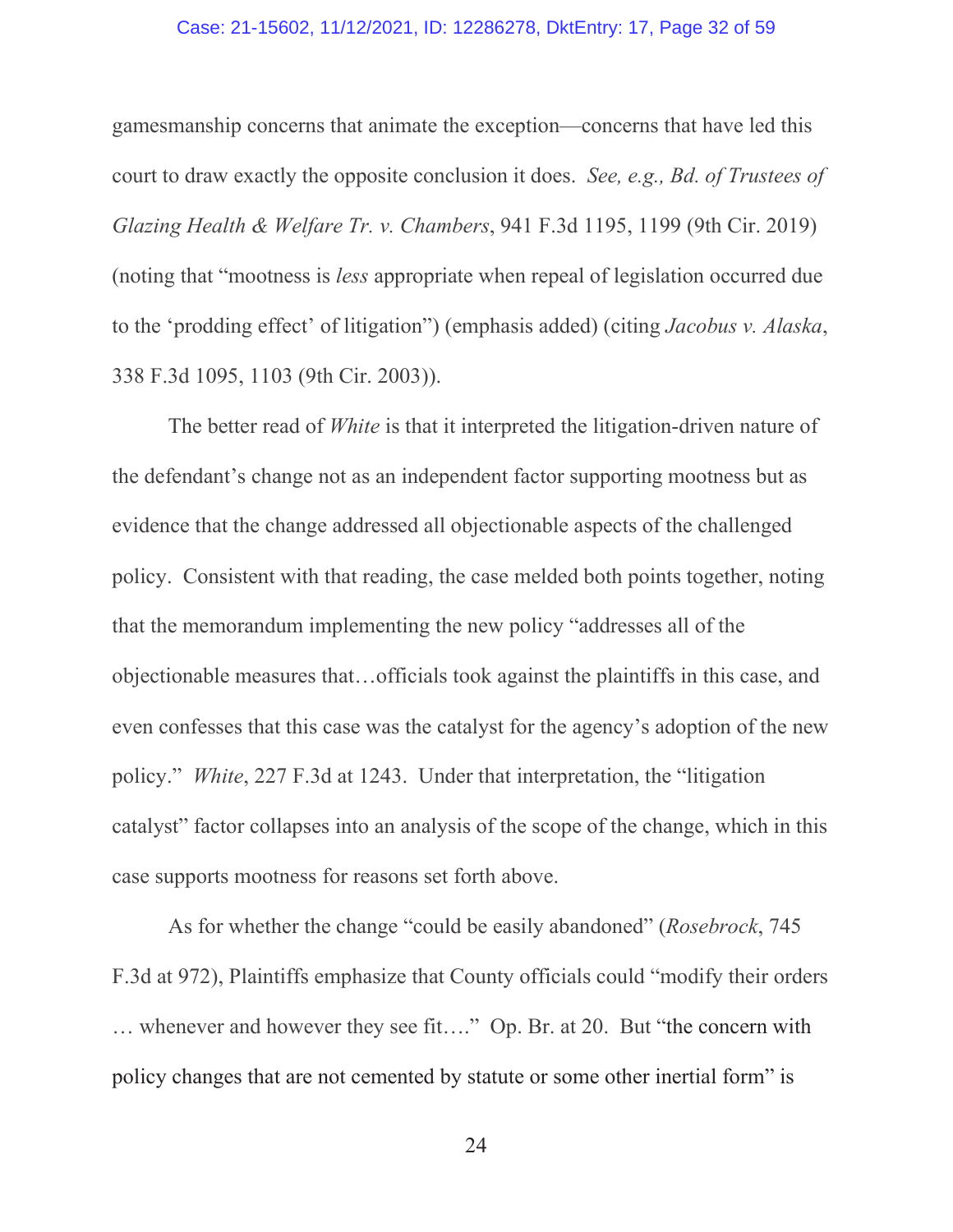gamesmanship concerns that animate the exception—concerns that have led this court to draw exactly the opposite conclusion it does. *See, e.g., Bd. of Trustees of Glazing Health & Welfare Tr. v. Chambers*, 941 F.3d 1195, 1199 (9th Cir. 2019) (noting that "mootness is *less* appropriate when repeal of legislation occurred due to the 'prodding effect' of litigation") (emphasis added) (citing *Jacobus v. Alaska*, 338 F.3d 1095, 1103 (9th Cir. 2003)).

The better read of *White* is that it interpreted the litigation-driven nature of the defendant's change not as an independent factor supporting mootness but as evidence that the change addressed all objectionable aspects of the challenged policy. Consistent with that reading, the case melded both points together, noting that the memorandum implementing the new policy "addresses all of the objectionable measures that…officials took against the plaintiffs in this case, and even confesses that this case was the catalyst for the agency's adoption of the new policy." *White*, 227 F.3d at 1243. Under that interpretation, the "litigation catalyst" factor collapses into an analysis of the scope of the change, which in this case supports mootness for reasons set forth above.

As for whether the change "could be easily abandoned" (*Rosebrock*, 745 F.3d at 972), Plaintiffs emphasize that County officials could "modify their orders … whenever and however they see fit…." Op. Br. at 20. But "the concern with policy changes that are not cemented by statute or some other inertial form" is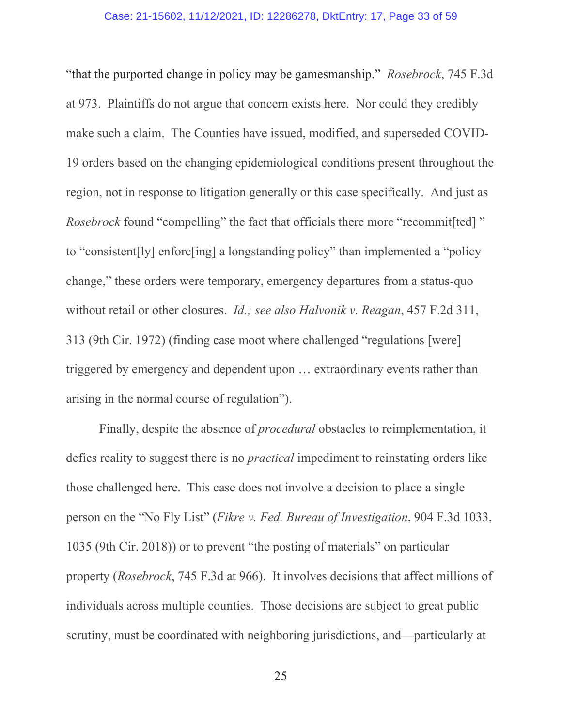"that the purported change in policy may be gamesmanship." *Rosebrock*, 745 F.3d at 973. Plaintiffs do not argue that concern exists here. Nor could they credibly make such a claim. The Counties have issued, modified, and superseded COVID-19 orders based on the changing epidemiological conditions present throughout the region, not in response to litigation generally or this case specifically. And just as *Rosebrock* found "compelling" the fact that officials there more "recommit[ted] " to "consistent[ly] enforc[ing] a longstanding policy" than implemented a "policy change," these orders were temporary, emergency departures from a status-quo without retail or other closures. *Id.; see also Halvonik v. Reagan*, 457 F.2d 311, 313 (9th Cir. 1972) (finding case moot where challenged "regulations [were] triggered by emergency and dependent upon … extraordinary events rather than arising in the normal course of regulation").

Finally, despite the absence of *procedural* obstacles to reimplementation, it defies reality to suggest there is no *practical* impediment to reinstating orders like those challenged here. This case does not involve a decision to place a single person on the "No Fly List" (*Fikre v. Fed. Bureau of Investigation*, 904 F.3d 1033, 1035 (9th Cir. 2018)) or to prevent "the posting of materials" on particular property (*Rosebrock*, 745 F.3d at 966). It involves decisions that affect millions of individuals across multiple counties. Those decisions are subject to great public scrutiny, must be coordinated with neighboring jurisdictions, and—particularly at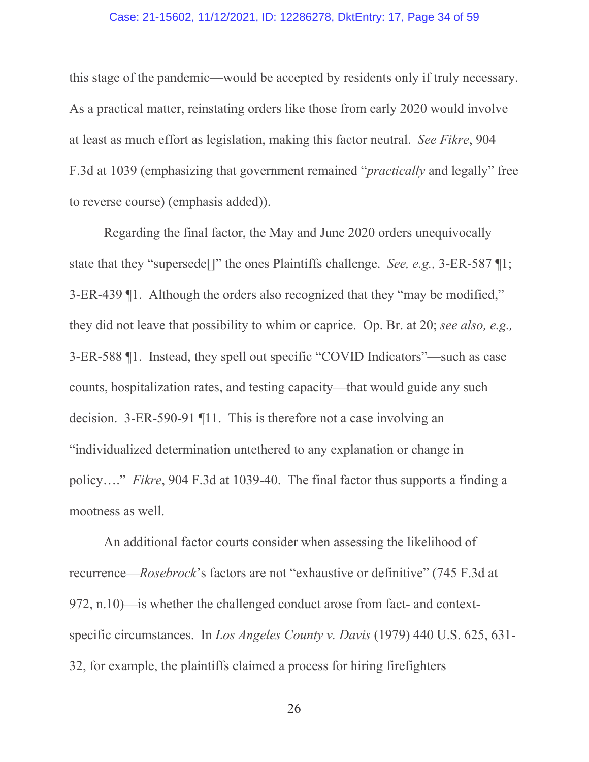this stage of the pandemic—would be accepted by residents only if truly necessary. As a practical matter, reinstating orders like those from early 2020 would involve at least as much effort as legislation, making this factor neutral. *See Fikre*, 904 F.3d at 1039 (emphasizing that government remained "*practically* and legally" free to reverse course) (emphasis added)).

Regarding the final factor, the May and June 2020 orders unequivocally state that they "supersede[]" the ones Plaintiffs challenge. *See, e.g.,* 3-ER-587 ¶1; 3-ER-439 ¶1. Although the orders also recognized that they "may be modified," they did not leave that possibility to whim or caprice. Op. Br. at 20; *see also, e.g.,* 3-ER-588 ¶1. Instead, they spell out specific "COVID Indicators"—such as case counts, hospitalization rates, and testing capacity—that would guide any such decision. 3-ER-590-91 ¶11. This is therefore not a case involving an "individualized determination untethered to any explanation or change in policy…." *Fikre*, 904 F.3d at 1039-40. The final factor thus supports a finding a mootness as well.

An additional factor courts consider when assessing the likelihood of recurrence—*Rosebrock*'s factors are not "exhaustive or definitive" (745 F.3d at 972, n.10)—is whether the challenged conduct arose from fact- and context-specific circumstances. In *Los Angeles County v. Davis* (1979) 440 U.S. 625, 631-32, for example, the plaintiffs claimed a process for hiring firefighters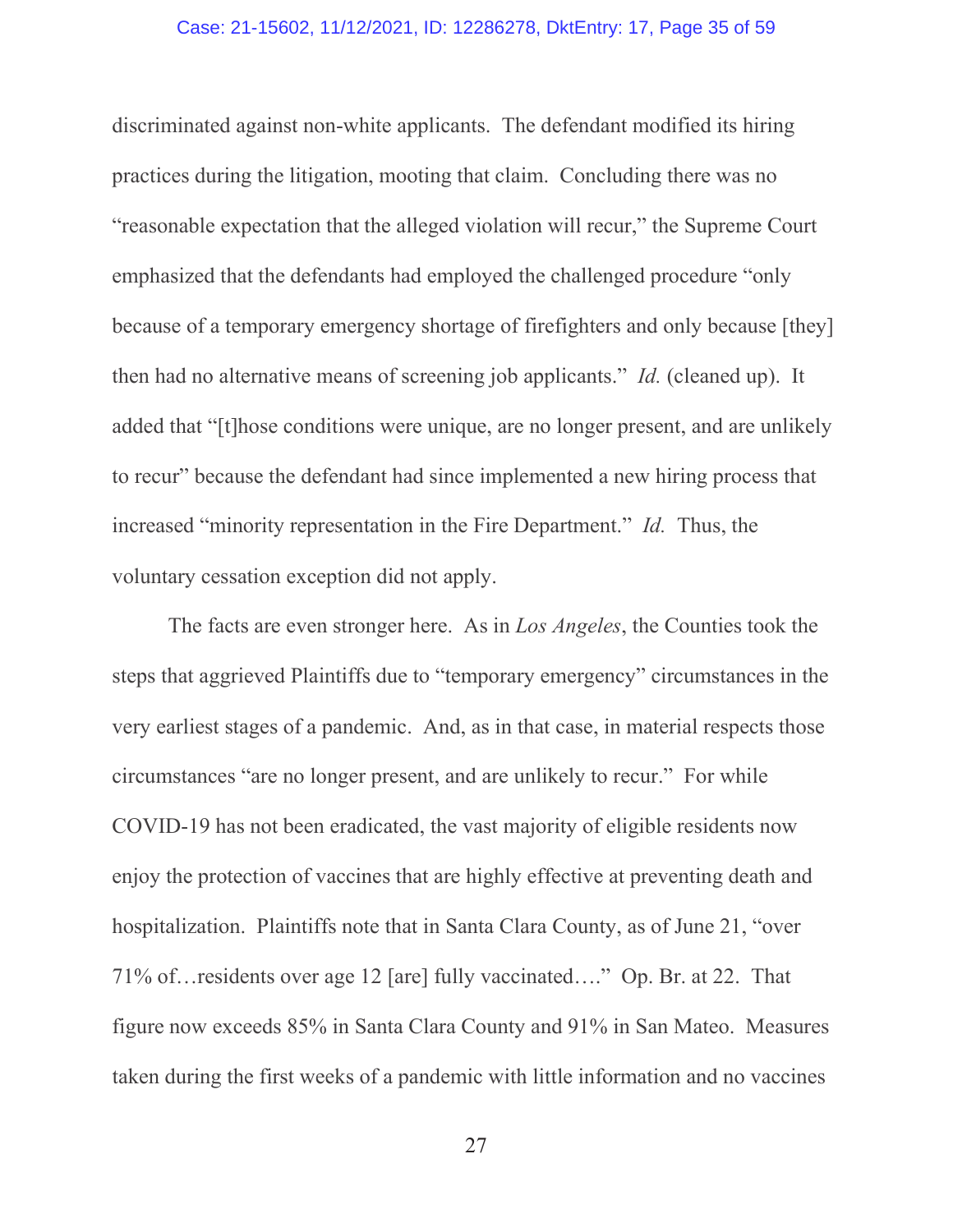discriminated against non-white applicants. The defendant modified its hiring practices during the litigation, mooting that claim. Concluding there was no "reasonable expectation that the alleged violation will recur," the Supreme Court emphasized that the defendants had employed the challenged procedure "only because of a temporary emergency shortage of firefighters and only because [they] then had no alternative means of screening job applicants." *Id.* (cleaned up). It added that "[t]hose conditions were unique, are no longer present, and are unlikely to recur" because the defendant had since implemented a new hiring process that increased "minority representation in the Fire Department." *Id.* Thus, the voluntary cessation exception did not apply.

The facts are even stronger here. As in *Los Angeles*, the Counties took the steps that aggrieved Plaintiffs due to "temporary emergency" circumstances in the very earliest stages of a pandemic. And, as in that case, in material respects those circumstances "are no longer present, and are unlikely to recur." For while COVID-19 has not been eradicated, the vast majority of eligible residents now enjoy the protection of vaccines that are highly effective at preventing death and hospitalization. Plaintiffs note that in Santa Clara County, as of June 21, "over 71% of…residents over age 12 [are] fully vaccinated…." Op. Br. at 22. That figure now exceeds 85% in Santa Clara County and 91% in San Mateo. Measures taken during the first weeks of a pandemic with little information and no vaccines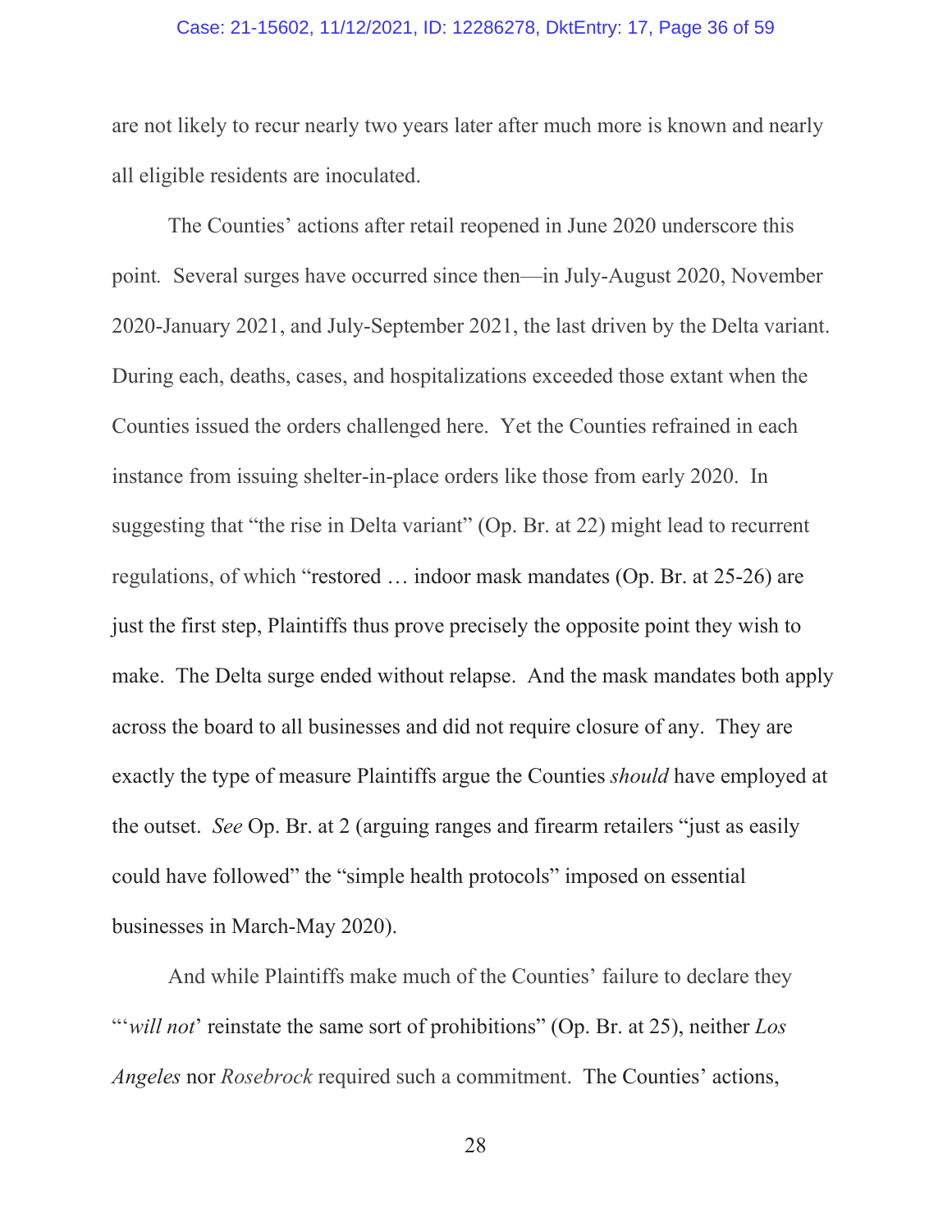are not likely to recur nearly two years later after much more is known and nearly all eligible residents are inoculated.

The Counties' actions after retail reopened in June 2020 underscore this point. Several surges have occurred since then—in July-August 2020, November 2020-January 2021, and July-September 2021, the last driven by the Delta variant. During each, deaths, cases, and hospitalizations exceeded those extant when the Counties issued the orders challenged here. Yet the Counties refrained in each instance from issuing shelter-in-place orders like those from early 2020. In suggesting that "the rise in Delta variant" (Op. Br. at 22) might lead to recurrent regulations, of which "restored … indoor mask mandates (Op. Br. at 25-26) are just the first step, Plaintiffs thus prove precisely the opposite point they wish to make. The Delta surge ended without relapse. And the mask mandates both apply across the board to all businesses and did not require closure of any. They are exactly the type of measure Plaintiffs argue the Counties *should* have employed at the outset. *See* Op. Br. at 2 (arguing ranges and firearm retailers "just as easily could have followed" the "simple health protocols" imposed on essential businesses in March-May 2020).

And while Plaintiffs make much of the Counties' failure to declare they "'*will not*' reinstate the same sort of prohibitions" (Op. Br. at 25), neither *Los Angeles* nor *Rosebrock* required such a commitment. The Counties' actions,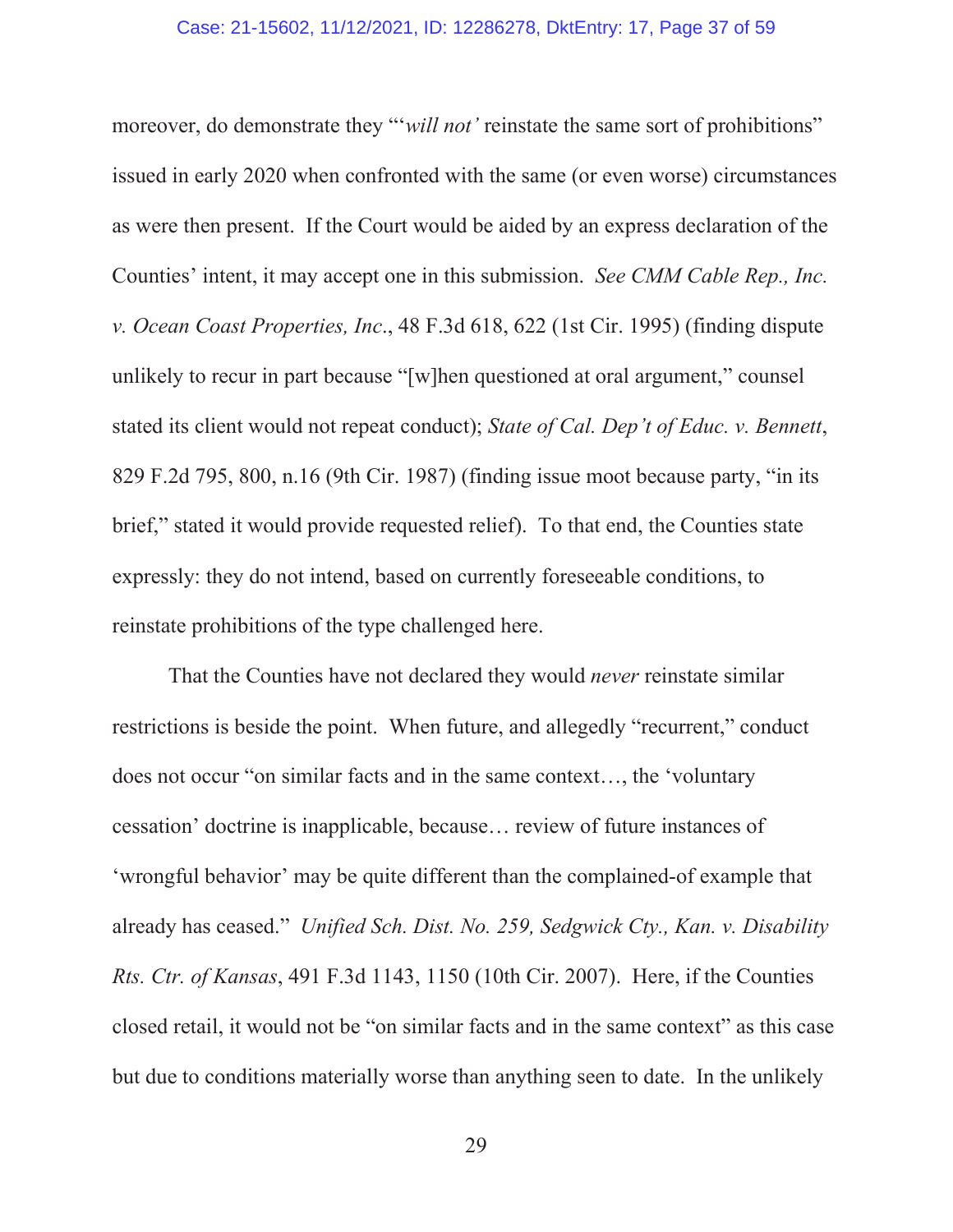moreover, do demonstrate they "'*will not'* reinstate the same sort of prohibitions" issued in early 2020 when confronted with the same (or even worse) circumstances as were then present. If the Court would be aided by an express declaration of the Counties' intent, it may accept one in this submission. *See CMM Cable Rep., Inc. v. Ocean Coast Properties, Inc*., 48 F.3d 618, 622 (1st Cir. 1995) (finding dispute unlikely to recur in part because "[w]hen questioned at oral argument," counsel stated its client would not repeat conduct); *State of Cal. Dep't of Educ. v. Bennett*, 829 F.2d 795, 800, n.16 (9th Cir. 1987) (finding issue moot because party, "in its brief," stated it would provide requested relief). To that end, the Counties state expressly: they do not intend, based on currently foreseeable conditions, to reinstate prohibitions of the type challenged here.

That the Counties have not declared they would *never* reinstate similar restrictions is beside the point. When future, and allegedly "recurrent," conduct does not occur "on similar facts and in the same context…, the 'voluntary cessation' doctrine is inapplicable, because… review of future instances of 'wrongful behavior' may be quite different than the complained-of example that already has ceased." *Unified Sch. Dist. No. 259, Sedgwick Cty., Kan. v. Disability Rts. Ctr. of Kansas*, 491 F.3d 1143, 1150 (10th Cir. 2007). Here, if the Counties closed retail, it would not be "on similar facts and in the same context" as this case but due to conditions materially worse than anything seen to date. In the unlikely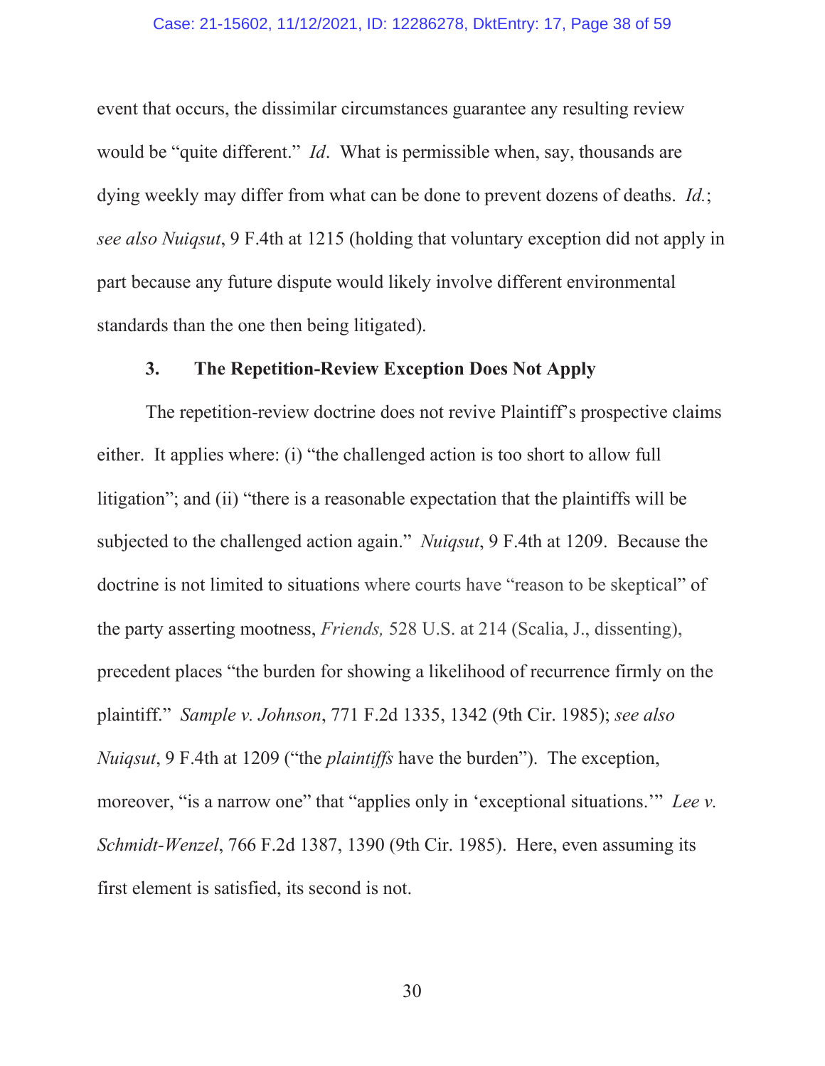event that occurs, the dissimilar circumstances guarantee any resulting review would be "quite different." *Id*. What is permissible when, say, thousands are dying weekly may differ from what can be done to prevent dozens of deaths. *Id.*; *see also Nuiqsut*, 9 F.4th at 1215 (holding that voluntary exception did not apply in part because any future dispute would likely involve different environmental standards than the one then being litigated).

### 3. The Repetition-Review Exception Does Not Apply

The repetition-review doctrine does not revive Plaintiff's prospective claims either. It applies where: (i) "the challenged action is too short to allow full litigation"; and (ii) "there is a reasonable expectation that the plaintiffs will be subjected to the challenged action again." *Nuiqsut*, 9 F.4th at 1209. Because the doctrine is not limited to situations where courts have "reason to be skeptical" of the party asserting mootness, *Friends,* 528 U.S. at 214 (Scalia, J., dissenting), precedent places "the burden for showing a likelihood of recurrence firmly on the plaintiff." *Sample v. Johnson*, 771 F.2d 1335, 1342 (9th Cir. 1985); *see also Nuiqsut*, 9 F.4th at 1209 ("the *plaintiffs* have the burden"). The exception, moreover, "is a narrow one" that "applies only in 'exceptional situations.'" *Lee v. Schmidt-Wenzel*, 766 F.2d 1387, 1390 (9th Cir. 1985). Here, even assuming its first element is satisfied, its second is not.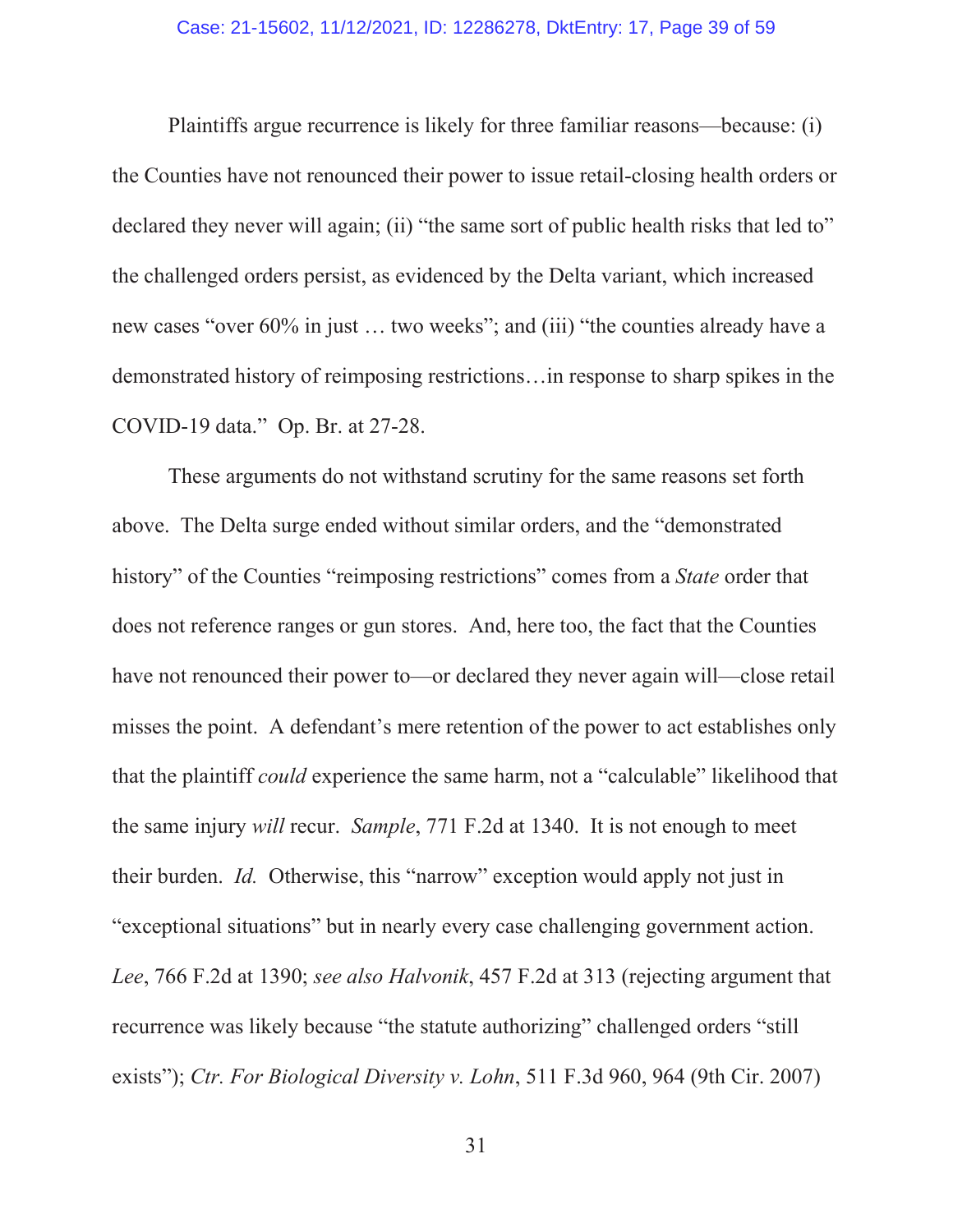Plaintiffs argue recurrence is likely for three familiar reasons—because: (i) the Counties have not renounced their power to issue retail-closing health orders or declared they never will again; (ii) "the same sort of public health risks that led to" the challenged orders persist, as evidenced by the Delta variant, which increased new cases "over 60% in just … two weeks"; and (iii) "the counties already have a demonstrated history of reimposing restrictions…in response to sharp spikes in the COVID-19 data." Op. Br. at 27-28.

These arguments do not withstand scrutiny for the same reasons set forth above. The Delta surge ended without similar orders, and the "demonstrated history" of the Counties "reimposing restrictions" comes from a *State* order that does not reference ranges or gun stores. And, here too, the fact that the Counties have not renounced their power to—or declared they never again will—close retail misses the point. A defendant's mere retention of the power to act establishes only that the plaintiff *could* experience the same harm, not a "calculable" likelihood that the same injury *will* recur. *Sample*, 771 F.2d at 1340. It is not enough to meet their burden. *Id.* Otherwise, this "narrow" exception would apply not just in "exceptional situations" but in nearly every case challenging government action. *Lee*, 766 F.2d at 1390; *see also Halvonik*, 457 F.2d at 313 (rejecting argument that recurrence was likely because "the statute authorizing" challenged orders "still exists"); *Ctr. For Biological Diversity v. Lohn*, 511 F.3d 960, 964 (9th Cir. 2007)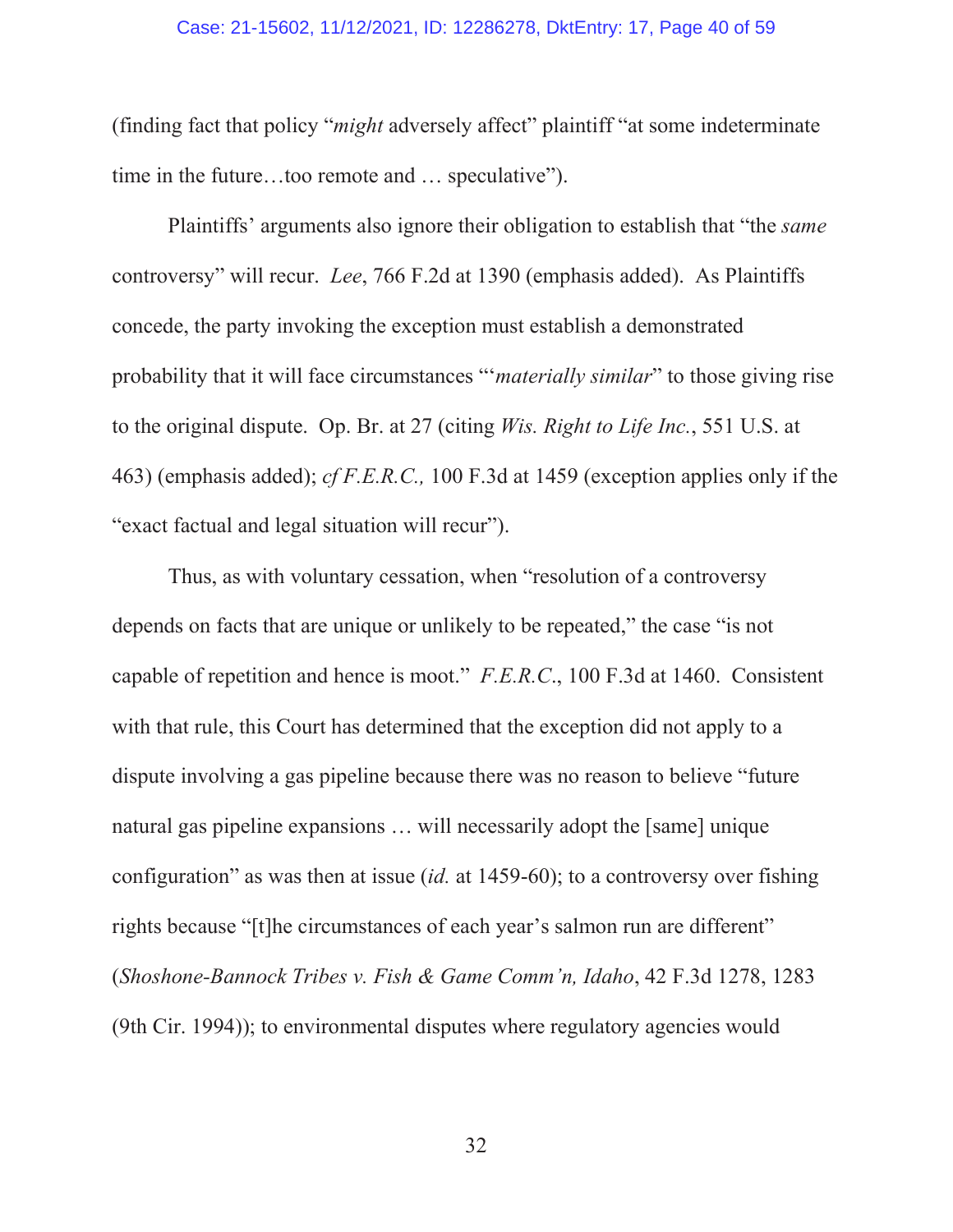(finding fact that policy "*might* adversely affect" plaintiff "at some indeterminate time in the future…too remote and … speculative").

Plaintiffs' arguments also ignore their obligation to establish that "the *same* controversy" will recur. *Lee*, 766 F.2d at 1390 (emphasis added). As Plaintiffs concede, the party invoking the exception must establish a demonstrated probability that it will face circumstances "'*materially similar*" to those giving rise to the original dispute. Op. Br. at 27 (citing *Wis. Right to Life Inc.*, 551 U.S. at 463) (emphasis added); *cf F.E.R.C.,* 100 F.3d at 1459 (exception applies only if the "exact factual and legal situation will recur").

Thus, as with voluntary cessation, when "resolution of a controversy depends on facts that are unique or unlikely to be repeated," the case "is not capable of repetition and hence is moot." *F.E.R.C.*, 100 F.3d at 1460. Consistent with that rule, this Court has determined that the exception did not apply to a dispute involving a gas pipeline because there was no reason to believe "future natural gas pipeline expansions … will necessarily adopt the [same] unique configuration" as was then at issue (*id.* at 1459-60); to a controversy over fishing rights because "[t]he circumstances of each year's salmon run are different" (*Shoshone-Bannock Tribes v. Fish & Game Comm'n, Idaho*, 42 F.3d 1278, 1283 (9th Cir. 1994)); to environmental disputes where regulatory agencies would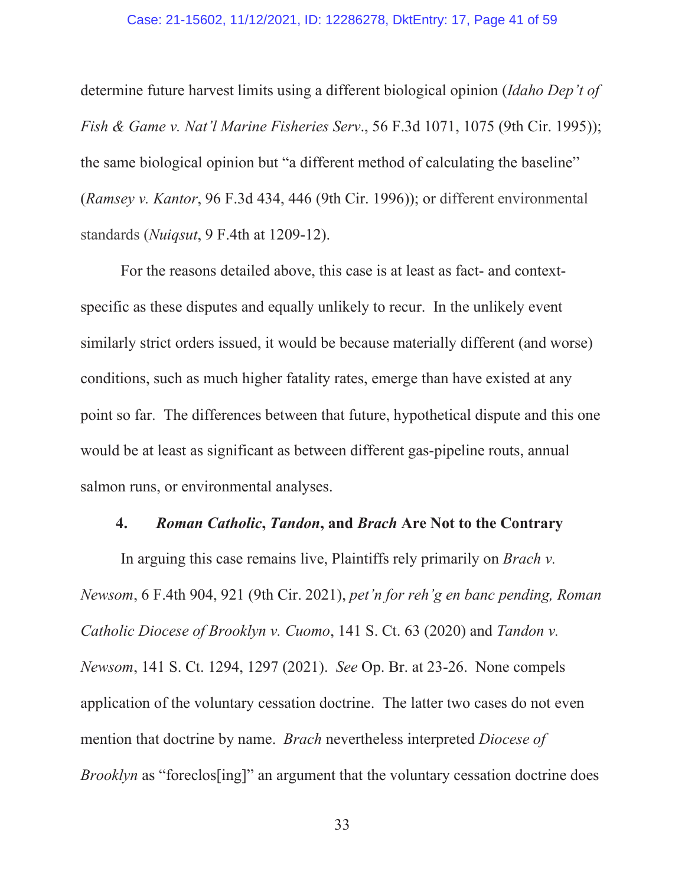determine future harvest limits using a different biological opinion (*Idaho Dep't of Fish & Game v. Nat'l Marine Fisheries Serv*., 56 F.3d 1071, 1075 (9th Cir. 1995)); the same biological opinion but "a different method of calculating the baseline" (*Ramsey v. Kantor*, 96 F.3d 434, 446 (9th Cir. 1996)); or different environmental standards (*Nuiqsut*, 9 F.4th at 1209-12).

For the reasons detailed above, this case is at least as fact- and context-specific as these disputes and equally unlikely to recur. In the unlikely event similarly strict orders issued, it would be because materially different (and worse) conditions, such as much higher fatality rates, emerge than have existed at any point so far. The differences between that future, hypothetical dispute and this one would be at least as significant as between different gas-pipeline routs, annual salmon runs, or environmental analyses.

#### 4. *Roman Catholic*, *Tandon*, and *Brach* Are Not to the Contrary

In arguing this case remains live, Plaintiffs rely primarily on *Brach v. Newsom*, 6 F.4th 904, 921 (9th Cir. 2021), *pet'n for reh'g en banc pending, Roman Catholic Diocese of Brooklyn v. Cuomo*, 141 S. Ct. 63 (2020) and *Tandon v. Newsom*, 141 S. Ct. 1294, 1297 (2021). *See* Op. Br. at 23-26. None compels application of the voluntary cessation doctrine. The latter two cases do not even mention that doctrine by name. *Brach* nevertheless interpreted *Diocese of Brooklyn* as "foreclos[ing]" an argument that the voluntary cessation doctrine does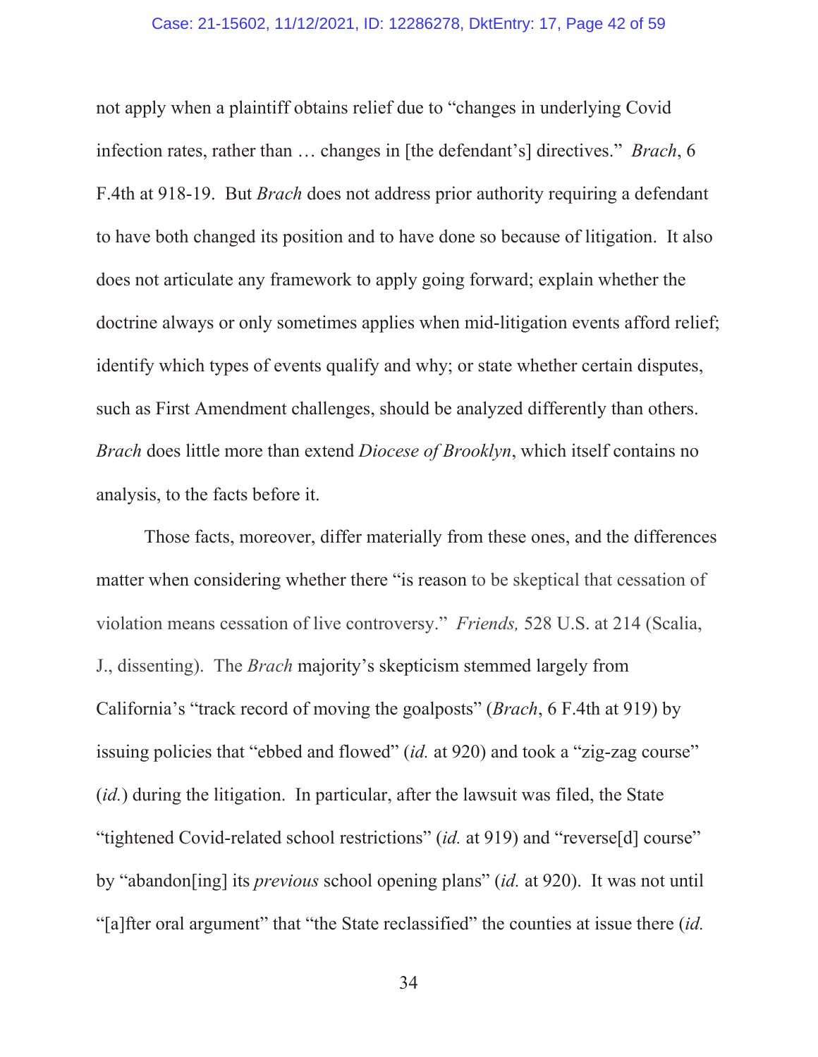not apply when a plaintiff obtains relief due to "changes in underlying Covid infection rates, rather than … changes in [the defendant's] directives." *Brach*, 6 F.4th at 918-19. But *Brach* does not address prior authority requiring a defendant to have both changed its position and to have done so because of litigation. It also does not articulate any framework to apply going forward; explain whether the doctrine always or only sometimes applies when mid-litigation events afford relief; identify which types of events qualify and why; or state whether certain disputes, such as First Amendment challenges, should be analyzed differently than others. *Brach* does little more than extend *Diocese of Brooklyn*, which itself contains no analysis, to the facts before it.

Those facts, moreover, differ materially from these ones, and the differences matter when considering whether there "is reason to be skeptical that cessation of violation means cessation of live controversy." *Friends,* 528 U.S. at 214 (Scalia, J., dissenting). The *Brach* majority's skepticism stemmed largely from California's "track record of moving the goalposts" (*Brach*, 6 F.4th at 919) by issuing policies that "ebbed and flowed" (*id.* at 920) and took a "zig-zag course" (*id.*) during the litigation. In particular, after the lawsuit was filed, the State "tightened Covid-related school restrictions" (*id.* at 919) and "reverse[d] course" by "abandon[ing] its *previous* school opening plans" (*id.* at 920). It was not until "[a]fter oral argument" that "the State reclassified" the counties at issue there (*id.*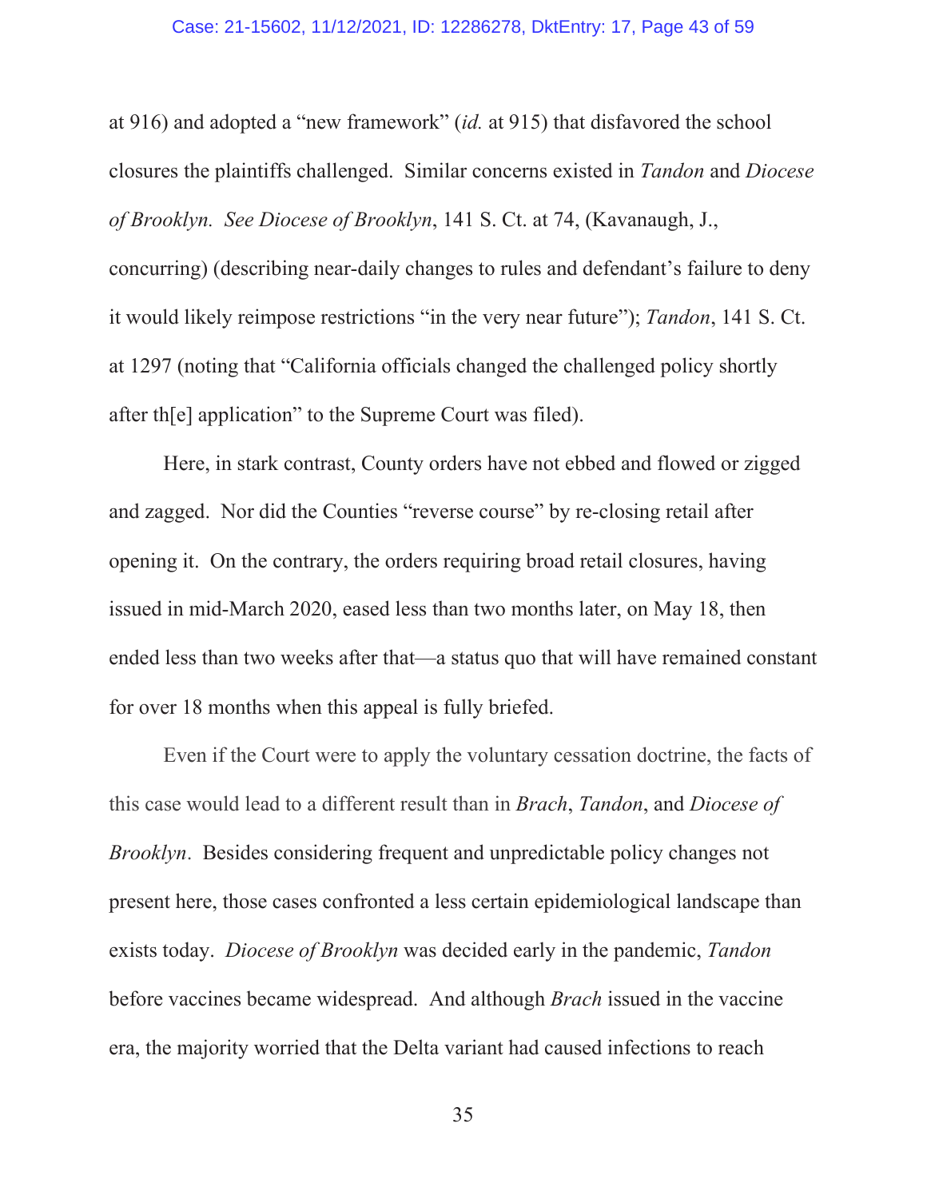at 916) and adopted a "new framework" (*id.* at 915) that disfavored the school closures the plaintiffs challenged. Similar concerns existed in *Tandon* and *Diocese of Brooklyn*. *See Diocese of Brooklyn*, 141 S. Ct. at 74, (Kavanaugh, J., concurring) (describing near-daily changes to rules and defendant's failure to deny it would likely reimpose restrictions "in the very near future"); *Tandon*, 141 S. Ct. at 1297 (noting that "California officials changed the challenged policy shortly after th[e] application" to the Supreme Court was filed).

Here, in stark contrast, County orders have not ebbed and flowed or zigged and zagged. Nor did the Counties "reverse course" by re-closing retail after opening it. On the contrary, the orders requiring broad retail closures, having issued in mid-March 2020, eased less than two months later, on May 18, then ended less than two weeks after that—a status quo that will have remained constant for over 18 months when this appeal is fully briefed.

Even if the Court were to apply the voluntary cessation doctrine, the facts of this case would lead to a different result than in *Brach*, *Tandon*, and *Diocese of Brooklyn*. Besides considering frequent and unpredictable policy changes not present here, those cases confronted a less certain epidemiological landscape than exists today. *Diocese of Brooklyn* was decided early in the pandemic, *Tandon* before vaccines became widespread. And although *Brach* issued in the vaccine era, the majority worried that the Delta variant had caused infections to reach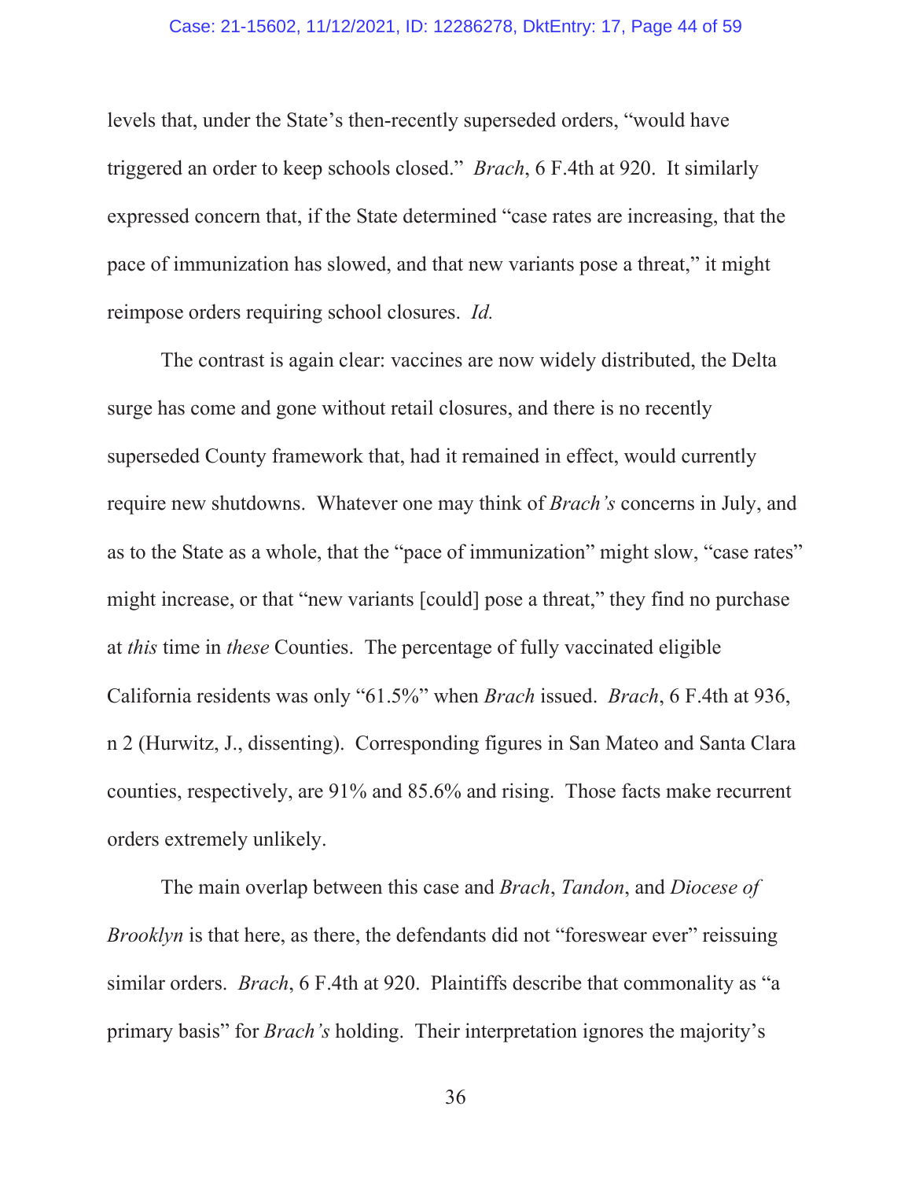levels that, under the State's then-recently superseded orders, "would have triggered an order to keep schools closed." *Brach*, 6 F.4th at 920. It similarly expressed concern that, if the State determined "case rates are increasing, that the pace of immunization has slowed, and that new variants pose a threat," it might reimpose orders requiring school closures. *Id.*

The contrast is again clear: vaccines are now widely distributed, the Delta surge has come and gone without retail closures, and there is no recently superseded County framework that, had it remained in effect, would currently require new shutdowns. Whatever one may think of *Brach's* concerns in July, and as to the State as a whole, that the "pace of immunization" might slow, "case rates" might increase, or that "new variants [could] pose a threat," they find no purchase at *this* time in *these* Counties. The percentage of fully vaccinated eligible California residents was only "61.5%" when *Brach* issued. *Brach*, 6 F.4th at 936, n 2 (Hurwitz, J., dissenting). Corresponding figures in San Mateo and Santa Clara counties, respectively, are 91% and 85.6% and rising. Those facts make recurrent orders extremely unlikely.

The main overlap between this case and *Brach*, *Tandon*, and *Diocese of Brooklyn* is that here, as there, the defendants did not "foreswear ever" reissuing similar orders. *Brach*, 6 F.4th at 920. Plaintiffs describe that commonality as "a primary basis" for *Brach's* holding. Their interpretation ignores the majority's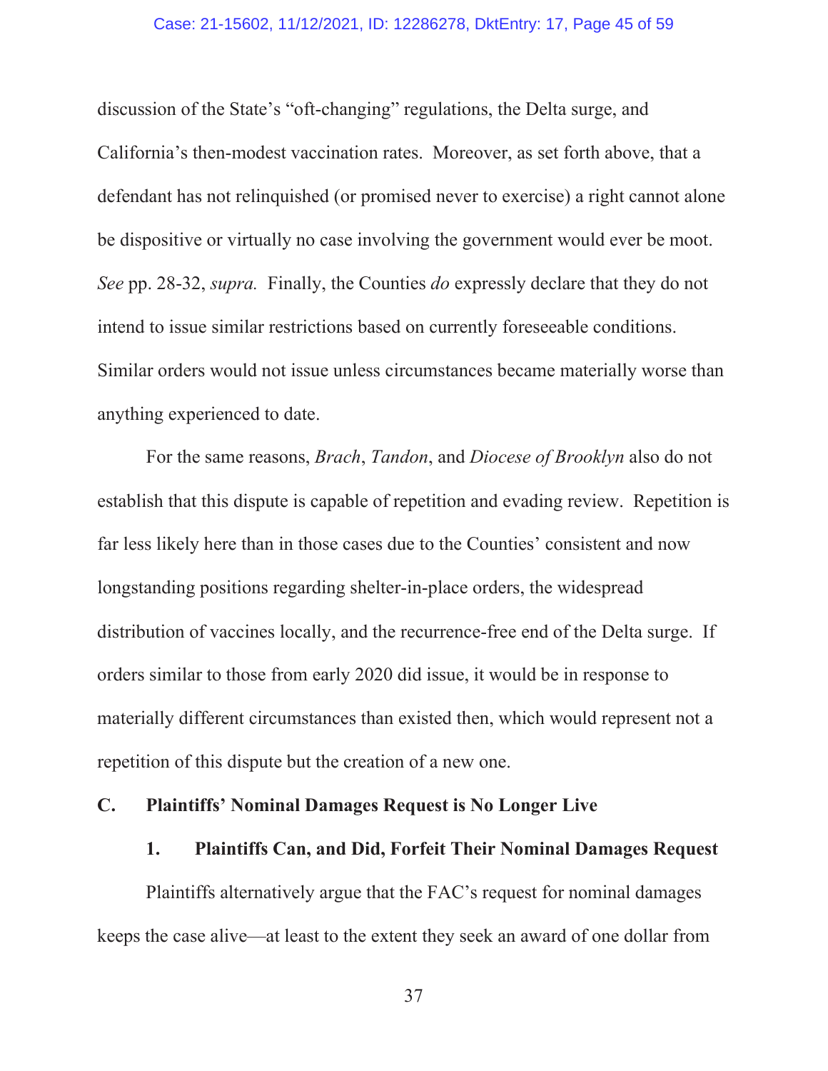discussion of the State's "oft-changing" regulations, the Delta surge, and California's then-modest vaccination rates. Moreover, as set forth above, that a defendant has not relinquished (or promised never to exercise) a right cannot alone be dispositive or virtually no case involving the government would ever be moot. *See* pp. 28-32, *supra.* Finally, the Counties *do* expressly declare that they do not intend to issue similar restrictions based on currently foreseeable conditions. Similar orders would not issue unless circumstances became materially worse than anything experienced to date.

For the same reasons, *Brach*, *Tandon*, and *Diocese of Brooklyn* also do not establish that this dispute is capable of repetition and evading review. Repetition is far less likely here than in those cases due to the Counties' consistent and now longstanding positions regarding shelter-in-place orders, the widespread distribution of vaccines locally, and the recurrence-free end of the Delta surge. If orders similar to those from early 2020 did issue, it would be in response to materially different circumstances than existed then, which would represent not a repetition of this dispute but the creation of a new one.

### C. Plaintiffs' Nominal Damages Request is No Longer Live

#### 1. Plaintiffs Can, and Did, Forfeit Their Nominal Damages Request

Plaintiffs alternatively argue that the FAC's request for nominal damages keeps the case alive—at least to the extent they seek an award of one dollar from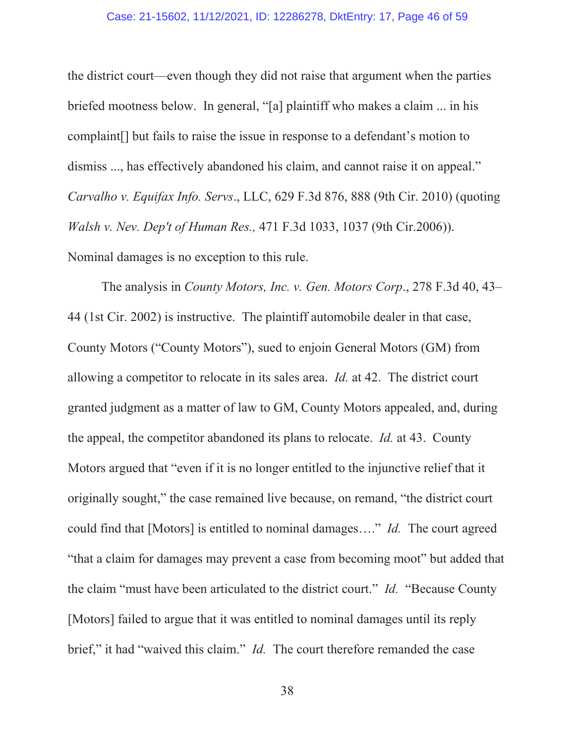the district court—even though they did not raise that argument when the parties briefed mootness below. In general, "[a] plaintiff who makes a claim ... in his complaint[] but fails to raise the issue in response to a defendant's motion to dismiss ..., has effectively abandoned his claim, and cannot raise it on appeal." *Carvalho v. Equifax Info. Servs*., LLC, 629 F.3d 876, 888 (9th Cir. 2010) (quoting *Walsh v. Nev. Dep't of Human Res.,* 471 F.3d 1033, 1037 (9th Cir.2006)). Nominal damages is no exception to this rule.

The analysis in *County Motors, Inc. v. Gen. Motors Corp*., 278 F.3d 40, 43–44 (1st Cir. 2002) is instructive. The plaintiff automobile dealer in that case, County Motors ("County Motors"), sued to enjoin General Motors (GM) from allowing a competitor to relocate in its sales area. *Id.* at 42. The district court granted judgment as a matter of law to GM, County Motors appealed, and, during the appeal, the competitor abandoned its plans to relocate. *Id.* at 43. County Motors argued that "even if it is no longer entitled to the injunctive relief that it originally sought," the case remained live because, on remand, "the district court could find that [Motors] is entitled to nominal damages…." *Id.* The court agreed "that a claim for damages may prevent a case from becoming moot" but added that the claim "must have been articulated to the district court." *Id.* "Because County [Motors] failed to argue that it was entitled to nominal damages until its reply brief," it had "waived this claim." *Id.* The court therefore remanded the case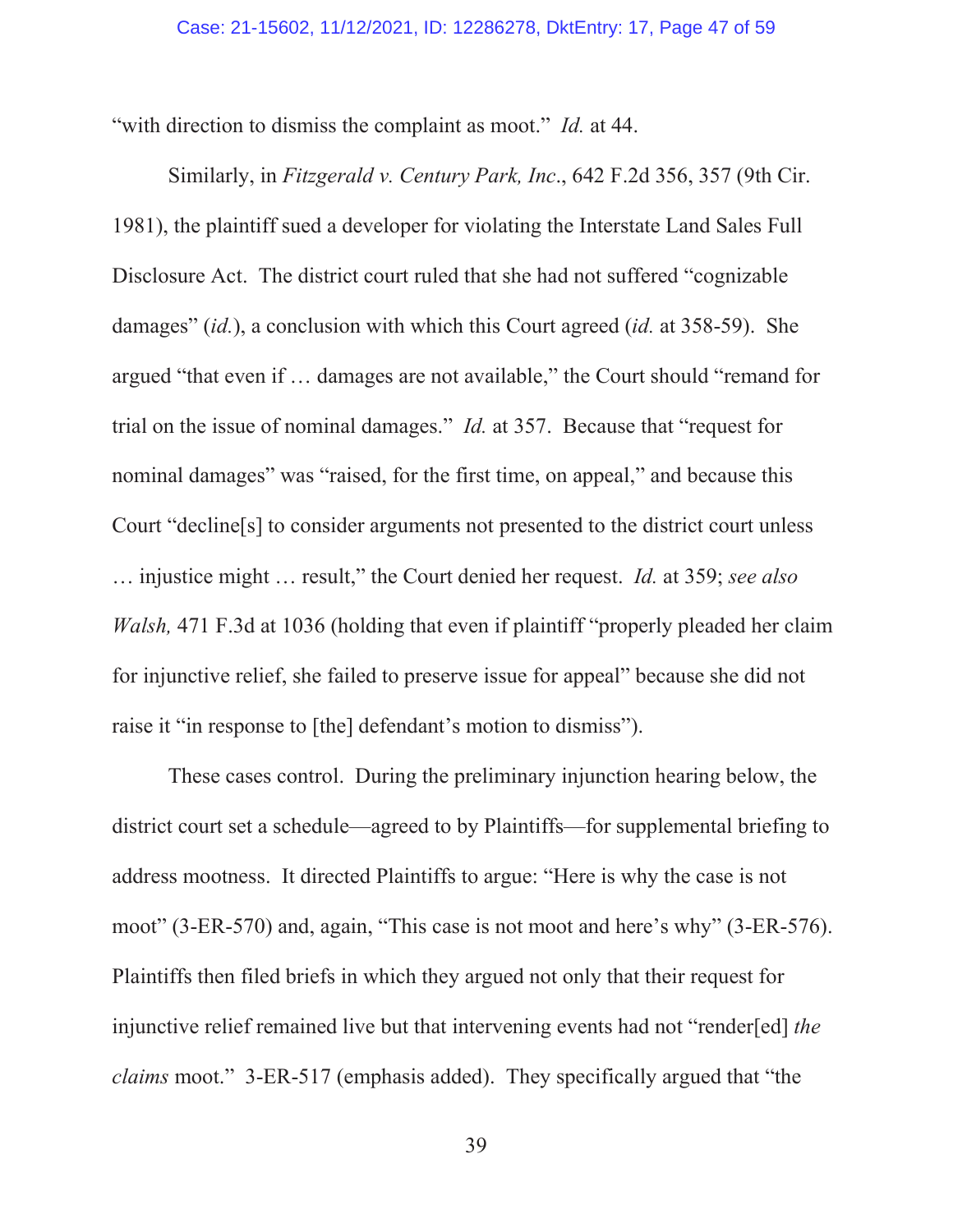"with direction to dismiss the complaint as moot." *Id.* at 44.

Similarly, in *Fitzgerald v. Century Park, Inc*., 642 F.2d 356, 357 (9th Cir. 1981), the plaintiff sued a developer for violating the Interstate Land Sales Full Disclosure Act. The district court ruled that she had not suffered "cognizable damages" (*id.*), a conclusion with which this Court agreed (*id.* at 358-59). She argued "that even if … damages are not available," the Court should "remand for trial on the issue of nominal damages." *Id.* at 357. Because that "request for nominal damages" was "raised, for the first time, on appeal," and because this Court "decline[s] to consider arguments not presented to the district court unless … injustice might … result," the Court denied her request. *Id.* at 359; *see also Walsh,* 471 F.3d at 1036 (holding that even if plaintiff "properly pleaded her claim for injunctive relief, she failed to preserve issue for appeal" because she did not raise it "in response to [the] defendant's motion to dismiss").

These cases control. During the preliminary injunction hearing below, the district court set a schedule—agreed to by Plaintiffs—for supplemental briefing to address mootness. It directed Plaintiffs to argue: "Here is why the case is not moot" (3-ER-570) and, again, "This case is not moot and here's why" (3-ER-576). Plaintiffs then filed briefs in which they argued not only that their request for injunctive relief remained live but that intervening events had not "render[ed] *the claims* moot." 3-ER-517 (emphasis added). They specifically argued that "the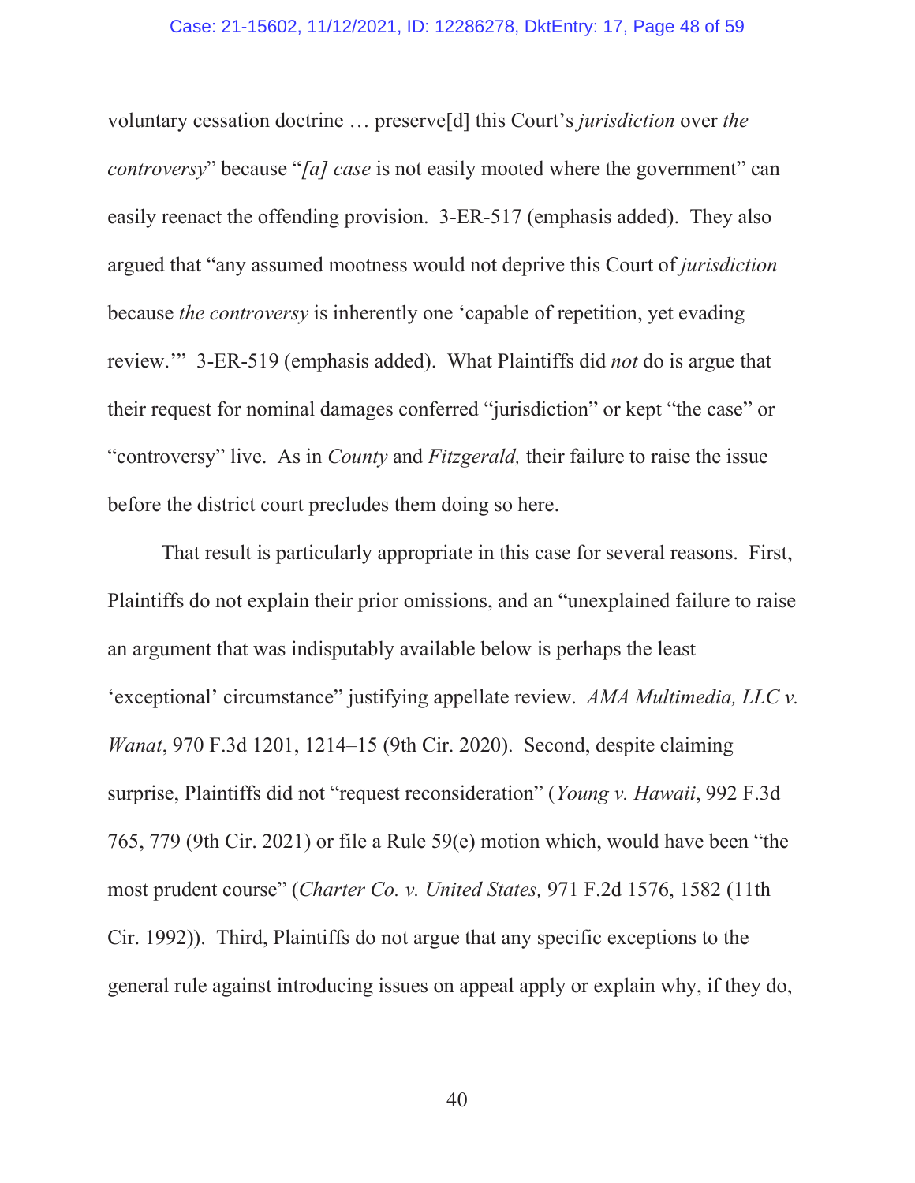voluntary cessation doctrine … preserve[d] this Court's *jurisdiction* over *the controversy*" because "*[a] case* is not easily mooted where the government" can easily reenact the offending provision. 3-ER-517 (emphasis added). They also argued that "any assumed mootness would not deprive this Court of *jurisdiction* because *the controversy* is inherently one 'capable of repetition, yet evading review.'" 3-ER-519 (emphasis added). What Plaintiffs did *not* do is argue that their request for nominal damages conferred "jurisdiction" or kept "the case" or "controversy" live. As in *County* and *Fitzgerald,* their failure to raise the issue before the district court precludes them doing so here.

That result is particularly appropriate in this case for several reasons. First, Plaintiffs do not explain their prior omissions, and an "unexplained failure to raise an argument that was indisputably available below is perhaps the least 'exceptional' circumstance" justifying appellate review. *AMA Multimedia, LLC v. Wanat*, 970 F.3d 1201, 1214–15 (9th Cir. 2020). Second, despite claiming surprise, Plaintiffs did not "request reconsideration" (*Young v. Hawaii*, 992 F.3d 765, 779 (9th Cir. 2021) or file a Rule 59(e) motion which, would have been "the most prudent course" (*Charter Co. v. United States,* 971 F.2d 1576, 1582 (11th Cir. 1992)). Third, Plaintiffs do not argue that any specific exceptions to the general rule against introducing issues on appeal apply or explain why, if they do,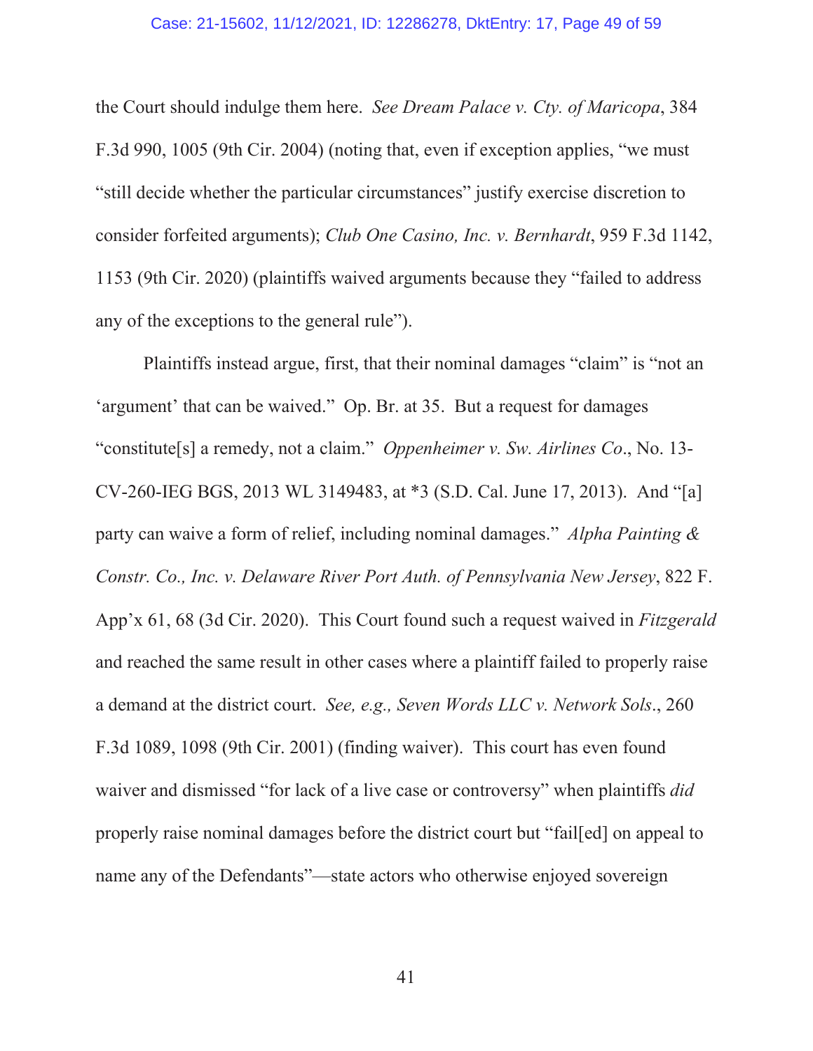the Court should indulge them here. *See Dream Palace v. Cty. of Maricopa*, 384 F.3d 990, 1005 (9th Cir. 2004) (noting that, even if exception applies, "we must "still decide whether the particular circumstances" justify exercise discretion to consider forfeited arguments); *Club One Casino, Inc. v. Bernhardt*, 959 F.3d 1142, 1153 (9th Cir. 2020) (plaintiffs waived arguments because they "failed to address any of the exceptions to the general rule").

Plaintiffs instead argue, first, that their nominal damages "claim" is "not an 'argument' that can be waived." Op. Br. at 35. But a request for damages "constitute[s] a remedy, not a claim." *Oppenheimer v. Sw. Airlines Co*., No. 13-CV-260-IEG BGS, 2013 WL 3149483, at *3 (S.D. Cal. June 17, 2013). And "[a] party can waive a form of relief, including nominal damages." *Alpha Painting & Constr. Co., Inc. v. Delaware River Port Auth. of Pennsylvania New Jersey*, 822 F. App'x 61, 68 (3d Cir. 2020). This Court found such a request waived in *Fitzgerald* and reached the same result in other cases where a plaintiff failed to properly raise a demand at the district court. *See, e.g., Seven Words LLC v. Network Sols*., 260 F.3d 1089, 1098 (9th Cir. 2001) (finding waiver). This court has even found waiver and dismissed "for lack of a live case or controversy" when plaintiffs *did* properly raise nominal damages before the district court but "fail[ed] on appeal to name any of the Defendants"—state actors who otherwise enjoyed sovereign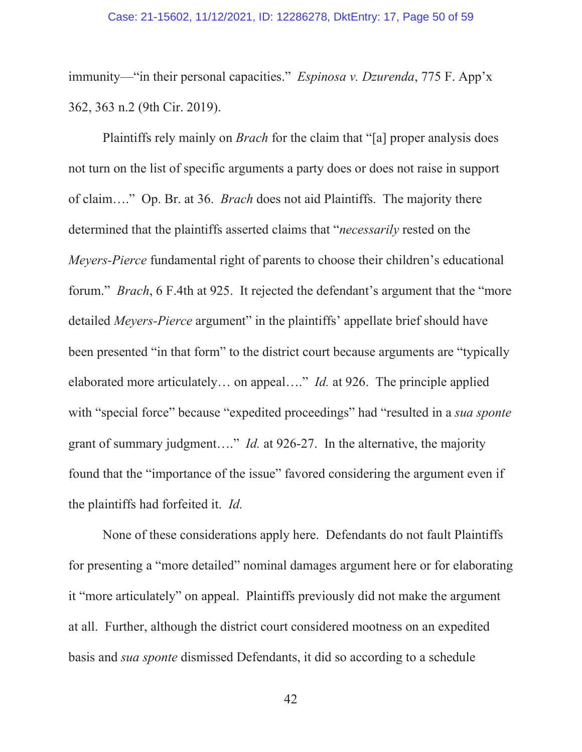immunity—"in their personal capacities." *Espinosa v. Dzurenda*, 775 F. App'x 362, 363 n.2 (9th Cir. 2019).

Plaintiffs rely mainly on *Brach* for the claim that "[a] proper analysis does not turn on the list of specific arguments a party does or does not raise in support of claim…." Op. Br. at 36. *Brach* does not aid Plaintiffs. The majority there determined that the plaintiffs asserted claims that "*necessarily* rested on the *Meyers-Pierce* fundamental right of parents to choose their children's educational forum." *Brach*, 6 F.4th at 925. It rejected the defendant's argument that the "more detailed *Meyers-Pierce* argument" in the plaintiffs' appellate brief should have been presented "in that form" to the district court because arguments are "typically elaborated more articulately… on appeal…." *Id.* at 926. The principle applied with "special force" because "expedited proceedings" had "resulted in a *sua sponte* grant of summary judgment…." *Id.* at 926-27. In the alternative, the majority found that the "importance of the issue" favored considering the argument even if the plaintiffs had forfeited it. *Id.*

None of these considerations apply here. Defendants do not fault Plaintiffs for presenting a "more detailed" nominal damages argument here or for elaborating it "more articulately" on appeal. Plaintiffs previously did not make the argument at all. Further, although the district court considered mootness on an expedited basis and *sua sponte* dismissed Defendants, it did so according to a schedule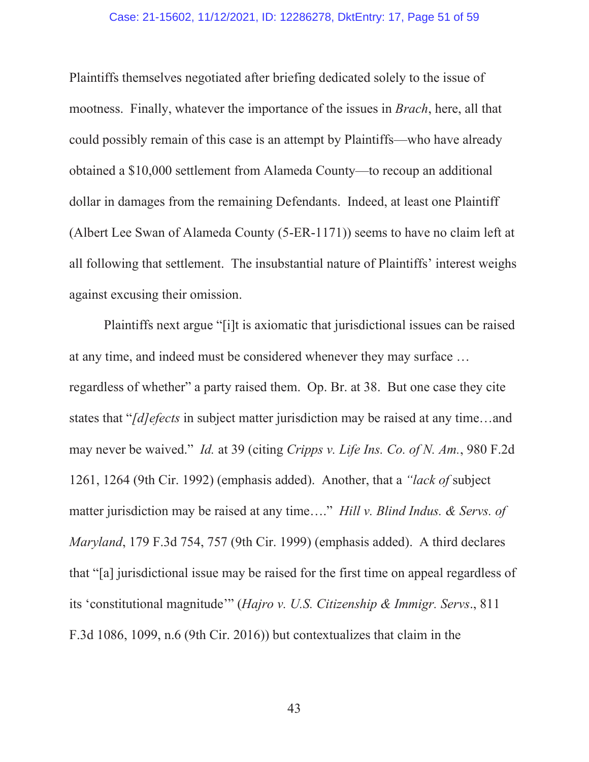Plaintiffs themselves negotiated after briefing dedicated solely to the issue of mootness. Finally, whatever the importance of the issues in *Brach*, here, all that could possibly remain of this case is an attempt by Plaintiffs—who have already obtained a $10,000 settlement from Alameda County—to recoup an additional dollar in damages from the remaining Defendants. Indeed, at least one Plaintiff (Albert Lee Swan of Alameda County (5-ER-1171)) seems to have no claim left at all following that settlement. The insubstantial nature of Plaintiffs' interest weighs against excusing their omission.

Plaintiffs next argue "[i]t is axiomatic that jurisdictional issues can be raised at any time, and indeed must be considered whenever they may surface … regardless of whether" a party raised them. Op. Br. at 38. But one case they cite states that "*[d]efects* in subject matter jurisdiction may be raised at any time…and may never be waived." *Id.* at 39 (citing *Cripps v. Life Ins. Co. of N. Am.*, 980 F.2d 1261, 1264 (9th Cir. 1992) (emphasis added). Another, that a *"lack of* subject matter jurisdiction may be raised at any time…." *Hill v. Blind Indus. & Servs. of Maryland*, 179 F.3d 754, 757 (9th Cir. 1999) (emphasis added). A third declares that "[a] jurisdictional issue may be raised for the first time on appeal regardless of its 'constitutional magnitude'" (*Hajro v. U.S. Citizenship & Immigr. Servs*., 811 F.3d 1086, 1099, n.6 (9th Cir. 2016)) but contextualizes that claim in the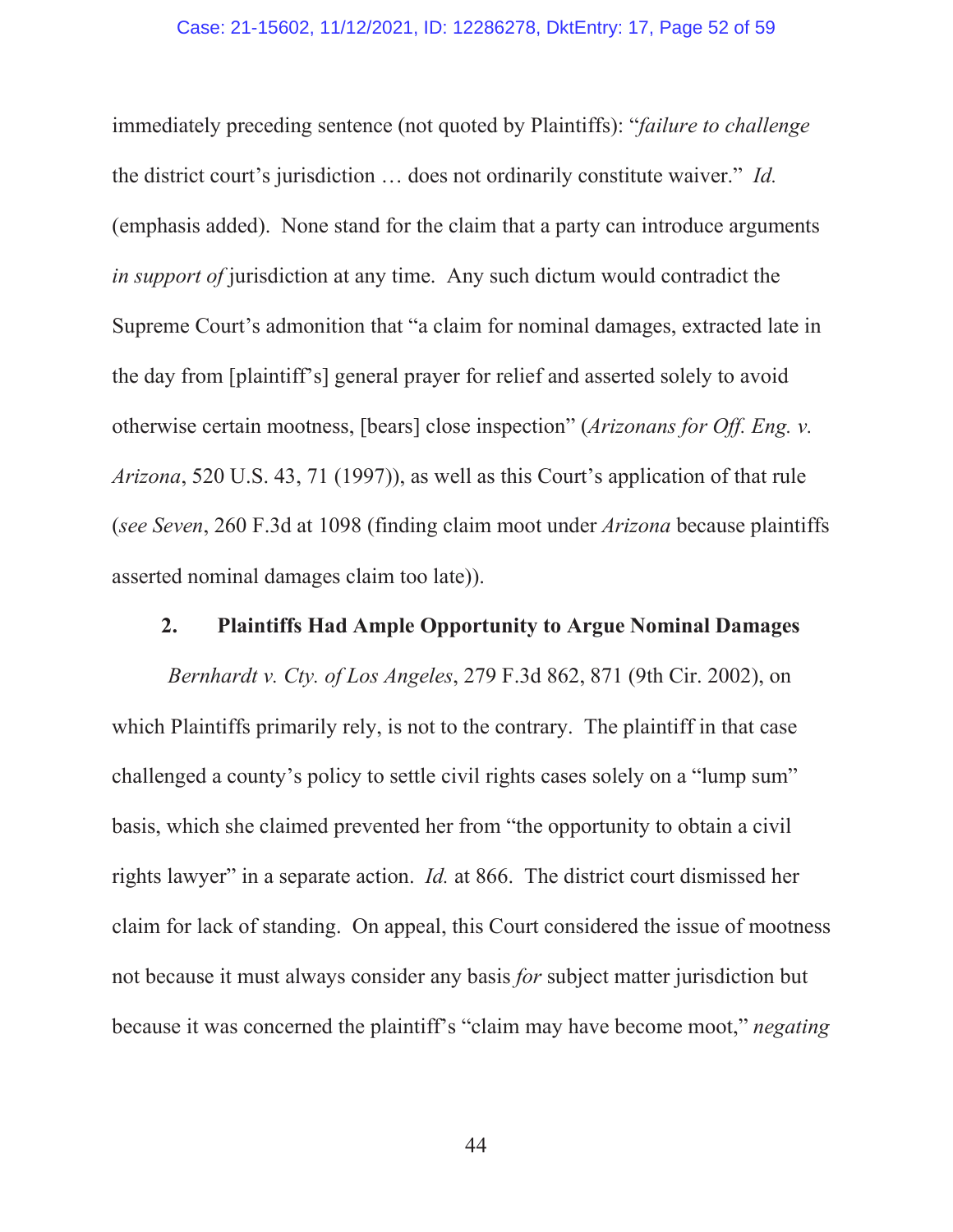immediately preceding sentence (not quoted by Plaintiffs): "*failure to challenge* the district court's jurisdiction … does not ordinarily constitute waiver." *Id.* (emphasis added). None stand for the claim that a party can introduce arguments *in support of* jurisdiction at any time. Any such dictum would contradict the Supreme Court's admonition that "a claim for nominal damages, extracted late in the day from [plaintiff's] general prayer for relief and asserted solely to avoid otherwise certain mootness, [bears] close inspection" (*Arizonans for Off. Eng. v. Arizona*, 520 U.S. 43, 71 (1997)), as well as this Court's application of that rule (*see Seven*, 260 F.3d at 1098 (finding claim moot under *Arizona* because plaintiffs asserted nominal damages claim too late)).

### 2. Plaintiffs Had Ample Opportunity to Argue Nominal Damages

*Bernhardt v. Cty. of Los Angeles*, 279 F.3d 862, 871 (9th Cir. 2002), on which Plaintiffs primarily rely, is not to the contrary. The plaintiff in that case challenged a county's policy to settle civil rights cases solely on a "lump sum" basis, which she claimed prevented her from "the opportunity to obtain a civil rights lawyer" in a separate action. *Id.* at 866. The district court dismissed her claim for lack of standing. On appeal, this Court considered the issue of mootness not because it must always consider any basis *for* subject matter jurisdiction but because it was concerned the plaintiff's "claim may have become moot," *negating*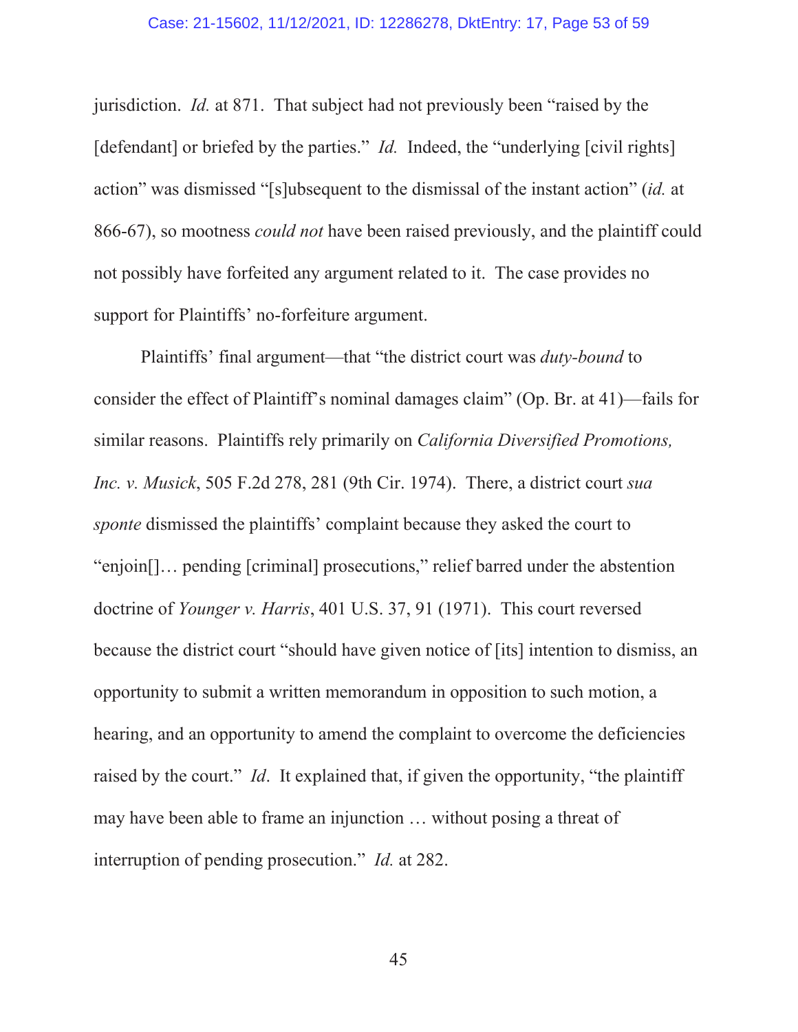jurisdiction. *Id.* at 871. That subject had not previously been "raised by the [defendant] or briefed by the parties." *Id.* Indeed, the "underlying [civil rights] action" was dismissed "[s]ubsequent to the dismissal of the instant action" (*id.* at 866-67), so mootness *could not* have been raised previously, and the plaintiff could not possibly have forfeited any argument related to it. The case provides no support for Plaintiffs' no-forfeiture argument.

Plaintiffs' final argument—that "the district court was *duty-bound* to consider the effect of Plaintiff's nominal damages claim" (Op. Br. at 41)—fails for similar reasons. Plaintiffs rely primarily on *California Diversified Promotions, Inc. v. Musick*, 505 F.2d 278, 281 (9th Cir. 1974). There, a district court *sua sponte* dismissed the plaintiffs' complaint because they asked the court to "enjoin[]… pending [criminal] prosecutions," relief barred under the abstention doctrine of *Younger v. Harris*, 401 U.S. 37, 91 (1971). This court reversed because the district court "should have given notice of [its] intention to dismiss, an opportunity to submit a written memorandum in opposition to such motion, a hearing, and an opportunity to amend the complaint to overcome the deficiencies raised by the court." *Id*. It explained that, if given the opportunity, "the plaintiff may have been able to frame an injunction … without posing a threat of interruption of pending prosecution." *Id.* at 282.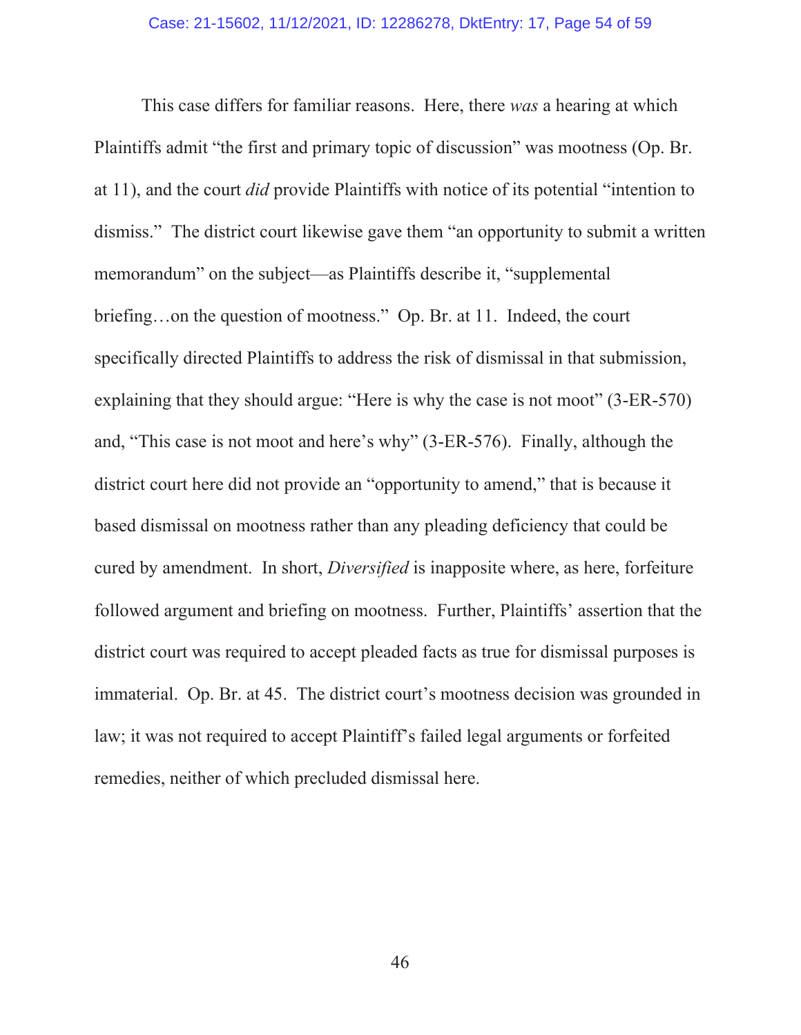This case differs for familiar reasons. Here, there *was* a hearing at which Plaintiffs admit "the first and primary topic of discussion" was mootness (Op. Br. at 11), and the court *did* provide Plaintiffs with notice of its potential "intention to dismiss." The district court likewise gave them "an opportunity to submit a written memorandum" on the subject—as Plaintiffs describe it, "supplemental briefing…on the question of mootness." Op. Br. at 11. Indeed, the court specifically directed Plaintiffs to address the risk of dismissal in that submission, explaining that they should argue: "Here is why the case is not moot" (3-ER-570) and, "This case is not moot and here's why" (3-ER-576). Finally, although the district court here did not provide an "opportunity to amend," that is because it based dismissal on mootness rather than any pleading deficiency that could be cured by amendment. In short, *Diversified* is inapposite where, as here, forfeiture followed argument and briefing on mootness. Further, Plaintiffs' assertion that the district court was required to accept pleaded facts as true for dismissal purposes is immaterial. Op. Br. at 45. The district court's mootness decision was grounded in law; it was not required to accept Plaintiff's failed legal arguments or forfeited remedies, neither of which precluded dismissal here.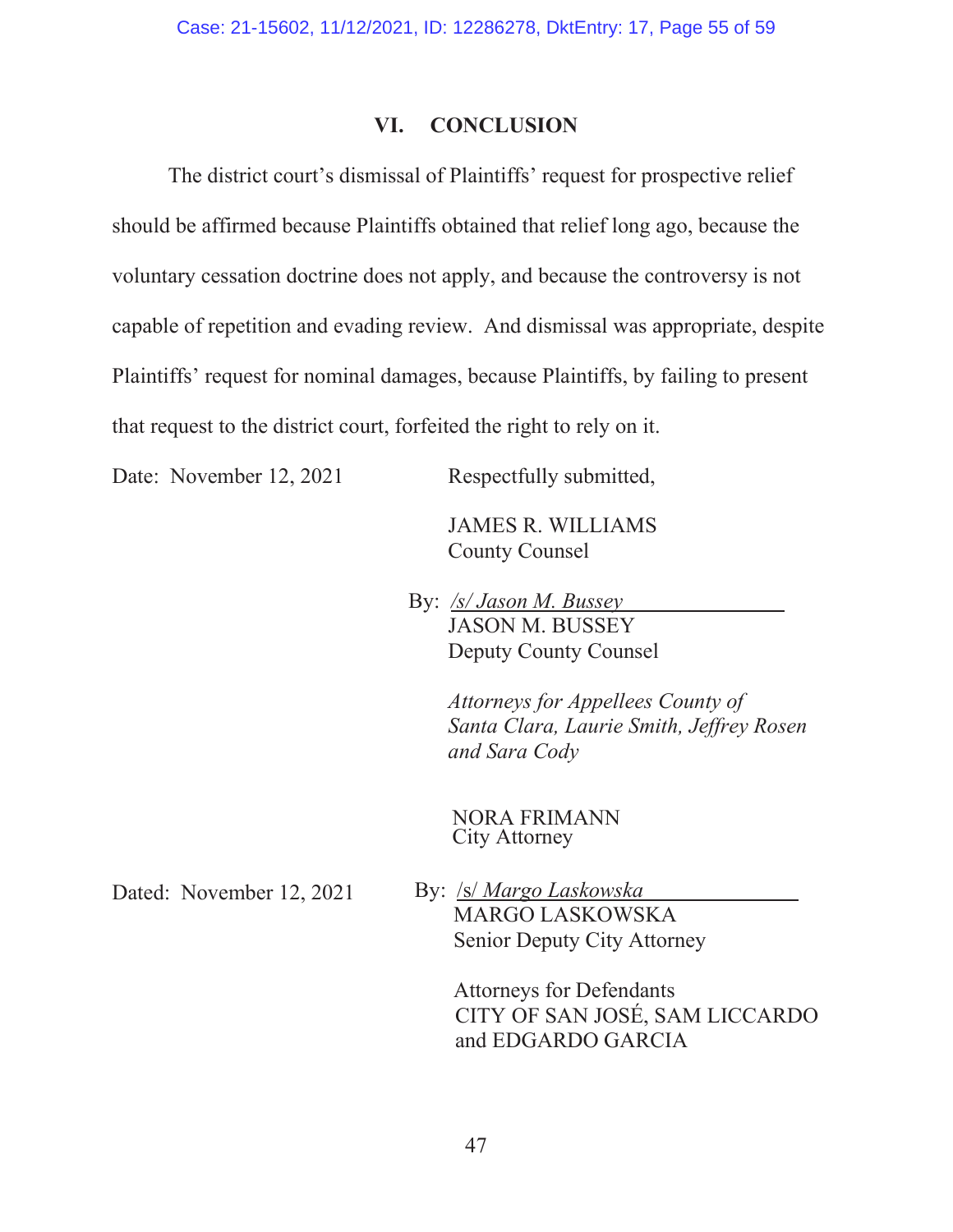## VI. CONCLUSION

The district court's dismissal of Plaintiffs' request for prospective relief should be affirmed because Plaintiffs obtained that relief long ago, because the voluntary cessation doctrine does not apply, and because the controversy is not capable of repetition and evading review. And dismissal was appropriate, despite Plaintiffs' request for nominal damages, because Plaintiffs, by failing to present that request to the district court, forfeited the right to rely on it.

Date: November 12, 2021

Respectfully submitted,

JAMES R. WILLIAMS
County Counsel

By: */s/ Jason M. Bussey*
JASON M. BUSSEY
Deputy County Counsel

*Attorneys for Appellees County of Santa Clara, Laurie Smith, Jeffrey Rosen and Sara Cody*

NORA FRIMANN
City Attorney

Dated: November 12, 2021

By: /s/ *Margo Laskowska*
MARGO LASKOWSKA
Senior Deputy City Attorney

Attorneys for Defendants
CITY OF SAN JOSÉ, SAM LICCARDO and EDGARDO GARCIA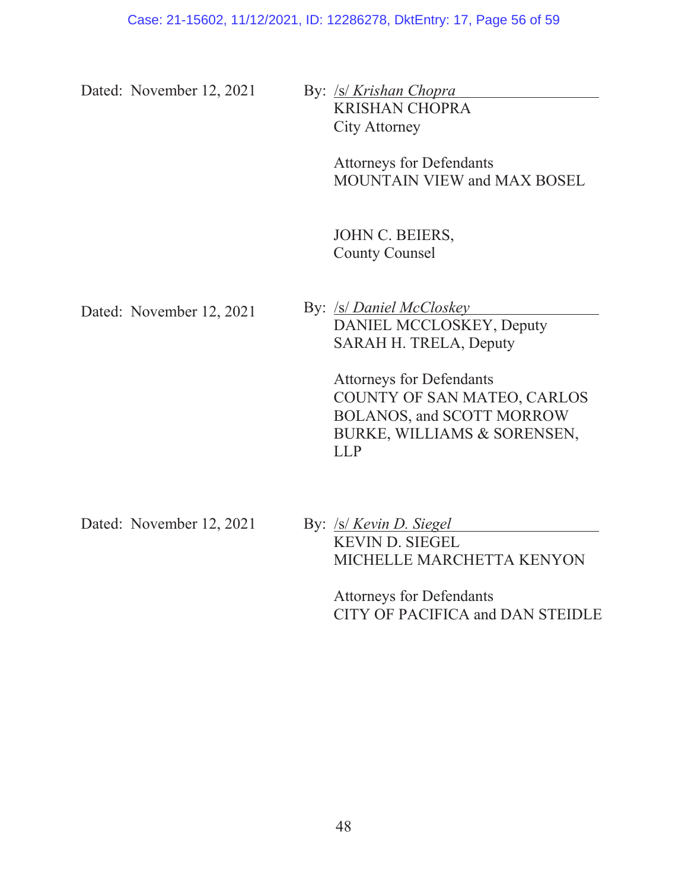Dated: November 12, 2021

By: /s/ *Krishan Chopra*
KRISHAN CHOPRA
City Attorney

Attorneys for Defendants
MOUNTAIN VIEW and MAX BOSEL

JOHN C. BEIERS,
County Counsel

Dated: November 12, 2021

By: /s/ *Daniel McCloskey*
DANIEL MCCLOSKEY, Deputy
SARAH H. TRELA, Deputy

Attorneys for Defendants
COUNTY OF SAN MATEO, CARLOS BOLANOS, and SCOTT MORROW
BURKE, WILLIAMS & SORENSEN, LLP

Dated: November 12, 2021

By: /s/ *Kevin D. Siegel*
KEVIN D. SIEGEL
MICHELLE MARCHETTA KENYON

Attorneys for Defendants
CITY OF PACIFICA and DAN STEIDLE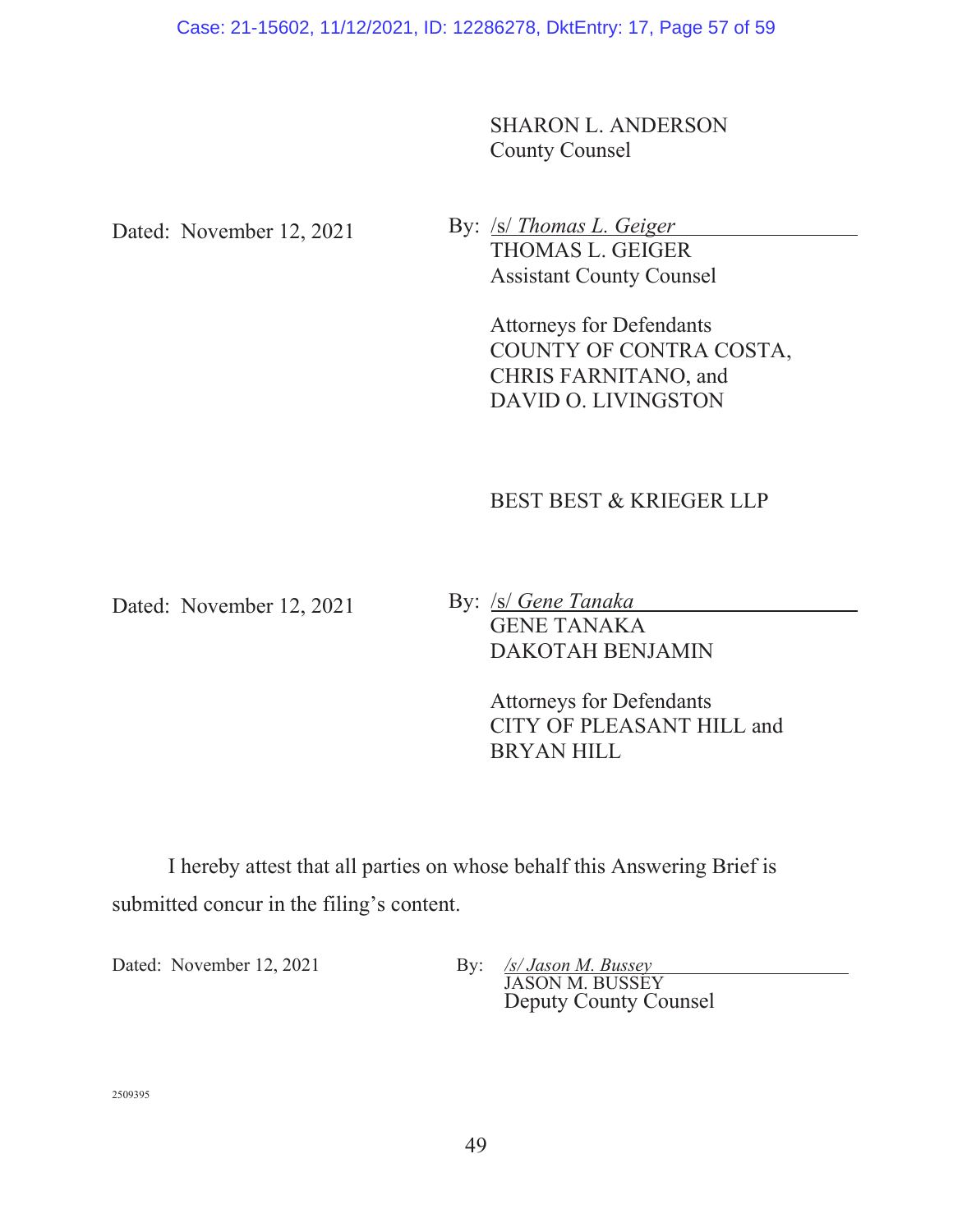SHARON L. ANDERSON
County Counsel

Dated: November 12, 2021

By: /s/ *Thomas L. Geiger*
THOMAS L. GEIGER
Assistant County Counsel

Attorneys for Defendants
COUNTY OF CONTRA COSTA,
CHRIS FARNITANO, and
DAVID O. LIVINGSTON

BEST BEST & KRIEGER LLP

Dated: November 12, 2021

By: /s/ *Gene Tanaka*
GENE TANAKA
DAKOTAH BENJAMIN

Attorneys for Defendants
CITY OF PLEASANT HILL and
BRYAN HILL

I hereby attest that all parties on whose behalf this Answering Brief is submitted concur in the filing's content.

Dated: November 12, 2021

By: */s/ Jason M. Bussey*
JASON M. BUSSEY
Deputy County Counsel

2509395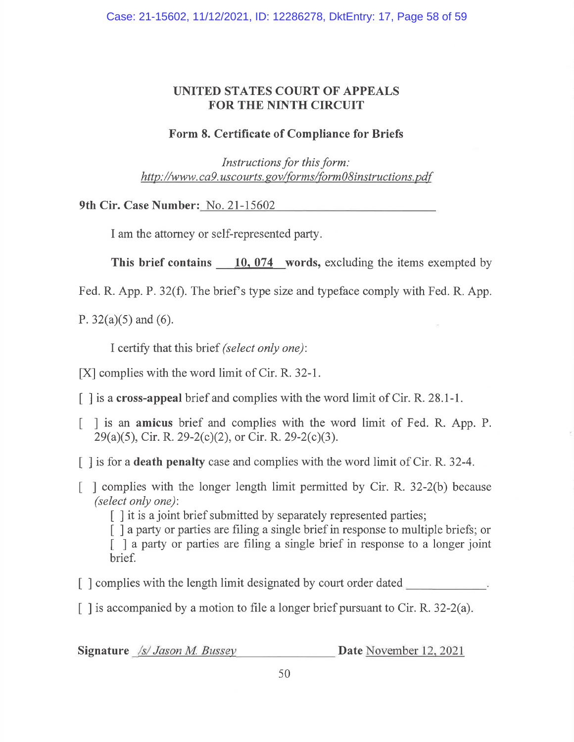## UNITED STATES COURT OF APPEALS FOR THE NINTH CIRCUIT

### Form 8. Certificate of Compliance for Briefs

*Instructions for this form: http://www.ca9.uscourts.gov/forms/form08instructions.pdf*

**9th Cir. Case Number:** No. 21-15602

I am the attorney or self-represented party.

**This brief contains** 10, 074 **words,** excluding the items exempted by Fed. R. App. P. 32(f). The brief's type size and typeface comply with Fed. R. App. P. 32(a)(5) and (6).

I certify that this brief *(select only one)*:

[X] complies with the word limit of Cir. R. 32-1.

[ ] is a **cross-appeal** brief and complies with the word limit of Cir. R. 28.1-1.

[ ] is an **amicus** brief and complies with the word limit of Fed. R. App. P. 29(a)(5), Cir. R. 29-2(c)(2), or Cir. R. 29-2(c)(3).

[ ] is for a **death penalty** case and complies with the word limit of Cir. R. 32-4.

[ ] complies with the longer length limit permitted by Cir. R. 32-2(b) because *(select only one)*:

- [ ] it is a joint brief submitted by separately represented parties;
- [ ] a party or parties are filing a single brief in response to multiple briefs; or
- [ ] a party or parties are filing a single brief in response to a longer joint brief.

[ ] complies with the length limit designated by court order dated ____________.

[ ] is accompanied by a motion to file a longer brief pursuant to Cir. R. 32-2(a).

**Signature** */s/ Jason M. Bussey* **Date** November 12, 2021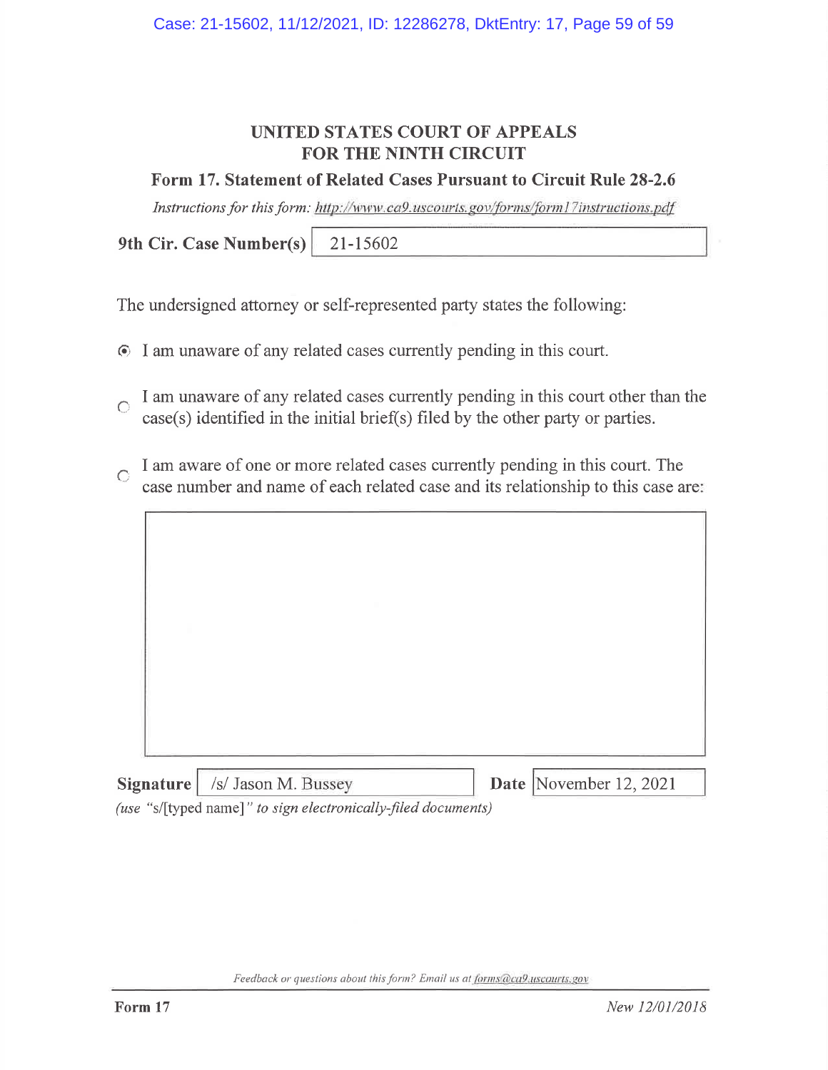# UNITED STATES COURT OF APPEALS
# FOR THE NINTH CIRCUIT

## Form 17. Statement of Related Cases Pursuant to Circuit Rule 28-2.6

*Instructions for this form: http://www.ca9.uscourts.gov/forms/form17instructions.pdf*

**9th Cir. Case Number(s)** 21-15602

The undersigned attorney or self-represented party states the following:

- (●) I am unaware of any related cases currently pending in this court.
- ( ) I am unaware of any related cases currently pending in this court other than the case(s) identified in the initial brief(s) filed by the other party or parties.
- ( ) I am aware of one or more related cases currently pending in this court. The case number and name of each related case and its relationship to this case are:

**Signature** /s/ Jason M. Bussey **Date** November 12, 2021

*(use "s/[typed name]" to sign electronically-filed documents)*

*Feedback or questions about this form? Email us at forms@ca9.uscourts.gov*

**Form 17** *New 12/01/2018*